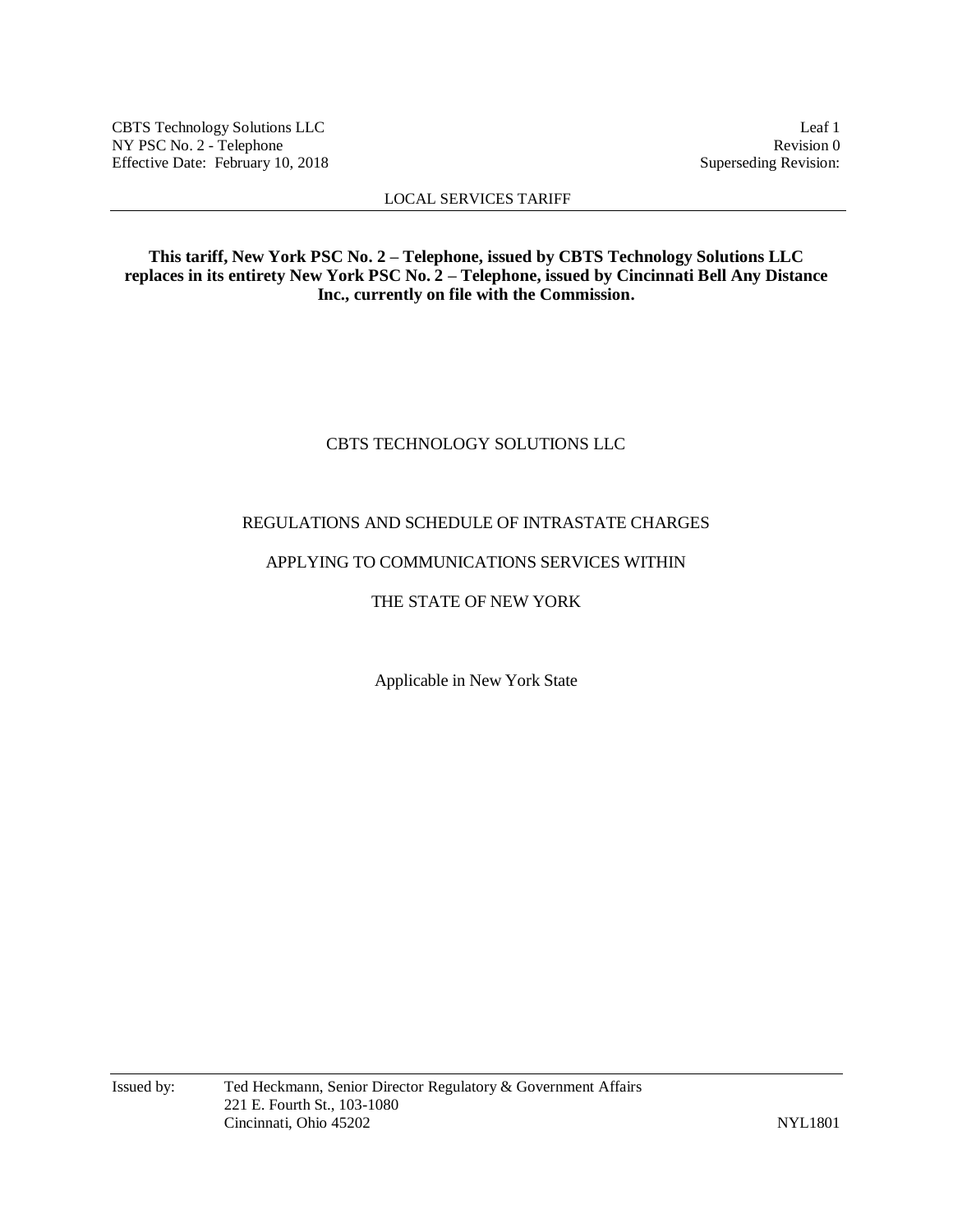**This tariff, New York PSC No. 2 – Telephone, issued by CBTS Technology Solutions LLC replaces in its entirety New York PSC No. 2 – Telephone, issued by Cincinnati Bell Any Distance Inc., currently on file with the Commission.**

CBTS TECHNOLOGY SOLUTIONS LLC

REGULATIONS AND SCHEDULE OF INTRASTATE CHARGES

APPLYING TO COMMUNICATIONS SERVICES WITHIN

THE STATE OF NEW YORK

Applicable in New York State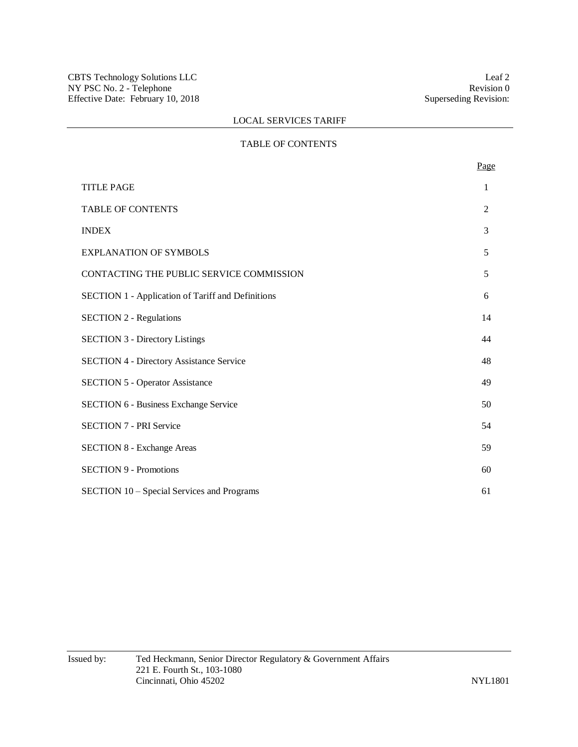## LOCAL SERVICES TARIFF

### TABLE OF CONTENTS

| | Page |
|---|---|
| TITLE PAGE | 1 |
| TABLE OF CONTENTS | 2 |
| INDEX | 3 |
| EXPLANATION OF SYMBOLS | 5 |
| CONTACTING THE PUBLIC SERVICE COMMISSION | 5 |
| SECTION 1 - Application of Tariff and Definitions | 6 |
| SECTION 2 - Regulations | 14 |
| SECTION 3 - Directory Listings | 44 |
| SECTION 4 - Directory Assistance Service | 48 |
| SECTION 5 - Operator Assistance | 49 |
| SECTION 6 - Business Exchange Service | 50 |
| SECTION 7 - PRI Service | 54 |
| SECTION 8 - Exchange Areas | 59 |
| SECTION 9 - Promotions | 60 |
| SECTION 10 – Special Services and Programs | 61 |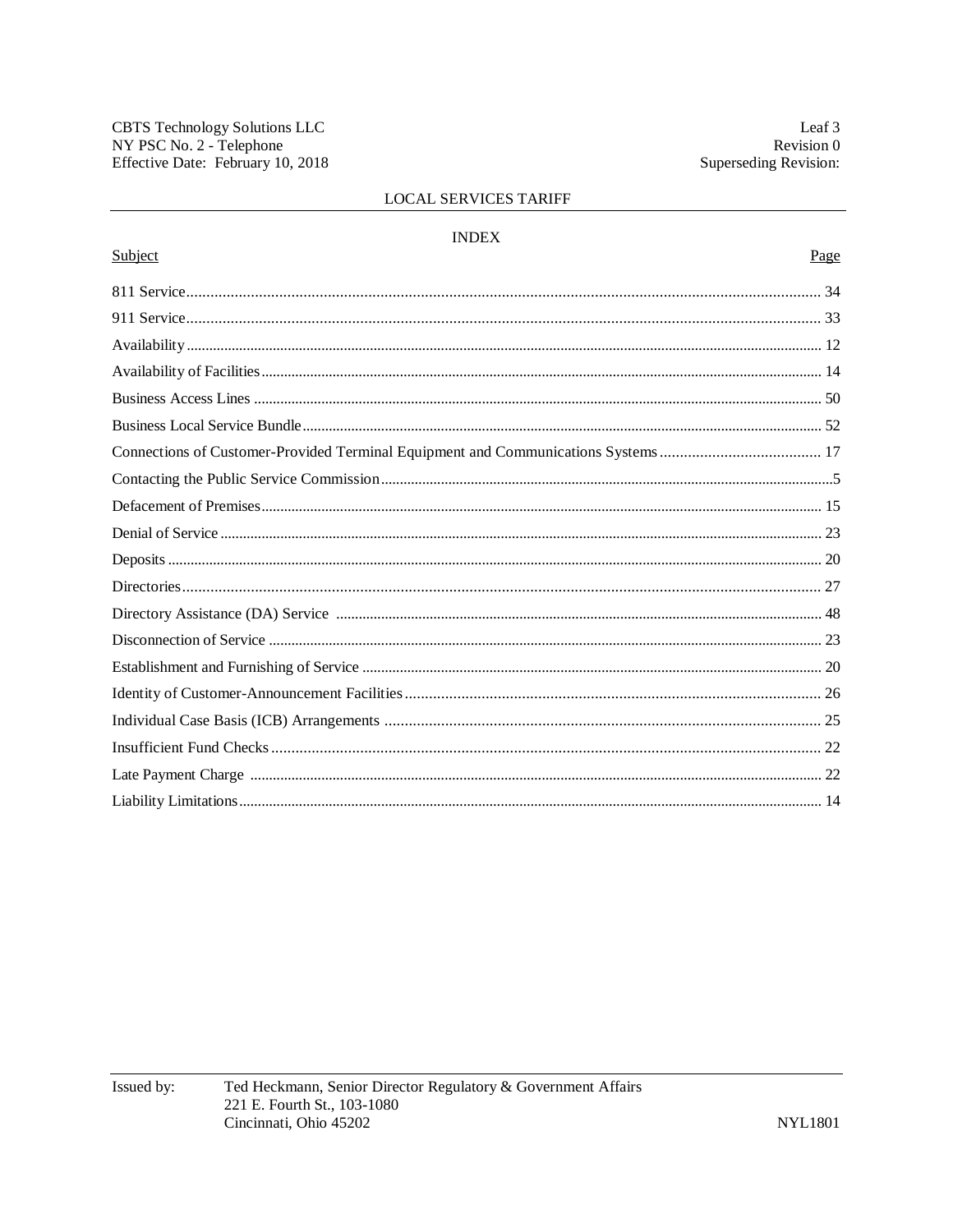## INDEX

| Subject | Page |
|---|---|
| 811 Service | 34 |
| 911 Service | 33 |
| Availability | 12 |
| Availability of Facilities | 14 |
| Business Access Lines | 50 |
| Business Local Service Bundle | 52 |
| Connections of Customer-Provided Terminal Equipment and Communications Systems | 17 |
| Contacting the Public Service Commission | 5 |
| Defacement of Premises | 15 |
| Denial of Service | 23 |
| Deposits | 20 |
| Directories | 27 |
| Directory Assistance (DA) Service | 48 |
| Disconnection of Service | 23 |
| Establishment and Furnishing of Service | 20 |
| Identity of Customer-Announcement Facilities | 26 |
| Individual Case Basis (ICB) Arrangements | 25 |
| Insufficient Fund Checks | 22 |
| Late Payment Charge | 22 |
| Liability Limitations | 14 |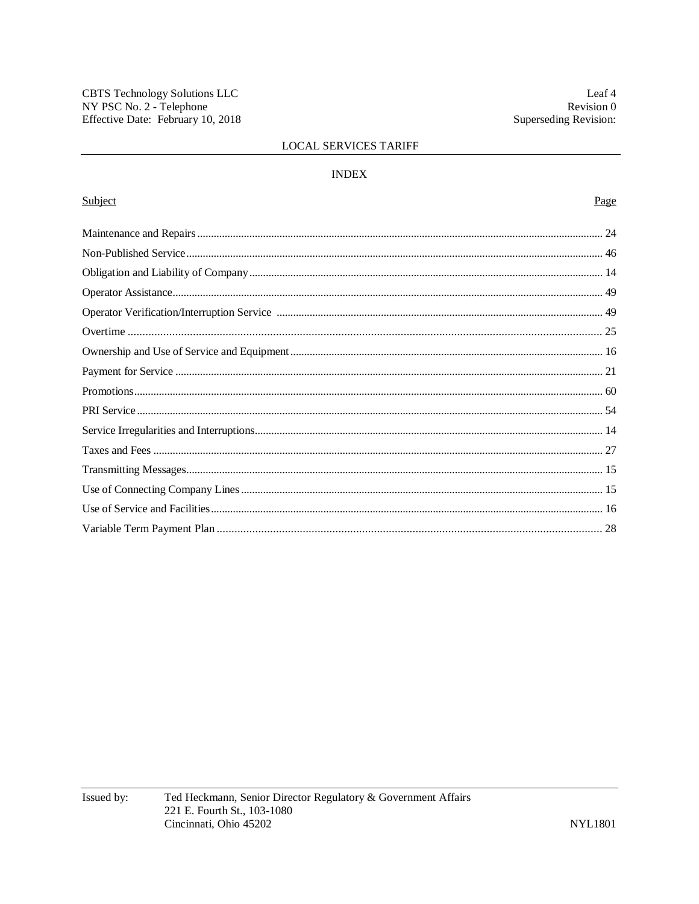LOCAL SERVICES TARIFF

INDEX

| Subject | Page |
|---|---|
| Maintenance and Repairs | 24 |
| Non-Published Service | 46 |
| Obligation and Liability of Company | 14 |
| Operator Assistance | 49 |
| Operator Verification/Interruption Service | 49 |
| Overtime | 25 |
| Ownership and Use of Service and Equipment | 16 |
| Payment for Service | 21 |
| Promotions | 60 |
| PRI Service | 54 |
| Service Irregularities and Interruptions | 14 |
| Taxes and Fees | 27 |
| Transmitting Messages | 15 |
| Use of Connecting Company Lines | 15 |
| Use of Service and Facilities | 16 |
| Variable Term Payment Plan | 28 |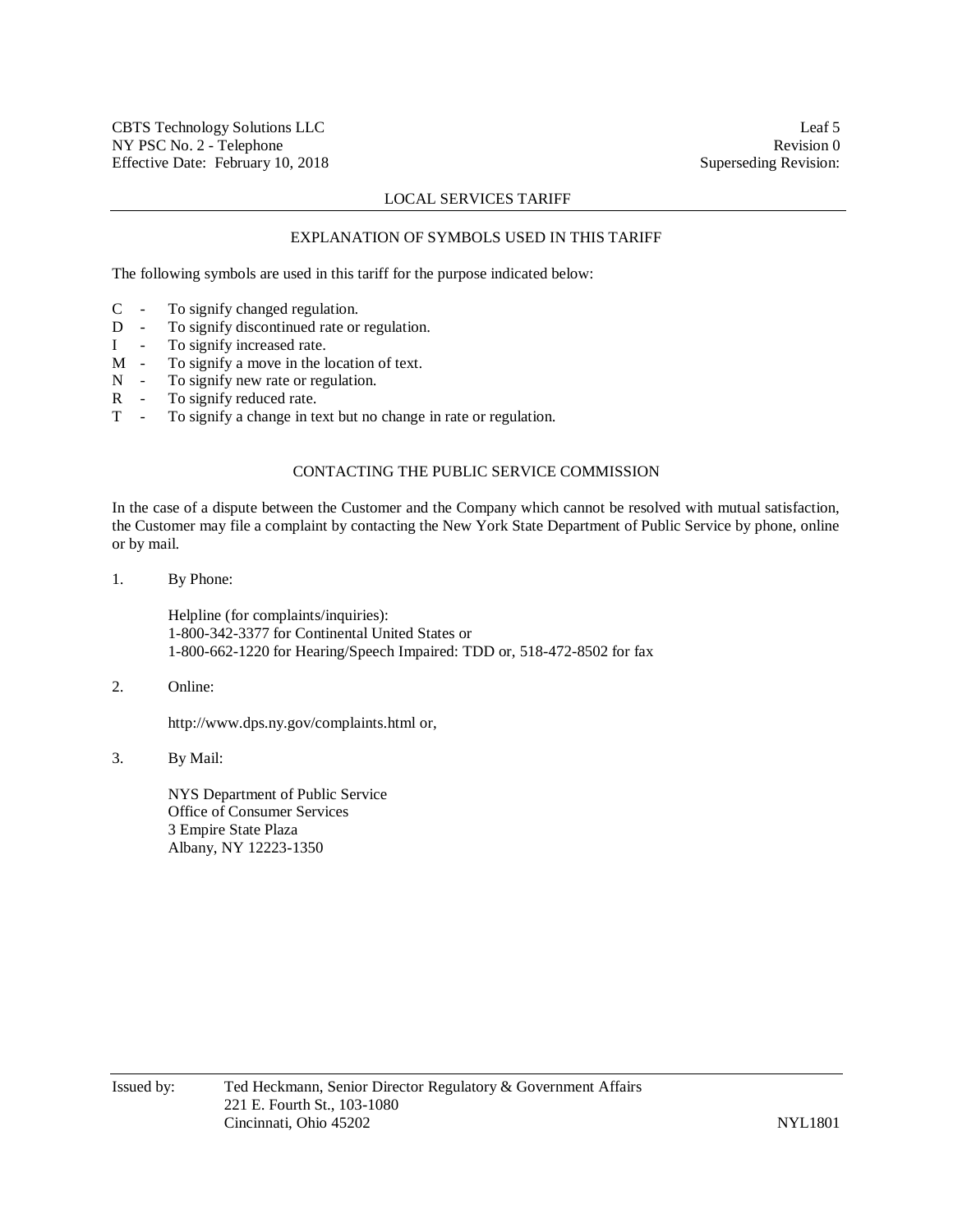## LOCAL SERVICES TARIFF

### EXPLANATION OF SYMBOLS USED IN THIS TARIFF

The following symbols are used in this tariff for the purpose indicated below:

- C - To signify changed regulation.
- D - To signify discontinued rate or regulation.
- I - To signify increased rate.
- M - To signify a move in the location of text.
- N - To signify new rate or regulation.
- R - To signify reduced rate.
- T - To signify a change in text but no change in rate or regulation.

### CONTACTING THE PUBLIC SERVICE COMMISSION

In the case of a dispute between the Customer and the Company which cannot be resolved with mutual satisfaction, the Customer may file a complaint by contacting the New York State Department of Public Service by phone, online or by mail.

1. By Phone:

   Helpline (for complaints/inquiries):
   1-800-342-3377 for Continental United States or
   1-800-662-1220 for Hearing/Speech Impaired: TDD or, 518-472-8502 for fax

2. Online:

   http://www.dps.ny.gov/complaints.html or,

3. By Mail:

   NYS Department of Public Service
   Office of Consumer Services
   3 Empire State Plaza
   Albany, NY 12223-1350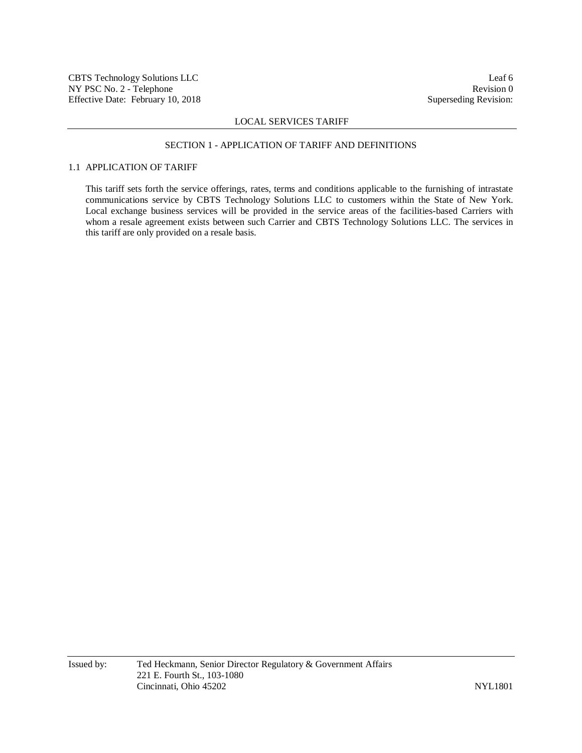## SECTION 1 - APPLICATION OF TARIFF AND DEFINITIONS

### 1.1 APPLICATION OF TARIFF

This tariff sets forth the service offerings, rates, terms and conditions applicable to the furnishing of intrastate communications service by CBTS Technology Solutions LLC to customers within the State of New York. Local exchange business services will be provided in the service areas of the facilities-based Carriers with whom a resale agreement exists between such Carrier and CBTS Technology Solutions LLC. The services in this tariff are only provided on a resale basis.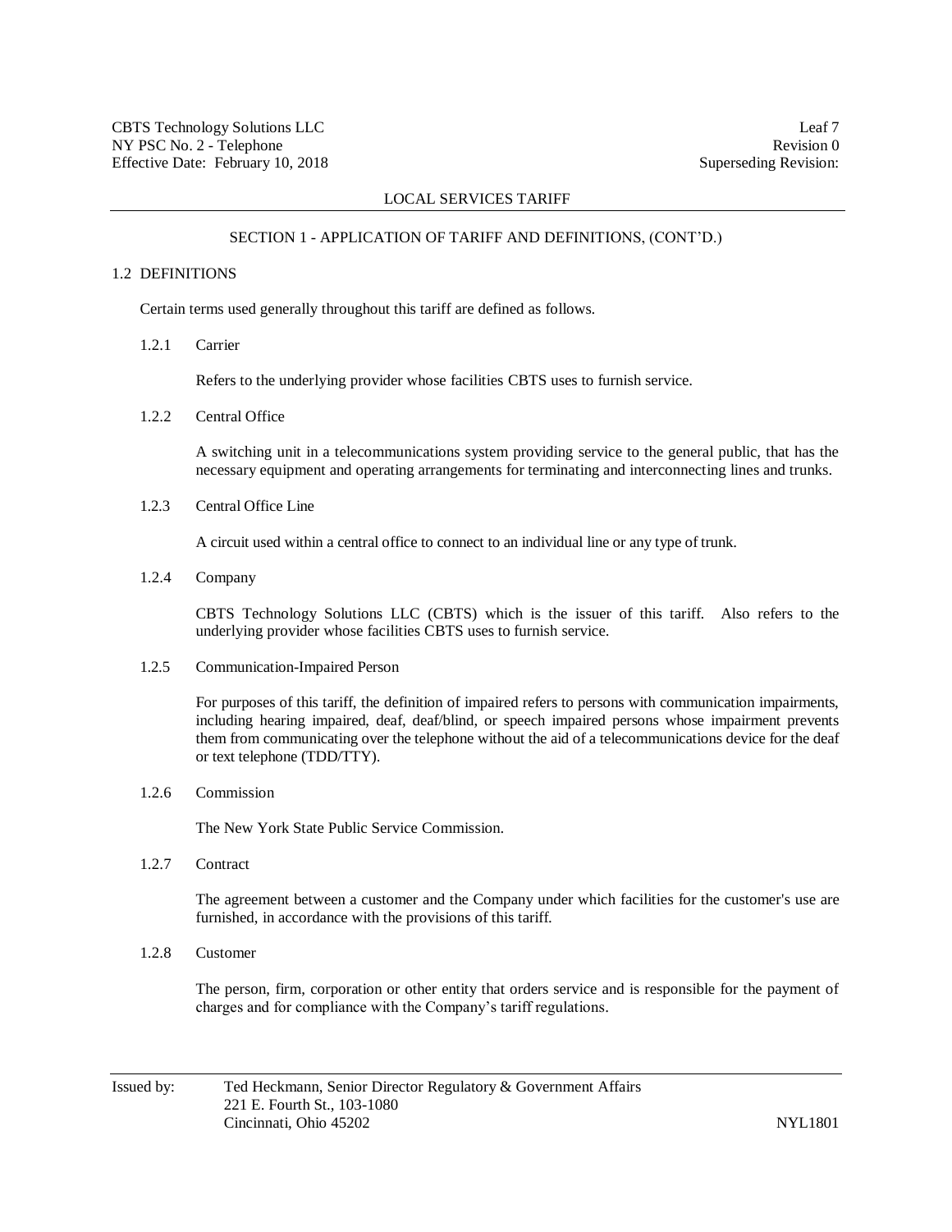LOCAL SERVICES TARIFF

SECTION 1 - APPLICATION OF TARIFF AND DEFINITIONS, (CONT'D.)

## 1.2 DEFINITIONS

Certain terms used generally throughout this tariff are defined as follows.

### 1.2.1 Carrier

Refers to the underlying provider whose facilities CBTS uses to furnish service.

### 1.2.2 Central Office

A switching unit in a telecommunications system providing service to the general public, that has the necessary equipment and operating arrangements for terminating and interconnecting lines and trunks.

### 1.2.3 Central Office Line

A circuit used within a central office to connect to an individual line or any type of trunk.

### 1.2.4 Company

CBTS Technology Solutions LLC (CBTS) which is the issuer of this tariff. Also refers to the underlying provider whose facilities CBTS uses to furnish service.

### 1.2.5 Communication-Impaired Person

For purposes of this tariff, the definition of impaired refers to persons with communication impairments, including hearing impaired, deaf, deaf/blind, or speech impaired persons whose impairment prevents them from communicating over the telephone without the aid of a telecommunications device for the deaf or text telephone (TDD/TTY).

### 1.2.6 Commission

The New York State Public Service Commission.

### 1.2.7 Contract

The agreement between a customer and the Company under which facilities for the customer's use are furnished, in accordance with the provisions of this tariff.

### 1.2.8 Customer

The person, firm, corporation or other entity that orders service and is responsible for the payment of charges and for compliance with the Company's tariff regulations.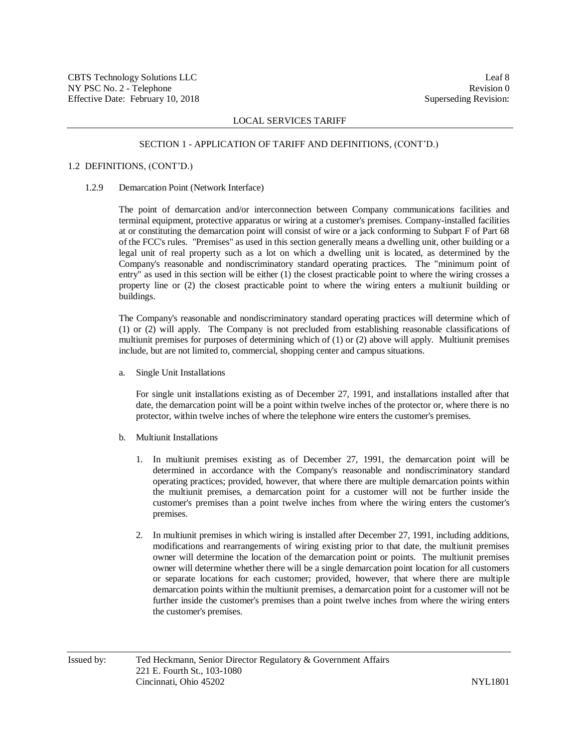## SECTION 1 - APPLICATION OF TARIFF AND DEFINITIONS, (CONT'D.)

### 1.2 DEFINITIONS, (CONT'D.)

#### 1.2.9 Demarcation Point (Network Interface)

The point of demarcation and/or interconnection between Company communications facilities and terminal equipment, protective apparatus or wiring at a customer's premises. Company-installed facilities at or constituting the demarcation point will consist of wire or a jack conforming to Subpart F of Part 68 of the FCC's rules. "Premises" as used in this section generally means a dwelling unit, other building or a legal unit of real property such as a lot on which a dwelling unit is located, as determined by the Company's reasonable and nondiscriminatory standard operating practices. The "minimum point of entry" as used in this section will be either (1) the closest practicable point to where the wiring crosses a property line or (2) the closest practicable point to where the wiring enters a multiunit building or buildings.

The Company's reasonable and nondiscriminatory standard operating practices will determine which of (1) or (2) will apply. The Company is not precluded from establishing reasonable classifications of multiunit premises for purposes of determining which of (1) or (2) above will apply. Multiunit premises include, but are not limited to, commercial, shopping center and campus situations.

a. Single Unit Installations

For single unit installations existing as of December 27, 1991, and installations installed after that date, the demarcation point will be a point within twelve inches of the protector or, where there is no protector, within twelve inches of where the telephone wire enters the customer's premises.

b. Multiunit Installations

1. In multiunit premises existing as of December 27, 1991, the demarcation point will be determined in accordance with the Company's reasonable and nondiscriminatory standard operating practices; provided, however, that where there are multiple demarcation points within the multiunit premises, a demarcation point for a customer will not be further inside the customer's premises than a point twelve inches from where the wiring enters the customer's premises.

2. In multiunit premises in which wiring is installed after December 27, 1991, including additions, modifications and rearrangements of wiring existing prior to that date, the multiunit premises owner will determine the location of the demarcation point or points. The multiunit premises owner will determine whether there will be a single demarcation point location for all customers or separate locations for each customer; provided, however, that where there are multiple demarcation points within the multiunit premises, a demarcation point for a customer will not be further inside the customer's premises than a point twelve inches from where the wiring enters the customer's premises.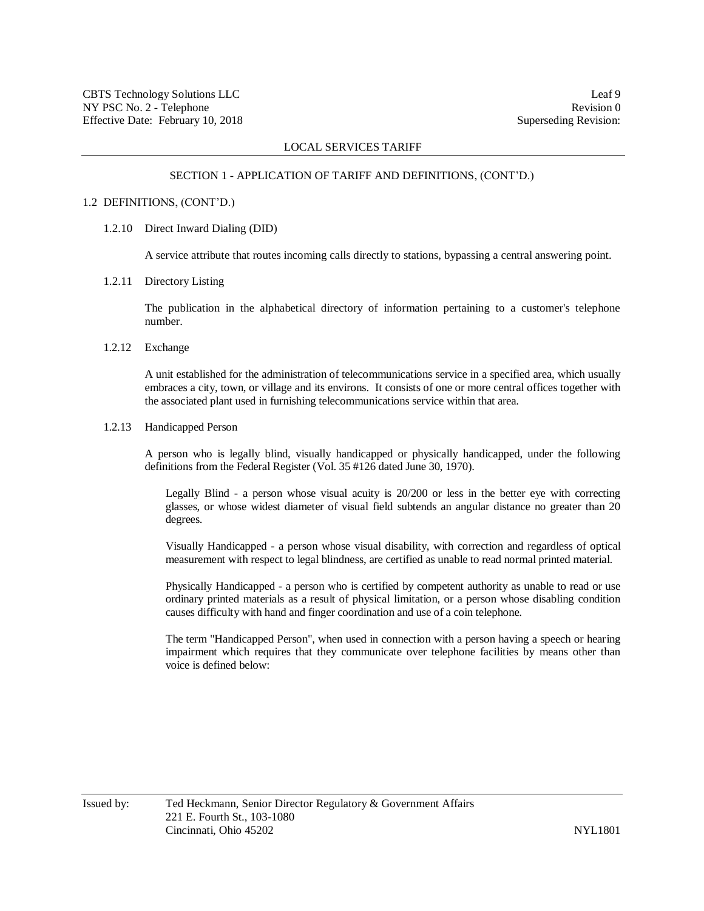LOCAL SERVICES TARIFF

## SECTION 1 - APPLICATION OF TARIFF AND DEFINITIONS, (CONT'D.)

### 1.2 DEFINITIONS, (CONT'D.)

#### 1.2.10 Direct Inward Dialing (DID)

A service attribute that routes incoming calls directly to stations, bypassing a central answering point.

#### 1.2.11 Directory Listing

The publication in the alphabetical directory of information pertaining to a customer's telephone number.

#### 1.2.12 Exchange

A unit established for the administration of telecommunications service in a specified area, which usually embraces a city, town, or village and its environs. It consists of one or more central offices together with the associated plant used in furnishing telecommunications service within that area.

#### 1.2.13 Handicapped Person

A person who is legally blind, visually handicapped or physically handicapped, under the following definitions from the Federal Register (Vol. 35 #126 dated June 30, 1970).

Legally Blind - a person whose visual acuity is 20/200 or less in the better eye with correcting glasses, or whose widest diameter of visual field subtends an angular distance no greater than 20 degrees.

Visually Handicapped - a person whose visual disability, with correction and regardless of optical measurement with respect to legal blindness, are certified as unable to read normal printed material.

Physically Handicapped - a person who is certified by competent authority as unable to read or use ordinary printed materials as a result of physical limitation, or a person whose disabling condition causes difficulty with hand and finger coordination and use of a coin telephone.

The term "Handicapped Person", when used in connection with a person having a speech or hearing impairment which requires that they communicate over telephone facilities by means other than voice is defined below: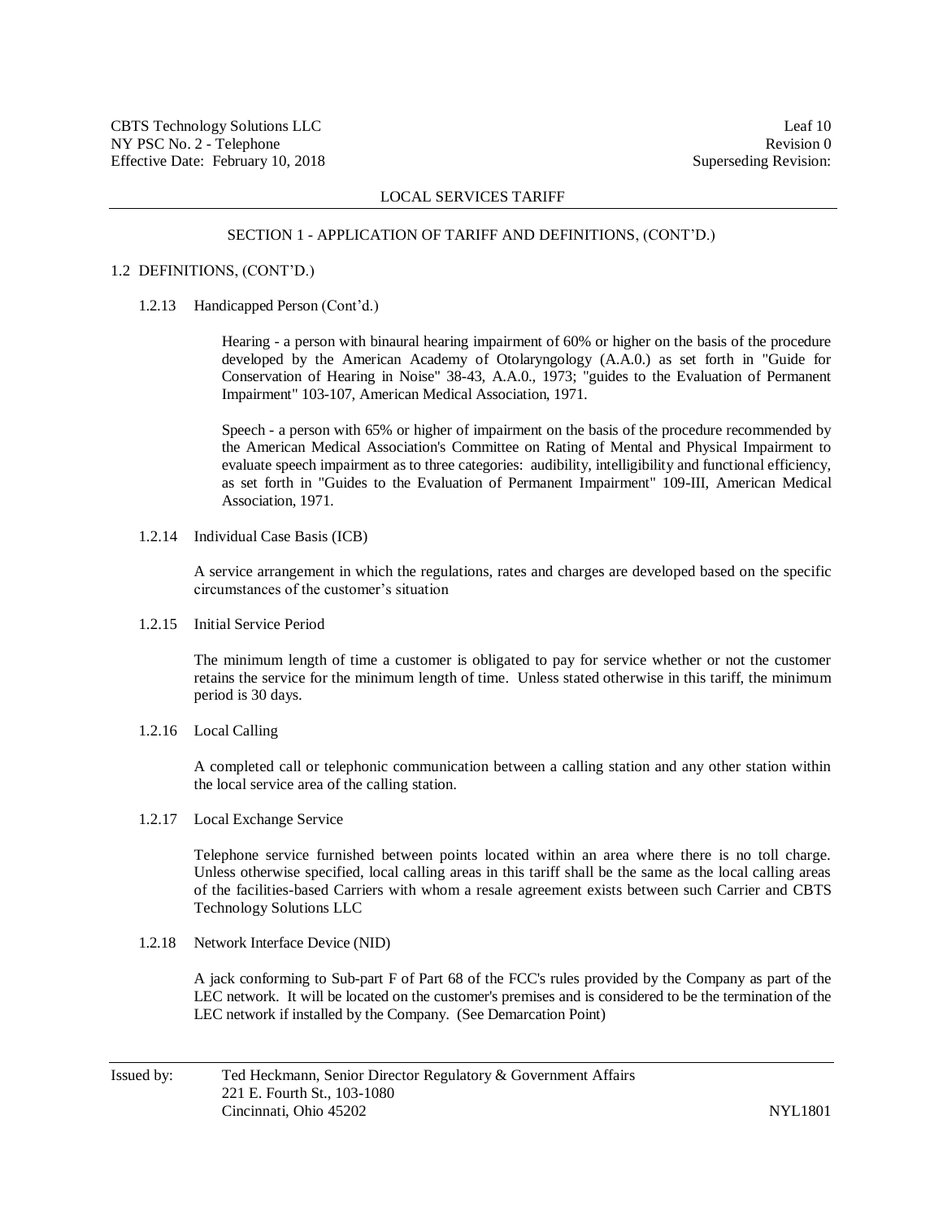LOCAL SERVICES TARIFF

SECTION 1 - APPLICATION OF TARIFF AND DEFINITIONS, (CONT'D.)

1.2 DEFINITIONS, (CONT'D.)

1.2.13 Handicapped Person (Cont'd.)

Hearing - a person with binaural hearing impairment of 60% or higher on the basis of the procedure developed by the American Academy of Otolaryngology (A.A.0.) as set forth in "Guide for Conservation of Hearing in Noise" 38-43, A.A.0., 1973; "guides to the Evaluation of Permanent Impairment" 103-107, American Medical Association, 1971.

Speech - a person with 65% or higher of impairment on the basis of the procedure recommended by the American Medical Association's Committee on Rating of Mental and Physical Impairment to evaluate speech impairment as to three categories: audibility, intelligibility and functional efficiency, as set forth in "Guides to the Evaluation of Permanent Impairment" 109-III, American Medical Association, 1971.

1.2.14 Individual Case Basis (ICB)

A service arrangement in which the regulations, rates and charges are developed based on the specific circumstances of the customer's situation

1.2.15 Initial Service Period

The minimum length of time a customer is obligated to pay for service whether or not the customer retains the service for the minimum length of time. Unless stated otherwise in this tariff, the minimum period is 30 days.

1.2.16 Local Calling

A completed call or telephonic communication between a calling station and any other station within the local service area of the calling station.

1.2.17 Local Exchange Service

Telephone service furnished between points located within an area where there is no toll charge. Unless otherwise specified, local calling areas in this tariff shall be the same as the local calling areas of the facilities-based Carriers with whom a resale agreement exists between such Carrier and CBTS Technology Solutions LLC

1.2.18 Network Interface Device (NID)

A jack conforming to Sub-part F of Part 68 of the FCC's rules provided by the Company as part of the LEC network. It will be located on the customer's premises and is considered to be the termination of the LEC network if installed by the Company. (See Demarcation Point)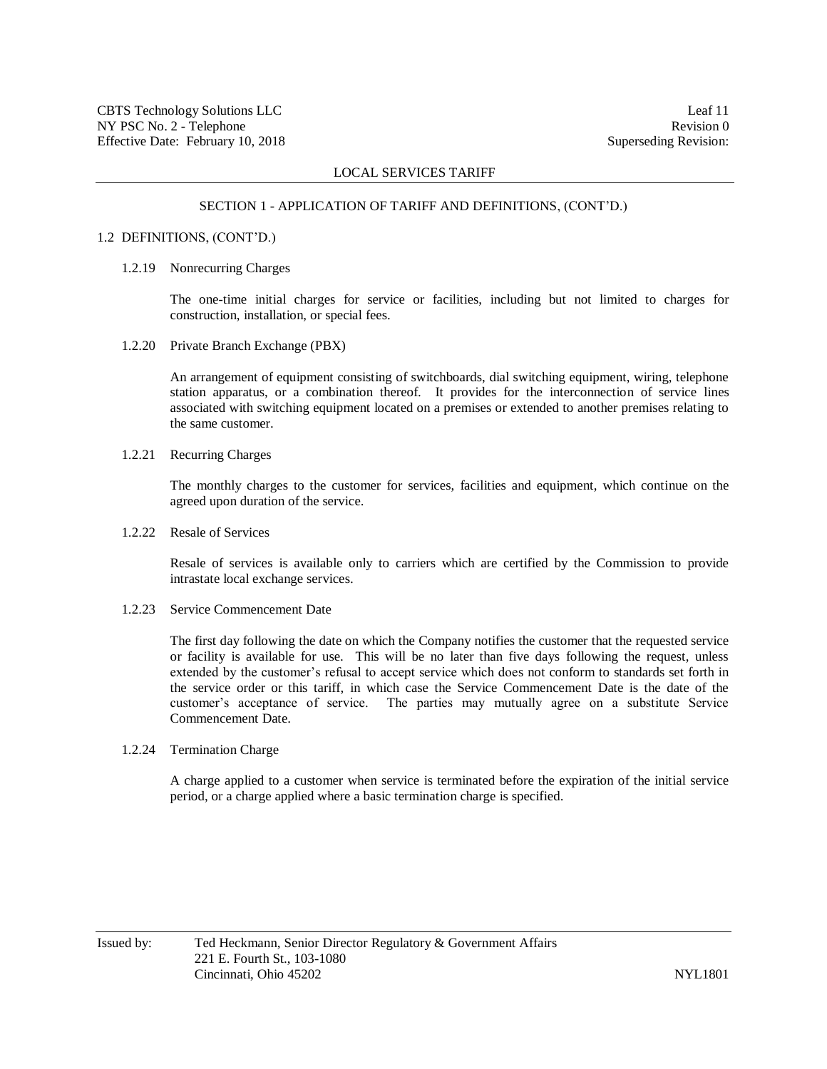## SECTION 1 - APPLICATION OF TARIFF AND DEFINITIONS, (CONT'D.)

### 1.2 DEFINITIONS, (CONT'D.)

#### 1.2.19 Nonrecurring Charges

The one-time initial charges for service or facilities, including but not limited to charges for construction, installation, or special fees.

#### 1.2.20 Private Branch Exchange (PBX)

An arrangement of equipment consisting of switchboards, dial switching equipment, wiring, telephone station apparatus, or a combination thereof. It provides for the interconnection of service lines associated with switching equipment located on a premises or extended to another premises relating to the same customer.

#### 1.2.21 Recurring Charges

The monthly charges to the customer for services, facilities and equipment, which continue on the agreed upon duration of the service.

#### 1.2.22 Resale of Services

Resale of services is available only to carriers which are certified by the Commission to provide intrastate local exchange services.

#### 1.2.23 Service Commencement Date

The first day following the date on which the Company notifies the customer that the requested service or facility is available for use. This will be no later than five days following the request, unless extended by the customer's refusal to accept service which does not conform to standards set forth in the service order or this tariff, in which case the Service Commencement Date is the date of the customer's acceptance of service. The parties may mutually agree on a substitute Service Commencement Date.

#### 1.2.24 Termination Charge

A charge applied to a customer when service is terminated before the expiration of the initial service period, or a charge applied where a basic termination charge is specified.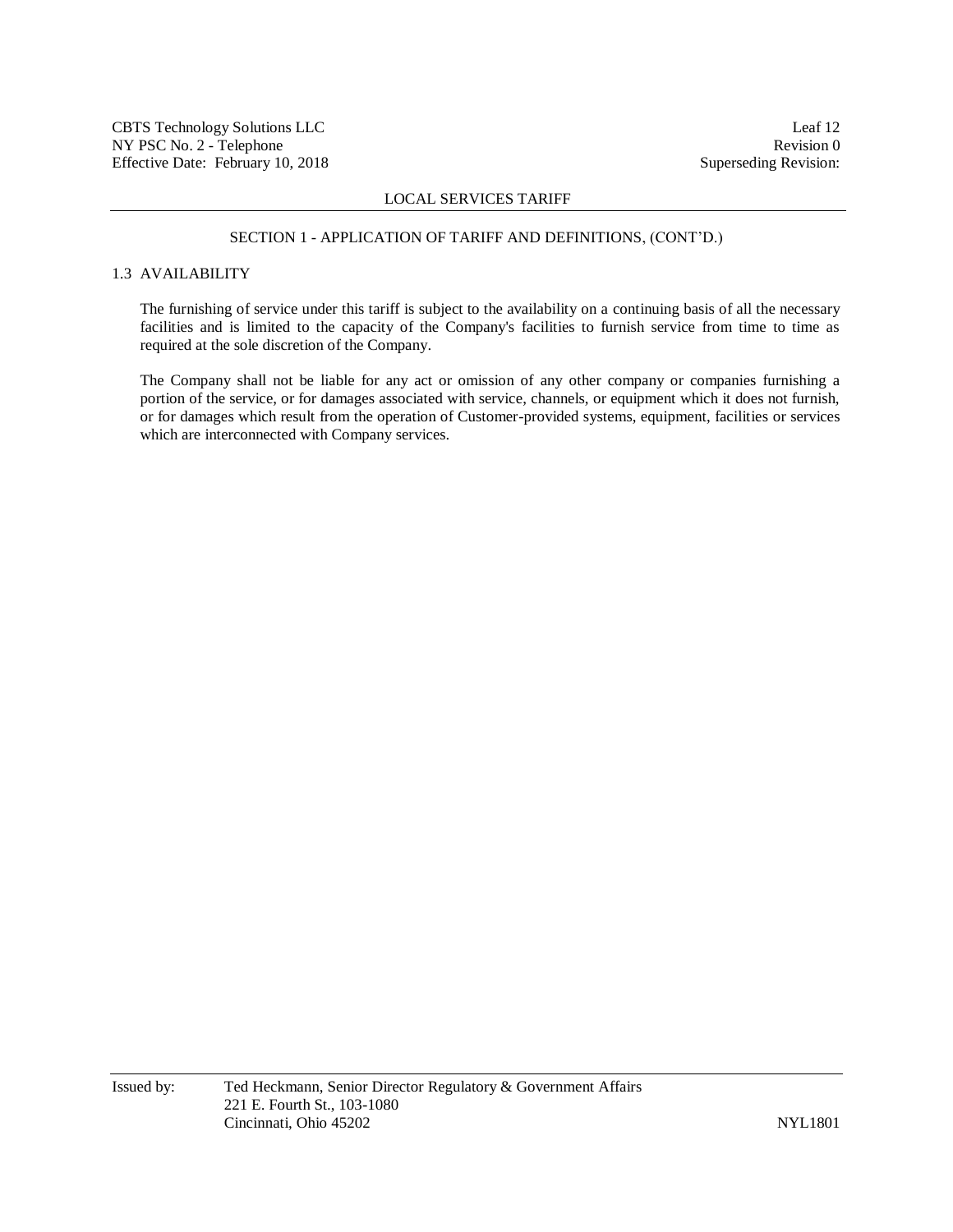## SECTION 1 - APPLICATION OF TARIFF AND DEFINITIONS, (CONT'D.)

### 1.3 AVAILABILITY

The furnishing of service under this tariff is subject to the availability on a continuing basis of all the necessary facilities and is limited to the capacity of the Company's facilities to furnish service from time to time as required at the sole discretion of the Company.

The Company shall not be liable for any act or omission of any other company or companies furnishing a portion of the service, or for damages associated with service, channels, or equipment which it does not furnish, or for damages which result from the operation of Customer-provided systems, equipment, facilities or services which are interconnected with Company services.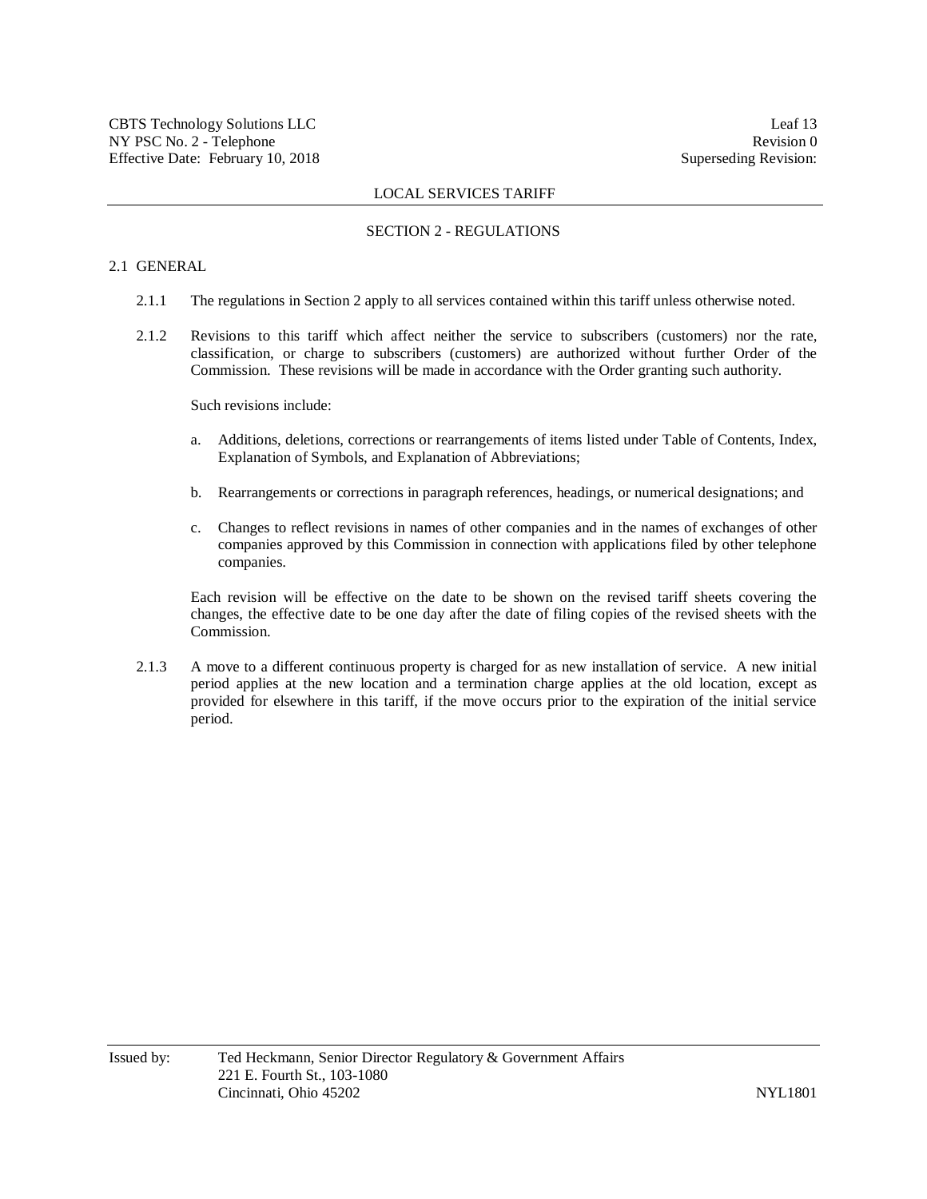## SECTION 2 - REGULATIONS

### 2.1 GENERAL

2.1.1 The regulations in Section 2 apply to all services contained within this tariff unless otherwise noted.

2.1.2 Revisions to this tariff which affect neither the service to subscribers (customers) nor the rate, classification, or charge to subscribers (customers) are authorized without further Order of the Commission. These revisions will be made in accordance with the Order granting such authority.

Such revisions include:

a. Additions, deletions, corrections or rearrangements of items listed under Table of Contents, Index, Explanation of Symbols, and Explanation of Abbreviations;

b. Rearrangements or corrections in paragraph references, headings, or numerical designations; and

c. Changes to reflect revisions in names of other companies and in the names of exchanges of other companies approved by this Commission in connection with applications filed by other telephone companies.

Each revision will be effective on the date to be shown on the revised tariff sheets covering the changes, the effective date to be one day after the date of filing copies of the revised sheets with the Commission.

2.1.3 A move to a different continuous property is charged for as new installation of service. A new initial period applies at the new location and a termination charge applies at the old location, except as provided for elsewhere in this tariff, if the move occurs prior to the expiration of the initial service period.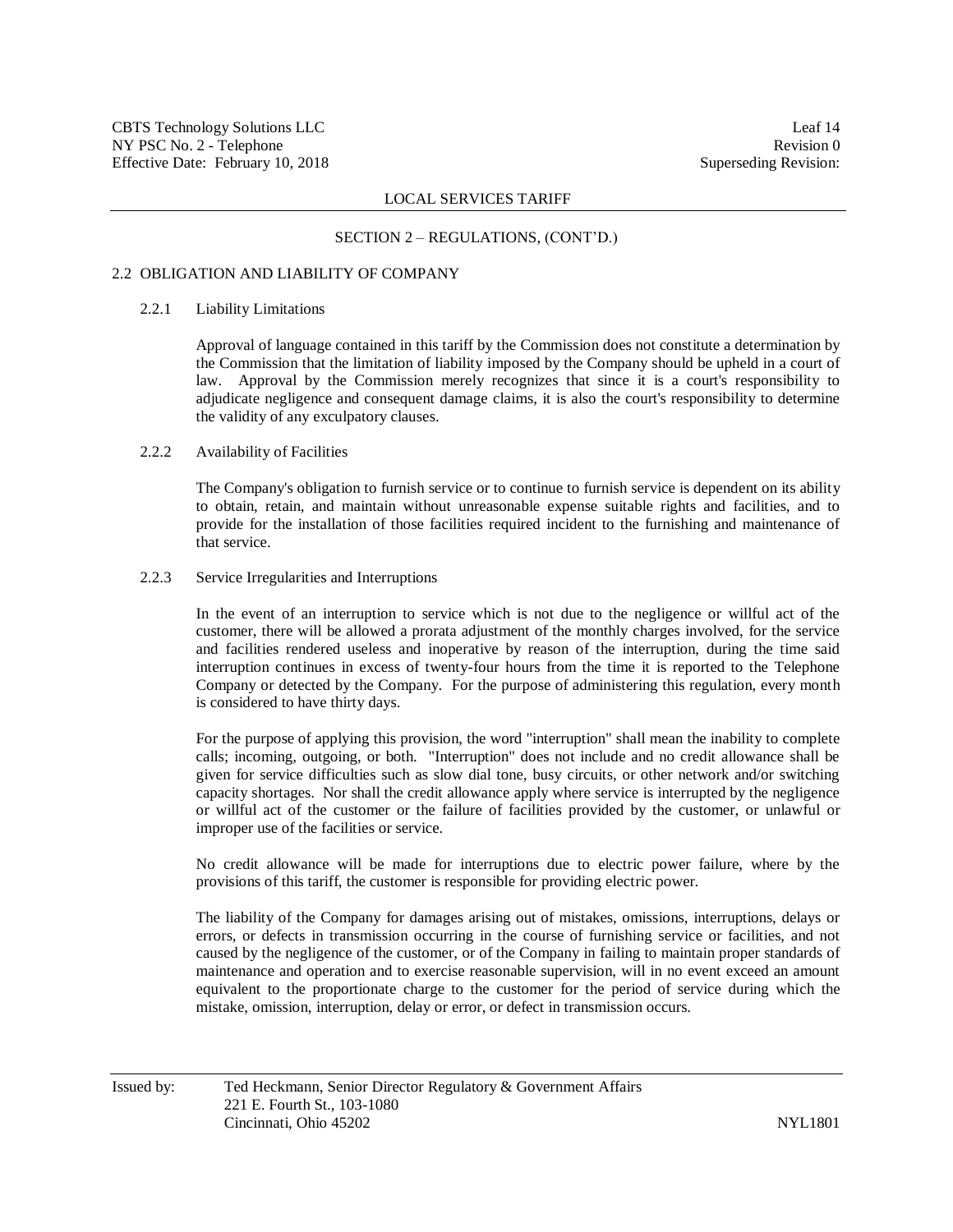## SECTION 2 – REGULATIONS, (CONT'D.)

### 2.2 OBLIGATION AND LIABILITY OF COMPANY

#### 2.2.1 Liability Limitations

Approval of language contained in this tariff by the Commission does not constitute a determination by the Commission that the limitation of liability imposed by the Company should be upheld in a court of law. Approval by the Commission merely recognizes that since it is a court's responsibility to adjudicate negligence and consequent damage claims, it is also the court's responsibility to determine the validity of any exculpatory clauses.

#### 2.2.2 Availability of Facilities

The Company's obligation to furnish service or to continue to furnish service is dependent on its ability to obtain, retain, and maintain without unreasonable expense suitable rights and facilities, and to provide for the installation of those facilities required incident to the furnishing and maintenance of that service.

#### 2.2.3 Service Irregularities and Interruptions

In the event of an interruption to service which is not due to the negligence or willful act of the customer, there will be allowed a prorata adjustment of the monthly charges involved, for the service and facilities rendered useless and inoperative by reason of the interruption, during the time said interruption continues in excess of twenty-four hours from the time it is reported to the Telephone Company or detected by the Company. For the purpose of administering this regulation, every month is considered to have thirty days.

For the purpose of applying this provision, the word "interruption" shall mean the inability to complete calls; incoming, outgoing, or both. "Interruption" does not include and no credit allowance shall be given for service difficulties such as slow dial tone, busy circuits, or other network and/or switching capacity shortages. Nor shall the credit allowance apply where service is interrupted by the negligence or willful act of the customer or the failure of facilities provided by the customer, or unlawful or improper use of the facilities or service.

No credit allowance will be made for interruptions due to electric power failure, where by the provisions of this tariff, the customer is responsible for providing electric power.

The liability of the Company for damages arising out of mistakes, omissions, interruptions, delays or errors, or defects in transmission occurring in the course of furnishing service or facilities, and not caused by the negligence of the customer, or of the Company in failing to maintain proper standards of maintenance and operation and to exercise reasonable supervision, will in no event exceed an amount equivalent to the proportionate charge to the customer for the period of service during which the mistake, omission, interruption, delay or error, or defect in transmission occurs.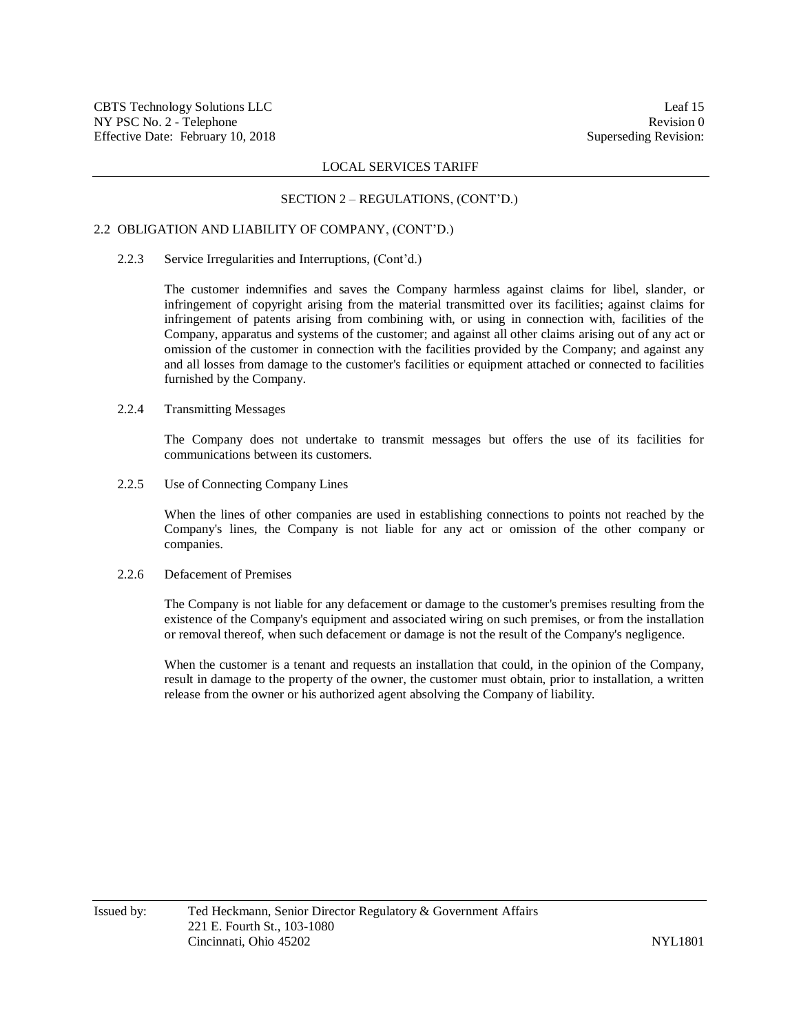## SECTION 2 – REGULATIONS, (CONT'D.)

### 2.2 OBLIGATION AND LIABILITY OF COMPANY, (CONT'D.)

#### 2.2.3 Service Irregularities and Interruptions, (Cont'd.)

The customer indemnifies and saves the Company harmless against claims for libel, slander, or infringement of copyright arising from the material transmitted over its facilities; against claims for infringement of patents arising from combining with, or using in connection with, facilities of the Company, apparatus and systems of the customer; and against all other claims arising out of any act or omission of the customer in connection with the facilities provided by the Company; and against any and all losses from damage to the customer's facilities or equipment attached or connected to facilities furnished by the Company.

#### 2.2.4 Transmitting Messages

The Company does not undertake to transmit messages but offers the use of its facilities for communications between its customers.

#### 2.2.5 Use of Connecting Company Lines

When the lines of other companies are used in establishing connections to points not reached by the Company's lines, the Company is not liable for any act or omission of the other company or companies.

#### 2.2.6 Defacement of Premises

The Company is not liable for any defacement or damage to the customer's premises resulting from the existence of the Company's equipment and associated wiring on such premises, or from the installation or removal thereof, when such defacement or damage is not the result of the Company's negligence.

When the customer is a tenant and requests an installation that could, in the opinion of the Company, result in damage to the property of the owner, the customer must obtain, prior to installation, a written release from the owner or his authorized agent absolving the Company of liability.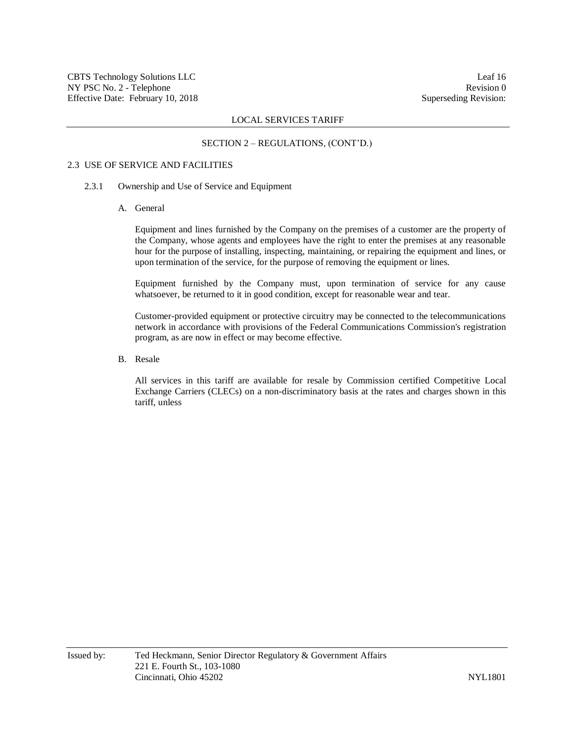LOCAL SERVICES TARIFF

SECTION 2 – REGULATIONS, (CONT'D.)

## 2.3 USE OF SERVICE AND FACILITIES

### 2.3.1 Ownership and Use of Service and Equipment

#### A. General

Equipment and lines furnished by the Company on the premises of a customer are the property of the Company, whose agents and employees have the right to enter the premises at any reasonable hour for the purpose of installing, inspecting, maintaining, or repairing the equipment and lines, or upon termination of the service, for the purpose of removing the equipment or lines.

Equipment furnished by the Company must, upon termination of service for any cause whatsoever, be returned to it in good condition, except for reasonable wear and tear.

Customer-provided equipment or protective circuitry may be connected to the telecommunications network in accordance with provisions of the Federal Communications Commission's registration program, as are now in effect or may become effective.

#### B. Resale

All services in this tariff are available for resale by Commission certified Competitive Local Exchange Carriers (CLECs) on a non-discriminatory basis at the rates and charges shown in this tariff, unless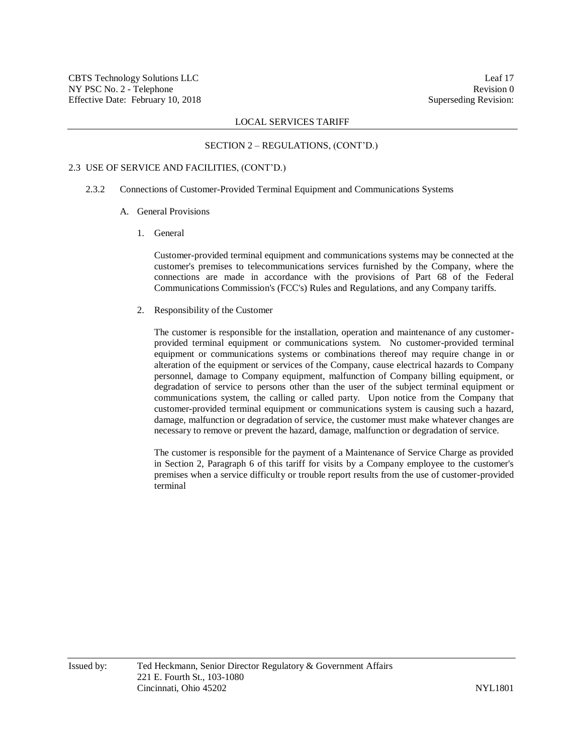LOCAL SERVICES TARIFF

SECTION 2 – REGULATIONS, (CONT'D.)

## 2.3 USE OF SERVICE AND FACILITIES, (CONT'D.)

### 2.3.2 Connections of Customer-Provided Terminal Equipment and Communications Systems

#### A. General Provisions

1. General

   Customer-provided terminal equipment and communications systems may be connected at the customer's premises to telecommunications services furnished by the Company, where the connections are made in accordance with the provisions of Part 68 of the Federal Communications Commission's (FCC's) Rules and Regulations, and any Company tariffs.

2. Responsibility of the Customer

   The customer is responsible for the installation, operation and maintenance of any customer-provided terminal equipment or communications system. No customer-provided terminal equipment or communications systems or combinations thereof may require change in or alteration of the equipment or services of the Company, cause electrical hazards to Company personnel, damage to Company equipment, malfunction of Company billing equipment, or degradation of service to persons other than the user of the subject terminal equipment or communications system, the calling or called party. Upon notice from the Company that customer-provided terminal equipment or communications system is causing such a hazard, damage, malfunction or degradation of service, the customer must make whatever changes are necessary to remove or prevent the hazard, damage, malfunction or degradation of service.

   The customer is responsible for the payment of a Maintenance of Service Charge as provided in Section 2, Paragraph 6 of this tariff for visits by a Company employee to the customer's premises when a service difficulty or trouble report results from the use of customer-provided terminal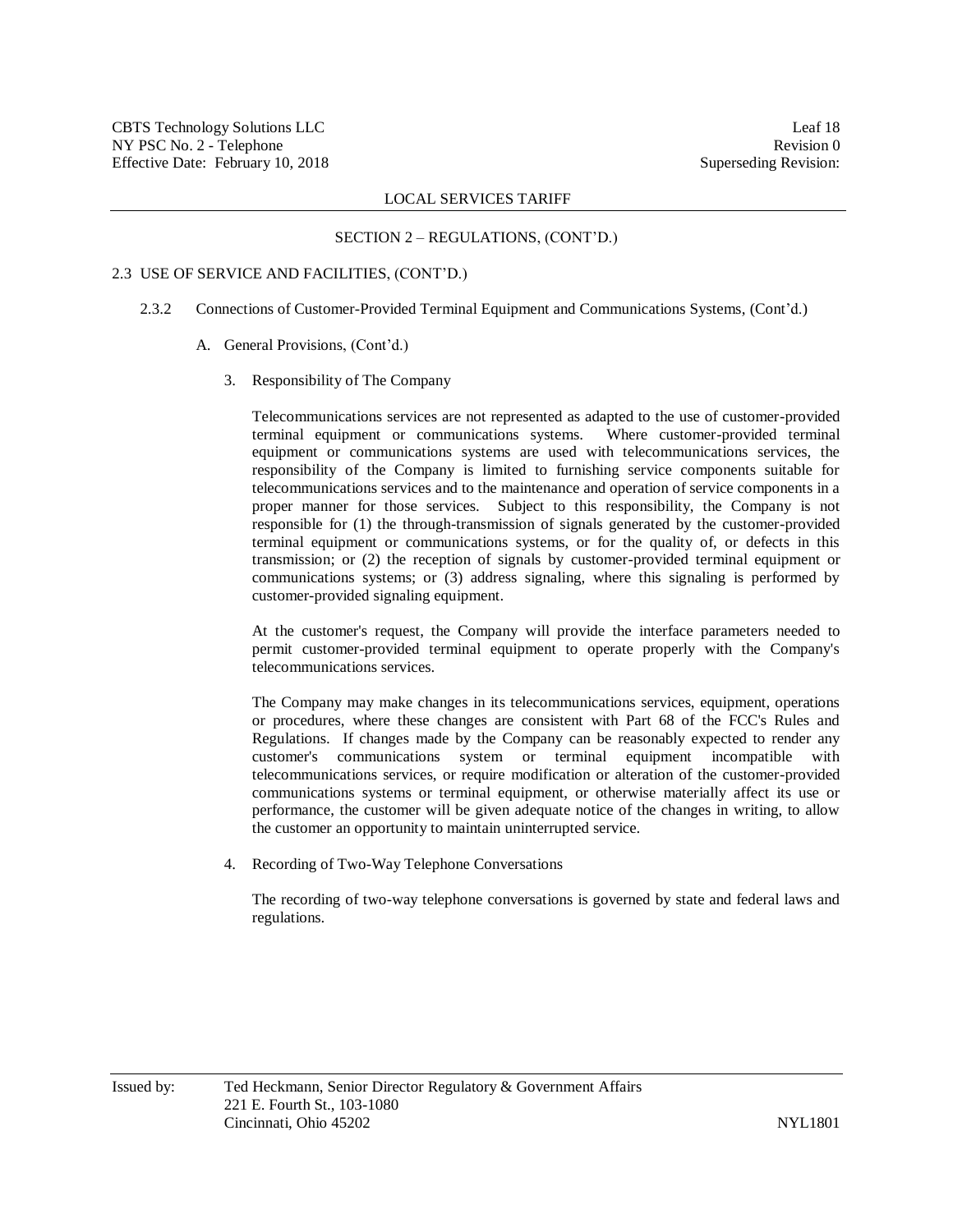## SECTION 2 – REGULATIONS, (CONT'D.)

### 2.3 USE OF SERVICE AND FACILITIES, (CONT'D.)

#### 2.3.2 Connections of Customer-Provided Terminal Equipment and Communications Systems, (Cont'd.)

A. General Provisions, (Cont'd.)

3. Responsibility of The Company

Telecommunications services are not represented as adapted to the use of customer-provided terminal equipment or communications systems. Where customer-provided terminal equipment or communications systems are used with telecommunications services, the responsibility of the Company is limited to furnishing service components suitable for telecommunications services and to the maintenance and operation of service components in a proper manner for those services. Subject to this responsibility, the Company is not responsible for (1) the through-transmission of signals generated by the customer-provided terminal equipment or communications systems, or for the quality of, or defects in this transmission; or (2) the reception of signals by customer-provided terminal equipment or communications systems; or (3) address signaling, where this signaling is performed by customer-provided signaling equipment.

At the customer's request, the Company will provide the interface parameters needed to permit customer-provided terminal equipment to operate properly with the Company's telecommunications services.

The Company may make changes in its telecommunications services, equipment, operations or procedures, where these changes are consistent with Part 68 of the FCC's Rules and Regulations. If changes made by the Company can be reasonably expected to render any customer's communications system or terminal equipment incompatible with telecommunications services, or require modification or alteration of the customer-provided communications systems or terminal equipment, or otherwise materially affect its use or performance, the customer will be given adequate notice of the changes in writing, to allow the customer an opportunity to maintain uninterrupted service.

4. Recording of Two-Way Telephone Conversations

The recording of two-way telephone conversations is governed by state and federal laws and regulations.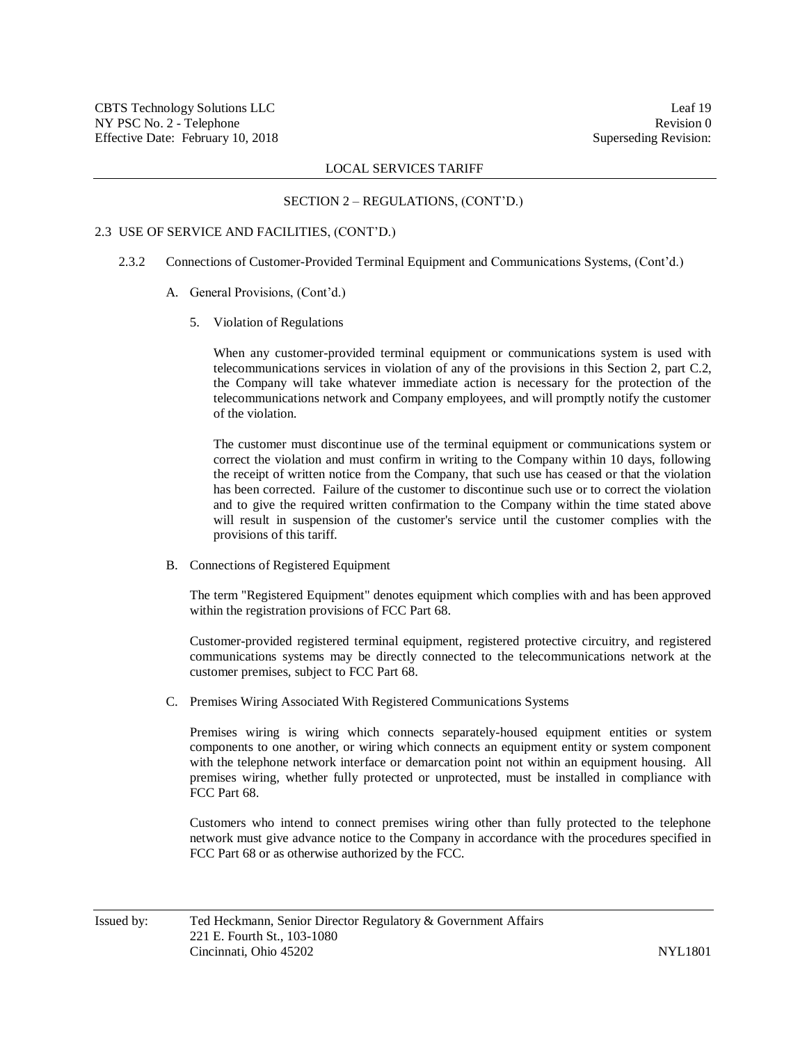LOCAL SERVICES TARIFF

SECTION 2 – REGULATIONS, (CONT'D.)

2.3 USE OF SERVICE AND FACILITIES, (CONT'D.)

2.3.2 Connections of Customer-Provided Terminal Equipment and Communications Systems, (Cont'd.)

A. General Provisions, (Cont'd.)

5. Violation of Regulations

When any customer-provided terminal equipment or communications system is used with telecommunications services in violation of any of the provisions in this Section 2, part C.2, the Company will take whatever immediate action is necessary for the protection of the telecommunications network and Company employees, and will promptly notify the customer of the violation.

The customer must discontinue use of the terminal equipment or communications system or correct the violation and must confirm in writing to the Company within 10 days, following the receipt of written notice from the Company, that such use has ceased or that the violation has been corrected. Failure of the customer to discontinue such use or to correct the violation and to give the required written confirmation to the Company within the time stated above will result in suspension of the customer's service until the customer complies with the provisions of this tariff.

B. Connections of Registered Equipment

The term "Registered Equipment" denotes equipment which complies with and has been approved within the registration provisions of FCC Part 68.

Customer-provided registered terminal equipment, registered protective circuitry, and registered communications systems may be directly connected to the telecommunications network at the customer premises, subject to FCC Part 68.

C. Premises Wiring Associated With Registered Communications Systems

Premises wiring is wiring which connects separately-housed equipment entities or system components to one another, or wiring which connects an equipment entity or system component with the telephone network interface or demarcation point not within an equipment housing. All premises wiring, whether fully protected or unprotected, must be installed in compliance with FCC Part 68.

Customers who intend to connect premises wiring other than fully protected to the telephone network must give advance notice to the Company in accordance with the procedures specified in FCC Part 68 or as otherwise authorized by the FCC.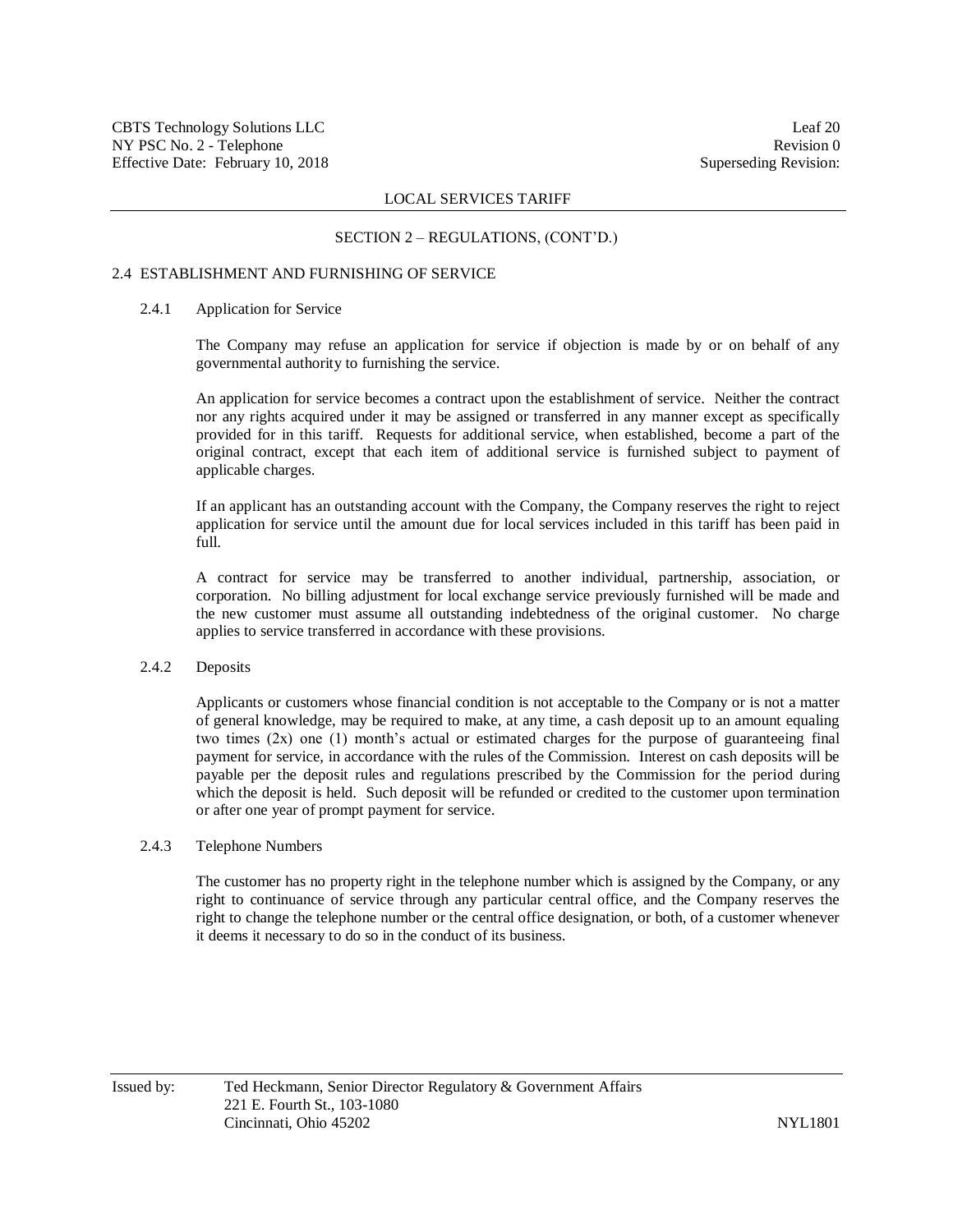## SECTION 2 – REGULATIONS, (CONT'D.)

### 2.4 ESTABLISHMENT AND FURNISHING OF SERVICE

#### 2.4.1 Application for Service

The Company may refuse an application for service if objection is made by or on behalf of any governmental authority to furnishing the service.

An application for service becomes a contract upon the establishment of service. Neither the contract nor any rights acquired under it may be assigned or transferred in any manner except as specifically provided for in this tariff. Requests for additional service, when established, become a part of the original contract, except that each item of additional service is furnished subject to payment of applicable charges.

If an applicant has an outstanding account with the Company, the Company reserves the right to reject application for service until the amount due for local services included in this tariff has been paid in full.

A contract for service may be transferred to another individual, partnership, association, or corporation. No billing adjustment for local exchange service previously furnished will be made and the new customer must assume all outstanding indebtedness of the original customer. No charge applies to service transferred in accordance with these provisions.

#### 2.4.2 Deposits

Applicants or customers whose financial condition is not acceptable to the Company or is not a matter of general knowledge, may be required to make, at any time, a cash deposit up to an amount equaling two times (2x) one (1) month's actual or estimated charges for the purpose of guaranteeing final payment for service, in accordance with the rules of the Commission. Interest on cash deposits will be payable per the deposit rules and regulations prescribed by the Commission for the period during which the deposit is held. Such deposit will be refunded or credited to the customer upon termination or after one year of prompt payment for service.

#### 2.4.3 Telephone Numbers

The customer has no property right in the telephone number which is assigned by the Company, or any right to continuance of service through any particular central office, and the Company reserves the right to change the telephone number or the central office designation, or both, of a customer whenever it deems it necessary to do so in the conduct of its business.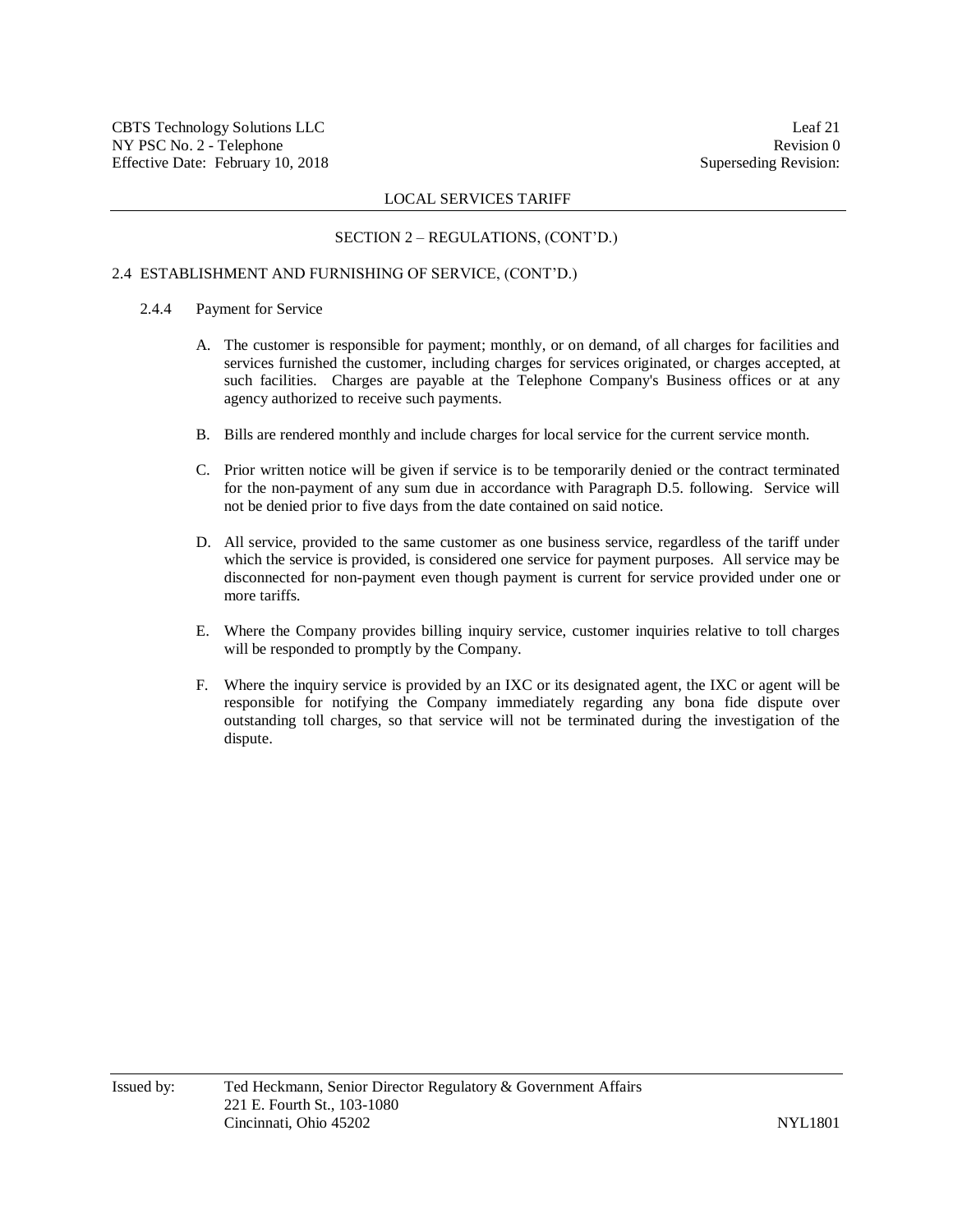## SECTION 2 – REGULATIONS, (CONT'D.)

### 2.4 ESTABLISHMENT AND FURNISHING OF SERVICE, (CONT'D.)

#### 2.4.4 Payment for Service

A. The customer is responsible for payment; monthly, or on demand, of all charges for facilities and services furnished the customer, including charges for services originated, or charges accepted, at such facilities. Charges are payable at the Telephone Company's Business offices or at any agency authorized to receive such payments.

B. Bills are rendered monthly and include charges for local service for the current service month.

C. Prior written notice will be given if service is to be temporarily denied or the contract terminated for the non-payment of any sum due in accordance with Paragraph D.5. following. Service will not be denied prior to five days from the date contained on said notice.

D. All service, provided to the same customer as one business service, regardless of the tariff under which the service is provided, is considered one service for payment purposes. All service may be disconnected for non-payment even though payment is current for service provided under one or more tariffs.

E. Where the Company provides billing inquiry service, customer inquiries relative to toll charges will be responded to promptly by the Company.

F. Where the inquiry service is provided by an IXC or its designated agent, the IXC or agent will be responsible for notifying the Company immediately regarding any bona fide dispute over outstanding toll charges, so that service will not be terminated during the investigation of the dispute.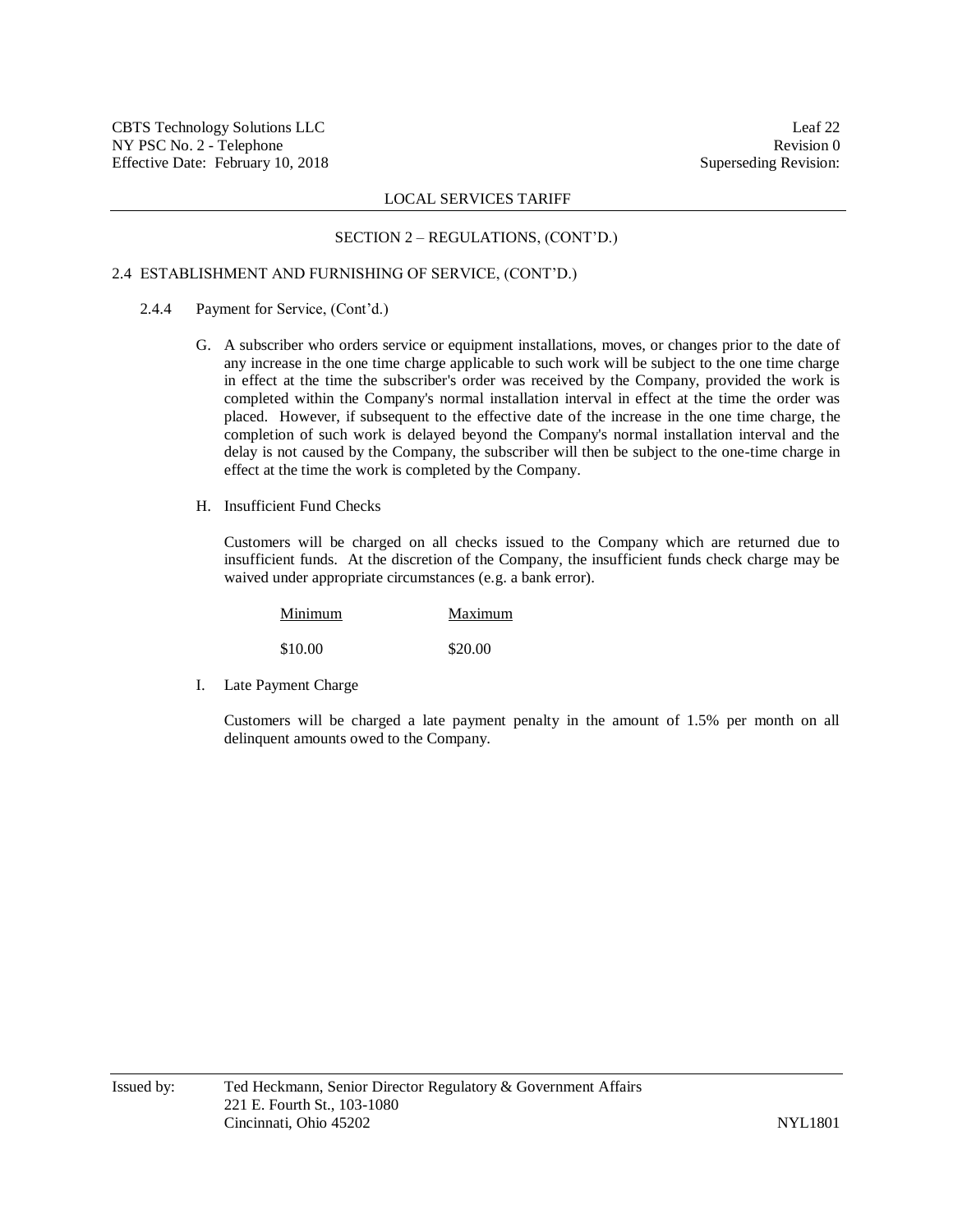## SECTION 2 – REGULATIONS, (CONT'D.)

### 2.4 ESTABLISHMENT AND FURNISHING OF SERVICE, (CONT'D.)

#### 2.4.4 Payment for Service, (Cont'd.)

G. A subscriber who orders service or equipment installations, moves, or changes prior to the date of any increase in the one time charge applicable to such work will be subject to the one time charge in effect at the time the subscriber's order was received by the Company, provided the work is completed within the Company's normal installation interval in effect at the time the order was placed. However, if subsequent to the effective date of the increase in the one time charge, the completion of such work is delayed beyond the Company's normal installation interval and the delay is not caused by the Company, the subscriber will then be subject to the one-time charge in effect at the time the work is completed by the Company.

H. Insufficient Fund Checks

Customers will be charged on all checks issued to the Company which are returned due to insufficient funds. At the discretion of the Company, the insufficient funds check charge may be waived under appropriate circumstances (e.g. a bank error).

| Minimum | Maximum |
|---|---|
| $10.00 | $20.00 |

I. Late Payment Charge

Customers will be charged a late payment penalty in the amount of 1.5% per month on all delinquent amounts owed to the Company.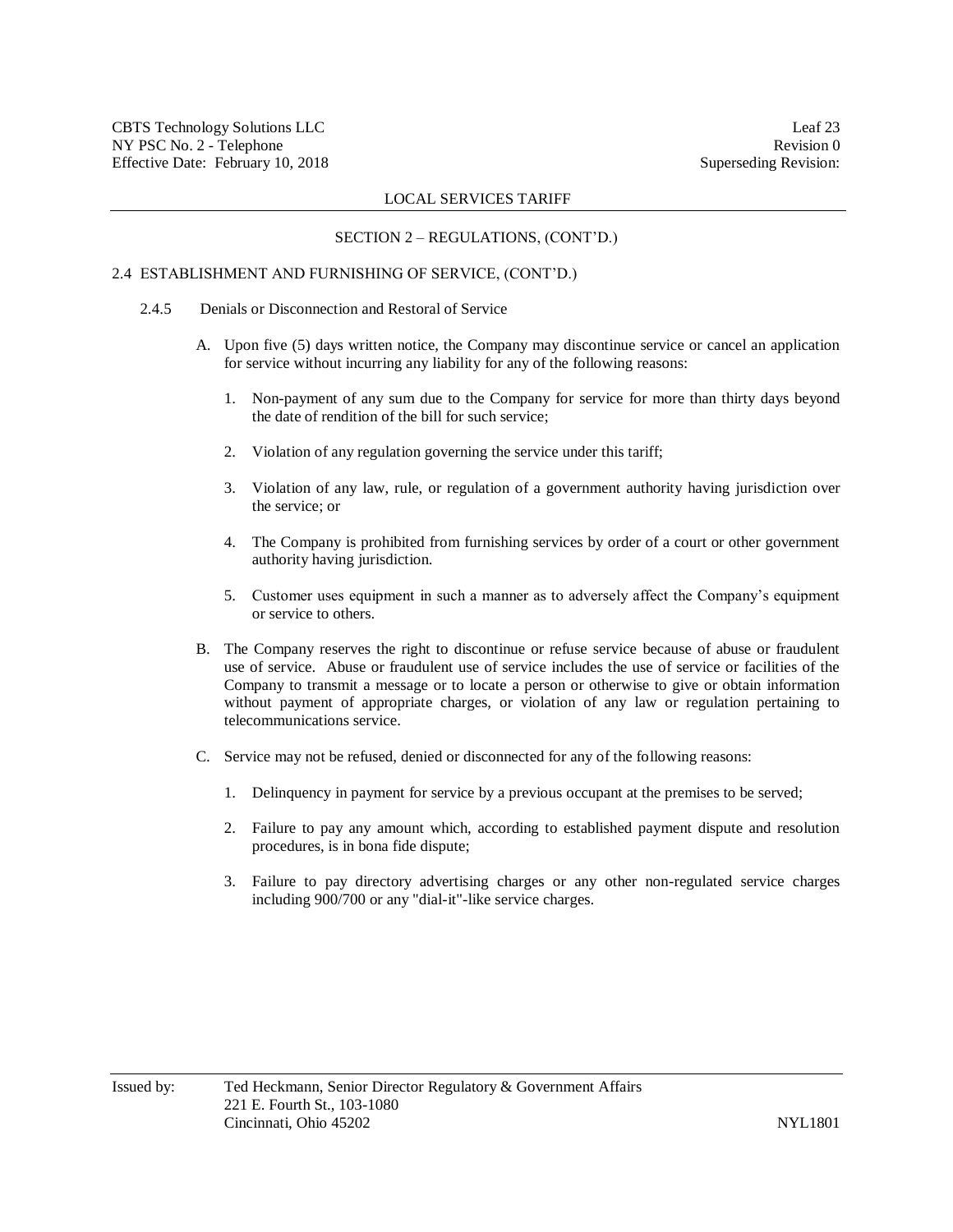## SECTION 2 – REGULATIONS, (CONT'D.)

### 2.4 ESTABLISHMENT AND FURNISHING OF SERVICE, (CONT'D.)

#### 2.4.5 Denials or Disconnection and Restoral of Service

A. Upon five (5) days written notice, the Company may discontinue service or cancel an application for service without incurring any liability for any of the following reasons:

1. Non-payment of any sum due to the Company for service for more than thirty days beyond the date of rendition of the bill for such service;

2. Violation of any regulation governing the service under this tariff;

3. Violation of any law, rule, or regulation of a government authority having jurisdiction over the service; or

4. The Company is prohibited from furnishing services by order of a court or other government authority having jurisdiction.

5. Customer uses equipment in such a manner as to adversely affect the Company's equipment or service to others.

B. The Company reserves the right to discontinue or refuse service because of abuse or fraudulent use of service. Abuse or fraudulent use of service includes the use of service or facilities of the Company to transmit a message or to locate a person or otherwise to give or obtain information without payment of appropriate charges, or violation of any law or regulation pertaining to telecommunications service.

C. Service may not be refused, denied or disconnected for any of the following reasons:

1. Delinquency in payment for service by a previous occupant at the premises to be served;

2. Failure to pay any amount which, according to established payment dispute and resolution procedures, is in bona fide dispute;

3. Failure to pay directory advertising charges or any other non-regulated service charges including 900/700 or any "dial-it"-like service charges.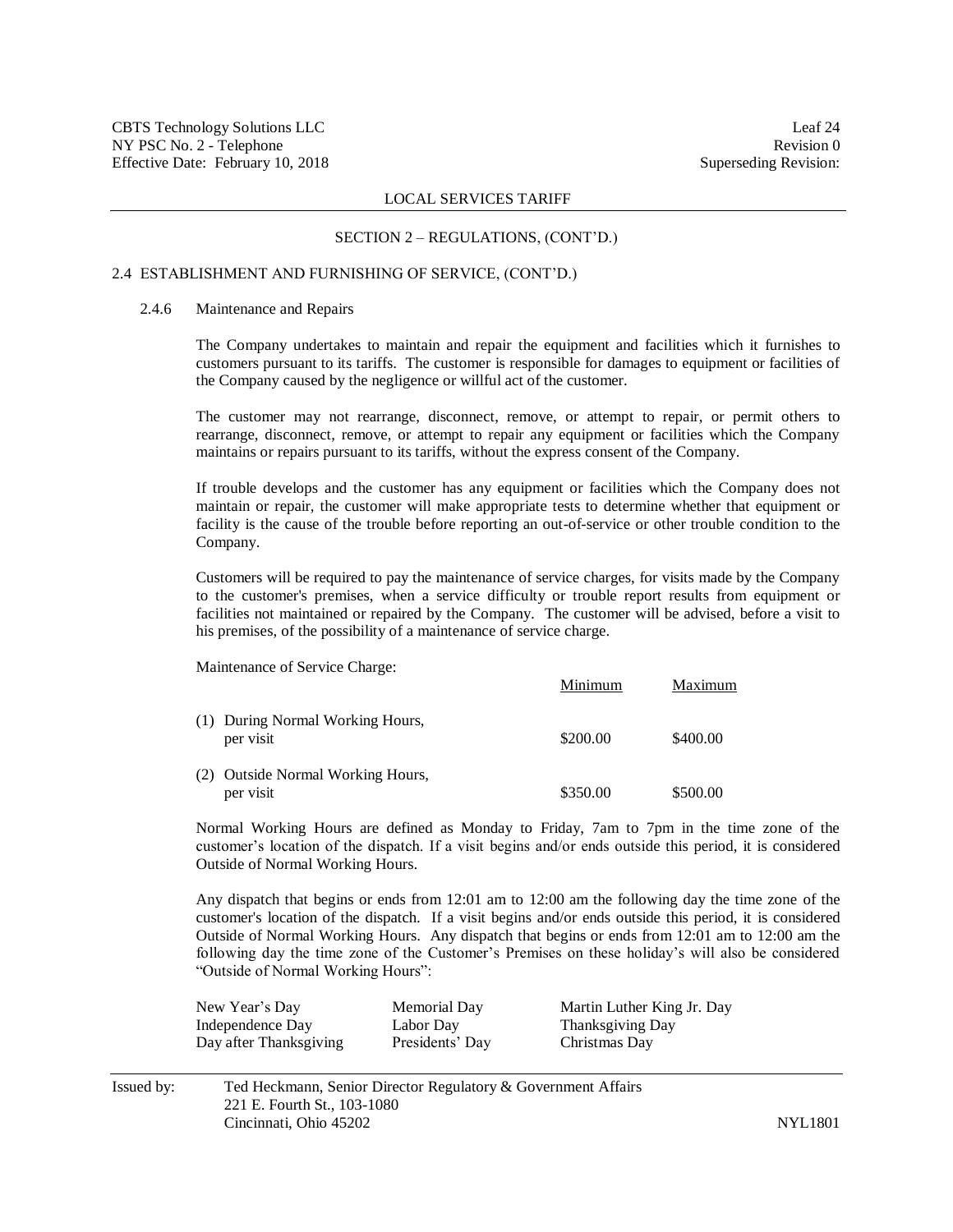## SECTION 2 – REGULATIONS, (CONT'D.)

### 2.4 ESTABLISHMENT AND FURNISHING OF SERVICE, (CONT'D.)

#### 2.4.6 Maintenance and Repairs

The Company undertakes to maintain and repair the equipment and facilities which it furnishes to customers pursuant to its tariffs. The customer is responsible for damages to equipment or facilities of the Company caused by the negligence or willful act of the customer.

The customer may not rearrange, disconnect, remove, or attempt to repair, or permit others to rearrange, disconnect, remove, or attempt to repair any equipment or facilities which the Company maintains or repairs pursuant to its tariffs, without the express consent of the Company.

If trouble develops and the customer has any equipment or facilities which the Company does not maintain or repair, the customer will make appropriate tests to determine whether that equipment or facility is the cause of the trouble before reporting an out-of-service or other trouble condition to the Company.

Customers will be required to pay the maintenance of service charges, for visits made by the Company to the customer's premises, when a service difficulty or trouble report results from equipment or facilities not maintained or repaired by the Company. The customer will be advised, before a visit to his premises, of the possibility of a maintenance of service charge.

Maintenance of Service Charge:

| | Minimum | Maximum |
|---|---|---|
| (1) During Normal Working Hours, per visit | $200.00 | $400.00 |
| (2) Outside Normal Working Hours, per visit | $350.00 | $500.00 |

Normal Working Hours are defined as Monday to Friday, 7am to 7pm in the time zone of the customer's location of the dispatch. If a visit begins and/or ends outside this period, it is considered Outside of Normal Working Hours.

Any dispatch that begins or ends from 12:01 am to 12:00 am the following day the time zone of the customer's location of the dispatch. If a visit begins and/or ends outside this period, it is considered Outside of Normal Working Hours. Any dispatch that begins or ends from 12:01 am to 12:00 am the following day the time zone of the Customer's Premises on these holiday's will also be considered "Outside of Normal Working Hours":

| | | |
|---|---|---|
| New Year's Day | Memorial Day | Martin Luther King Jr. Day |
| Independence Day | Labor Day | Thanksgiving Day |
| Day after Thanksgiving | Presidents' Day | Christmas Day |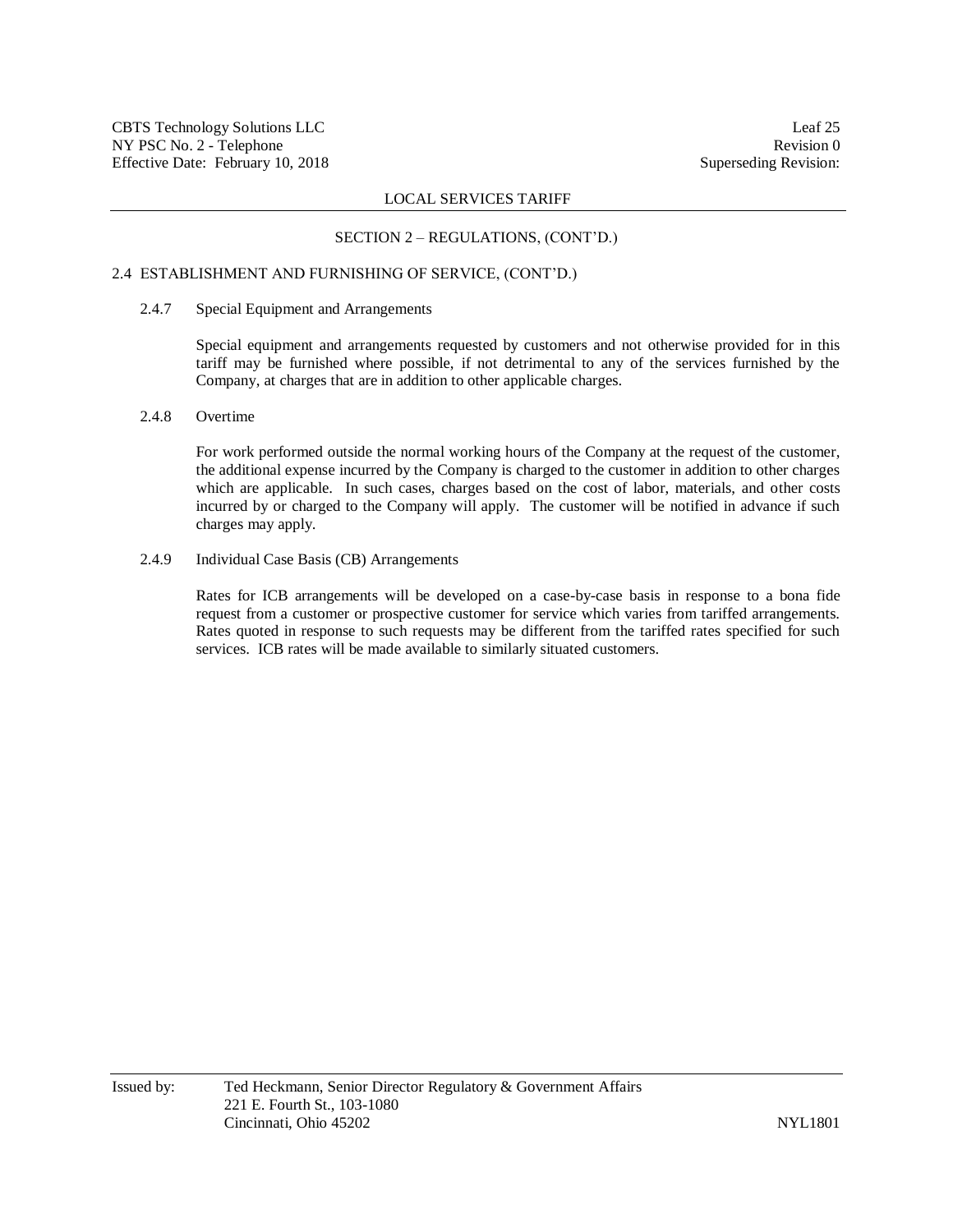SECTION 2 – REGULATIONS, (CONT'D.)

2.4 ESTABLISHMENT AND FURNISHING OF SERVICE, (CONT'D.)

2.4.7 Special Equipment and Arrangements

Special equipment and arrangements requested by customers and not otherwise provided for in this tariff may be furnished where possible, if not detrimental to any of the services furnished by the Company, at charges that are in addition to other applicable charges.

2.4.8 Overtime

For work performed outside the normal working hours of the Company at the request of the customer, the additional expense incurred by the Company is charged to the customer in addition to other charges which are applicable. In such cases, charges based on the cost of labor, materials, and other costs incurred by or charged to the Company will apply. The customer will be notified in advance if such charges may apply.

2.4.9 Individual Case Basis (CB) Arrangements

Rates for ICB arrangements will be developed on a case-by-case basis in response to a bona fide request from a customer or prospective customer for service which varies from tariffed arrangements. Rates quoted in response to such requests may be different from the tariffed rates specified for such services. ICB rates will be made available to similarly situated customers.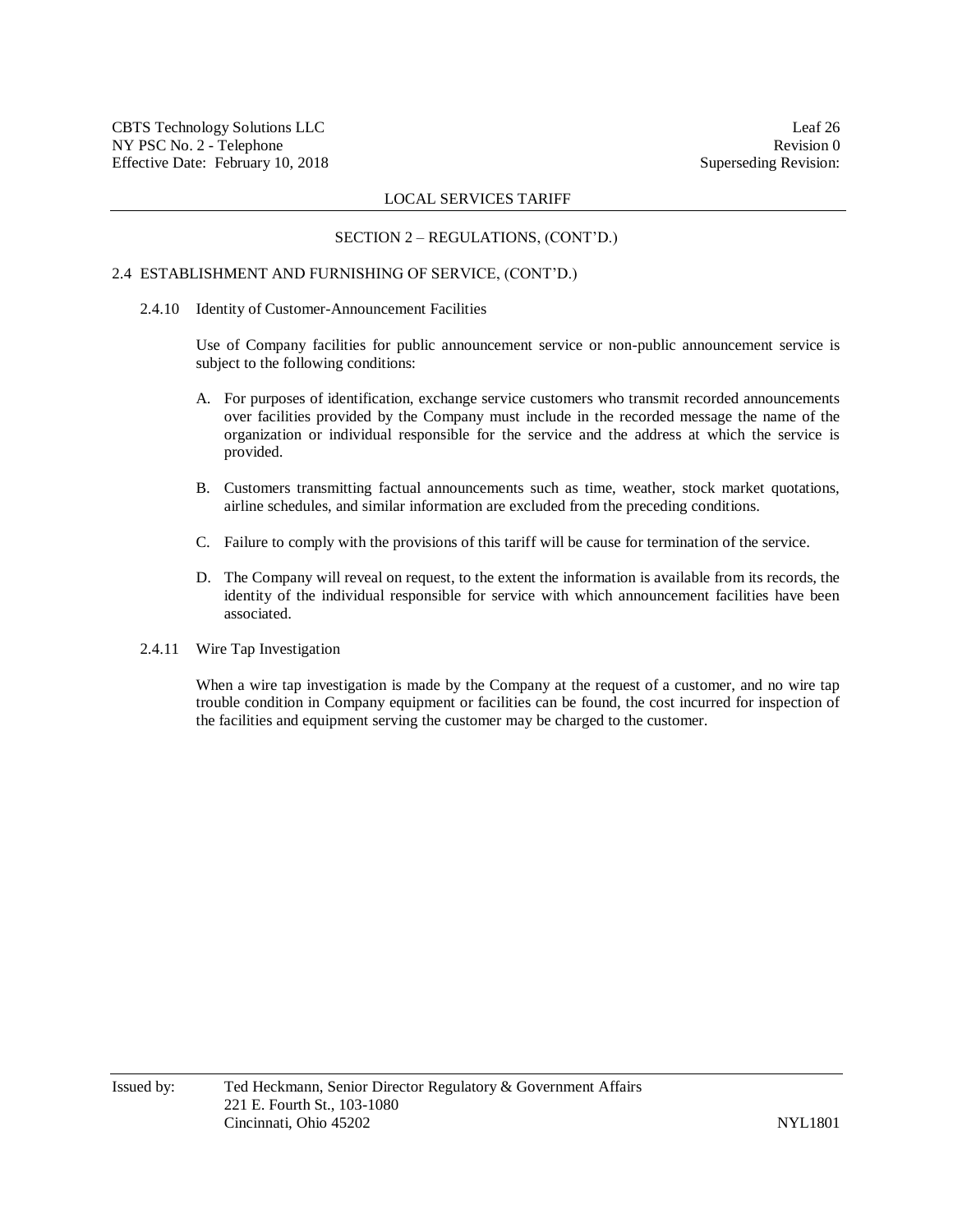## SECTION 2 – REGULATIONS, (CONT'D.)

### 2.4 ESTABLISHMENT AND FURNISHING OF SERVICE, (CONT'D.)

#### 2.4.10 Identity of Customer-Announcement Facilities

Use of Company facilities for public announcement service or non-public announcement service is subject to the following conditions:

A. For purposes of identification, exchange service customers who transmit recorded announcements over facilities provided by the Company must include in the recorded message the name of the organization or individual responsible for the service and the address at which the service is provided.

B. Customers transmitting factual announcements such as time, weather, stock market quotations, airline schedules, and similar information are excluded from the preceding conditions.

C. Failure to comply with the provisions of this tariff will be cause for termination of the service.

D. The Company will reveal on request, to the extent the information is available from its records, the identity of the individual responsible for service with which announcement facilities have been associated.

#### 2.4.11 Wire Tap Investigation

When a wire tap investigation is made by the Company at the request of a customer, and no wire tap trouble condition in Company equipment or facilities can be found, the cost incurred for inspection of the facilities and equipment serving the customer may be charged to the customer.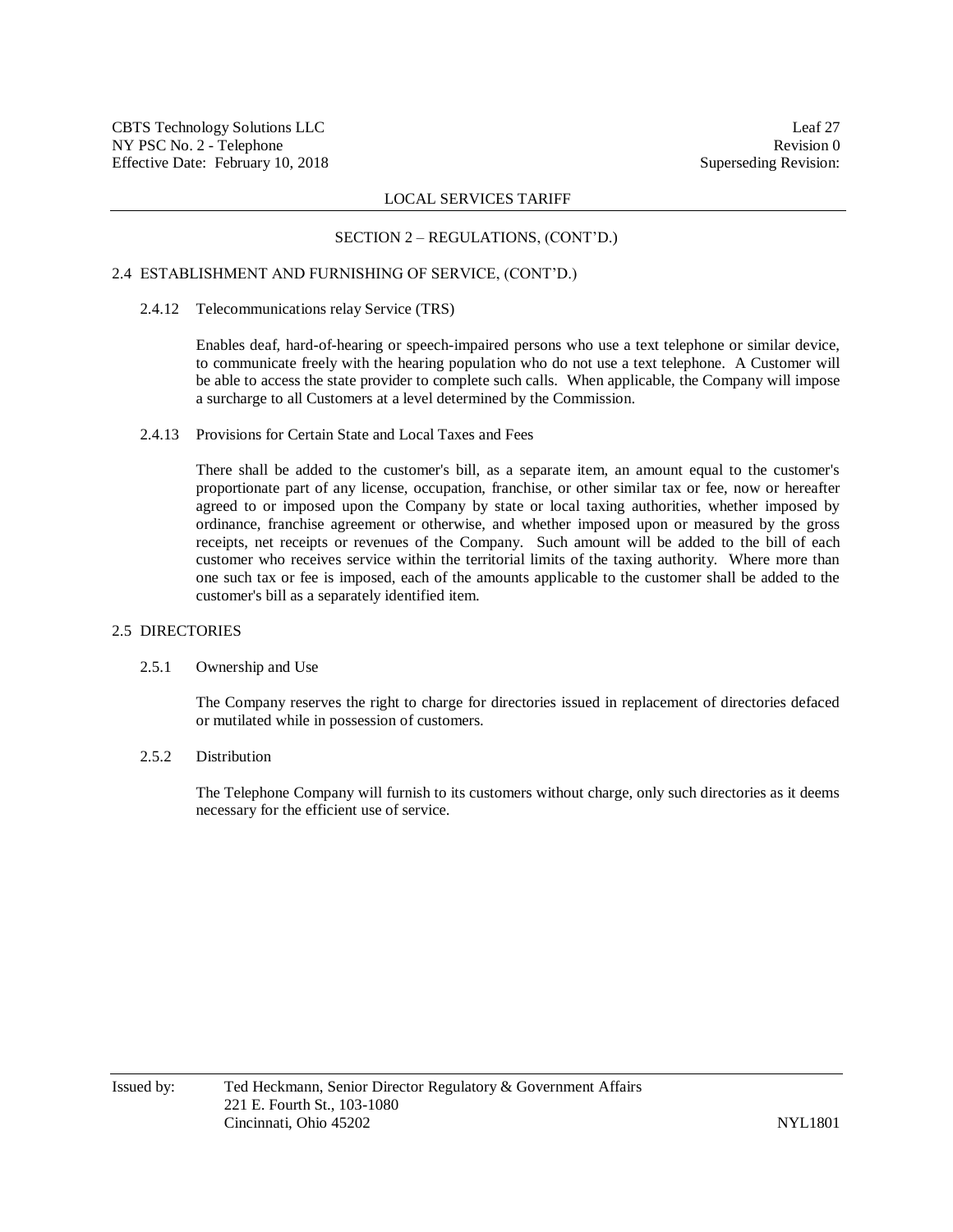## SECTION 2 – REGULATIONS, (CONT'D.)

### 2.4 ESTABLISHMENT AND FURNISHING OF SERVICE, (CONT'D.)

#### 2.4.12 Telecommunications relay Service (TRS)

Enables deaf, hard-of-hearing or speech-impaired persons who use a text telephone or similar device, to communicate freely with the hearing population who do not use a text telephone. A Customer will be able to access the state provider to complete such calls. When applicable, the Company will impose a surcharge to all Customers at a level determined by the Commission.

#### 2.4.13 Provisions for Certain State and Local Taxes and Fees

There shall be added to the customer's bill, as a separate item, an amount equal to the customer's proportionate part of any license, occupation, franchise, or other similar tax or fee, now or hereafter agreed to or imposed upon the Company by state or local taxing authorities, whether imposed by ordinance, franchise agreement or otherwise, and whether imposed upon or measured by the gross receipts, net receipts or revenues of the Company. Such amount will be added to the bill of each customer who receives service within the territorial limits of the taxing authority. Where more than one such tax or fee is imposed, each of the amounts applicable to the customer shall be added to the customer's bill as a separately identified item.

### 2.5 DIRECTORIES

#### 2.5.1 Ownership and Use

The Company reserves the right to charge for directories issued in replacement of directories defaced or mutilated while in possession of customers.

#### 2.5.2 Distribution

The Telephone Company will furnish to its customers without charge, only such directories as it deems necessary for the efficient use of service.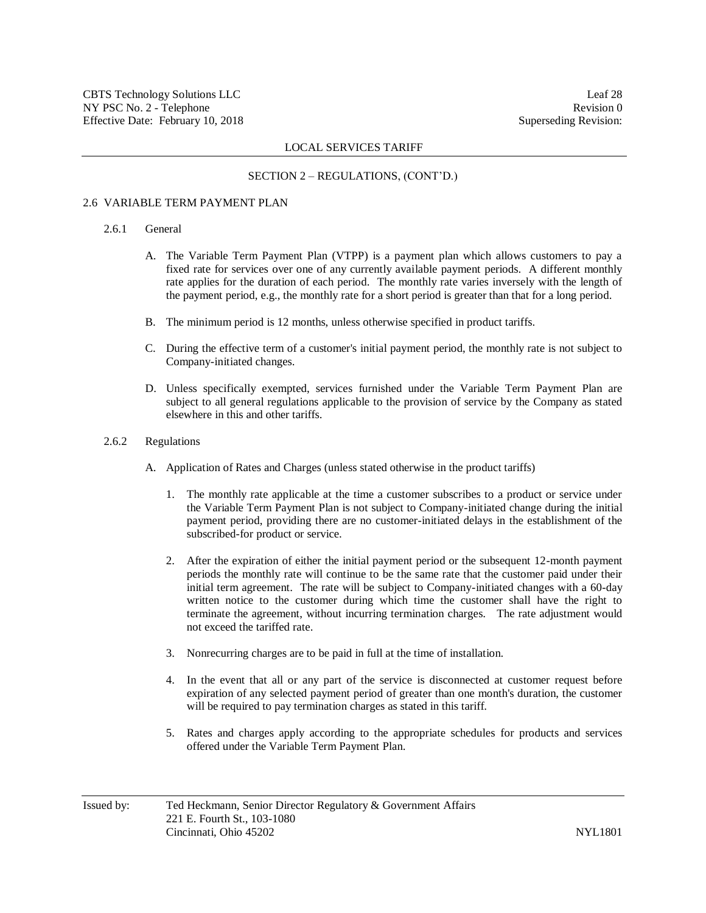LOCAL SERVICES TARIFF

SECTION 2 – REGULATIONS, (CONT'D.)

## 2.6 VARIABLE TERM PAYMENT PLAN

### 2.6.1 General

A. The Variable Term Payment Plan (VTPP) is a payment plan which allows customers to pay a fixed rate for services over one of any currently available payment periods. A different monthly rate applies for the duration of each period. The monthly rate varies inversely with the length of the payment period, e.g., the monthly rate for a short period is greater than that for a long period.

B. The minimum period is 12 months, unless otherwise specified in product tariffs.

C. During the effective term of a customer's initial payment period, the monthly rate is not subject to Company-initiated changes.

D. Unless specifically exempted, services furnished under the Variable Term Payment Plan are subject to all general regulations applicable to the provision of service by the Company as stated elsewhere in this and other tariffs.

### 2.6.2 Regulations

A. Application of Rates and Charges (unless stated otherwise in the product tariffs)

1. The monthly rate applicable at the time a customer subscribes to a product or service under the Variable Term Payment Plan is not subject to Company-initiated change during the initial payment period, providing there are no customer-initiated delays in the establishment of the subscribed-for product or service.

2. After the expiration of either the initial payment period or the subsequent 12-month payment periods the monthly rate will continue to be the same rate that the customer paid under their initial term agreement. The rate will be subject to Company-initiated changes with a 60-day written notice to the customer during which time the customer shall have the right to terminate the agreement, without incurring termination charges. The rate adjustment would not exceed the tariffed rate.

3. Nonrecurring charges are to be paid in full at the time of installation.

4. In the event that all or any part of the service is disconnected at customer request before expiration of any selected payment period of greater than one month's duration, the customer will be required to pay termination charges as stated in this tariff.

5. Rates and charges apply according to the appropriate schedules for products and services offered under the Variable Term Payment Plan.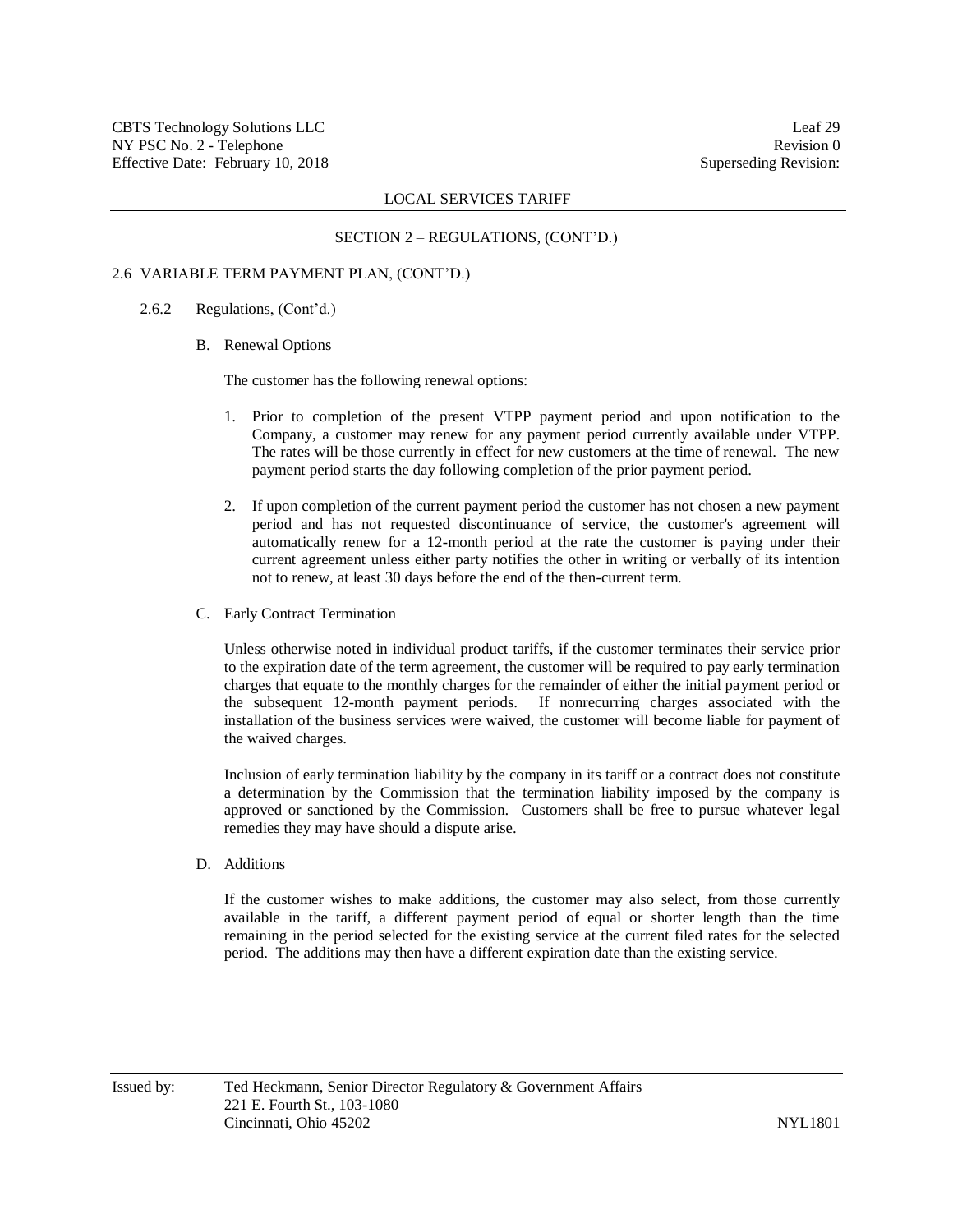LOCAL SERVICES TARIFF

SECTION 2 – REGULATIONS, (CONT'D.)

2.6 VARIABLE TERM PAYMENT PLAN, (CONT'D.)

2.6.2 Regulations, (Cont'd.)

B. Renewal Options

The customer has the following renewal options:

1. Prior to completion of the present VTPP payment period and upon notification to the Company, a customer may renew for any payment period currently available under VTPP. The rates will be those currently in effect for new customers at the time of renewal. The new payment period starts the day following completion of the prior payment period.

2. If upon completion of the current payment period the customer has not chosen a new payment period and has not requested discontinuance of service, the customer's agreement will automatically renew for a 12-month period at the rate the customer is paying under their current agreement unless either party notifies the other in writing or verbally of its intention not to renew, at least 30 days before the end of the then-current term.

C. Early Contract Termination

Unless otherwise noted in individual product tariffs, if the customer terminates their service prior to the expiration date of the term agreement, the customer will be required to pay early termination charges that equate to the monthly charges for the remainder of either the initial payment period or the subsequent 12-month payment periods. If nonrecurring charges associated with the installation of the business services were waived, the customer will become liable for payment of the waived charges.

Inclusion of early termination liability by the company in its tariff or a contract does not constitute a determination by the Commission that the termination liability imposed by the company is approved or sanctioned by the Commission. Customers shall be free to pursue whatever legal remedies they may have should a dispute arise.

D. Additions

If the customer wishes to make additions, the customer may also select, from those currently available in the tariff, a different payment period of equal or shorter length than the time remaining in the period selected for the existing service at the current filed rates for the selected period. The additions may then have a different expiration date than the existing service.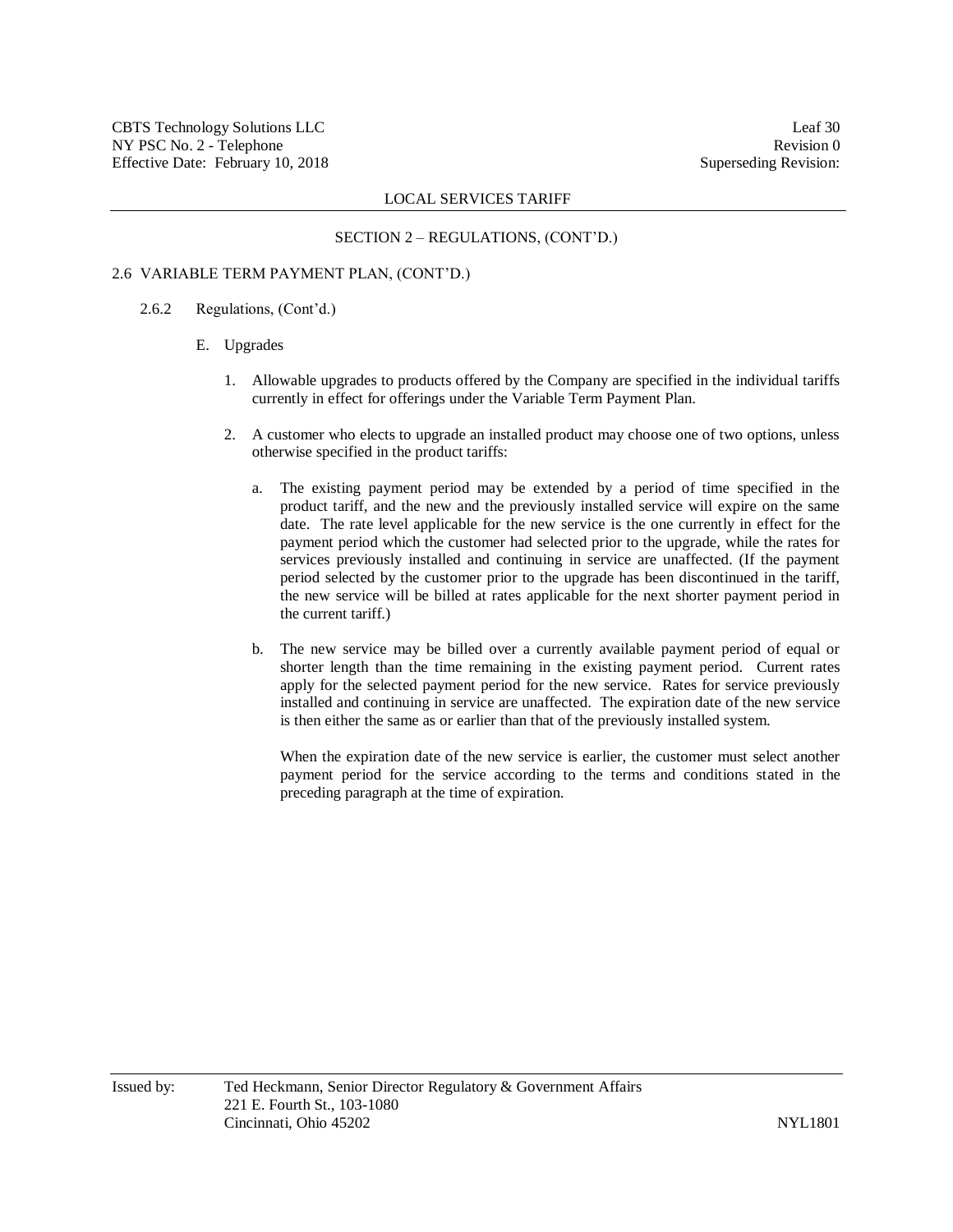## SECTION 2 – REGULATIONS, (CONT'D.)

### 2.6 VARIABLE TERM PAYMENT PLAN, (CONT'D.)

#### 2.6.2 Regulations, (Cont'd.)

E. Upgrades

1. Allowable upgrades to products offered by the Company are specified in the individual tariffs currently in effect for offerings under the Variable Term Payment Plan.

2. A customer who elects to upgrade an installed product may choose one of two options, unless otherwise specified in the product tariffs:

   a. The existing payment period may be extended by a period of time specified in the product tariff, and the new and the previously installed service will expire on the same date. The rate level applicable for the new service is the one currently in effect for the payment period which the customer had selected prior to the upgrade, while the rates for services previously installed and continuing in service are unaffected. (If the payment period selected by the customer prior to the upgrade has been discontinued in the tariff, the new service will be billed at rates applicable for the next shorter payment period in the current tariff.)

   b. The new service may be billed over a currently available payment period of equal or shorter length than the time remaining in the existing payment period. Current rates apply for the selected payment period for the new service. Rates for service previously installed and continuing in service are unaffected. The expiration date of the new service is then either the same as or earlier than that of the previously installed system.

      When the expiration date of the new service is earlier, the customer must select another payment period for the service according to the terms and conditions stated in the preceding paragraph at the time of expiration.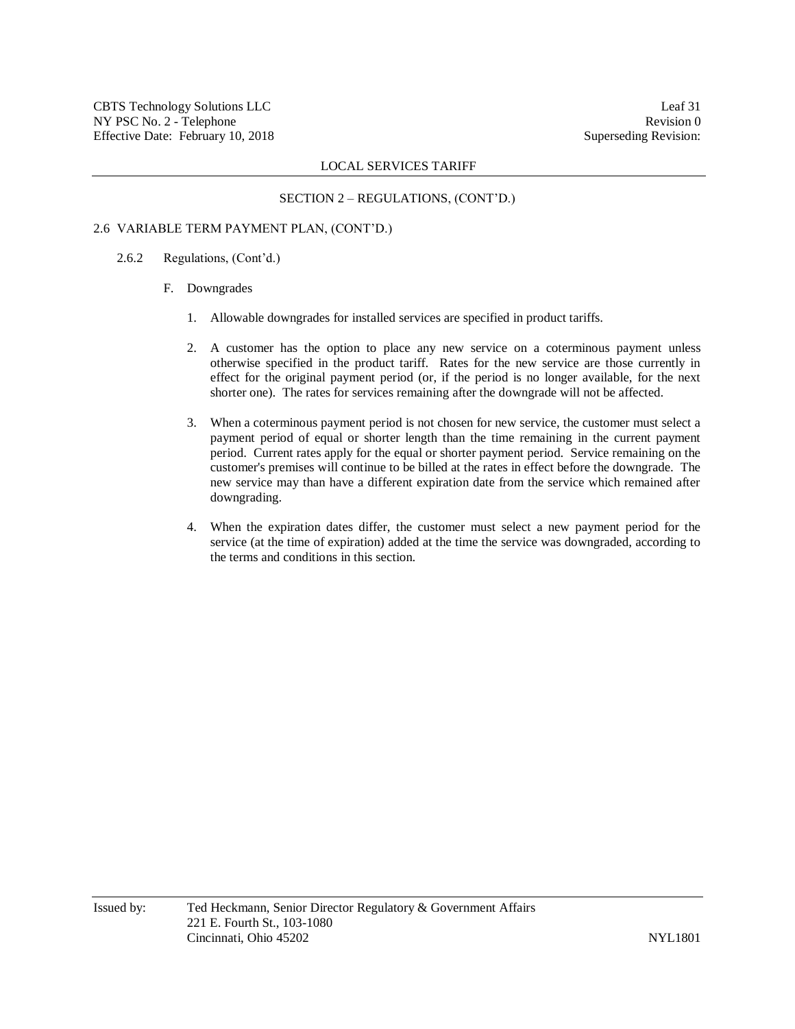## SECTION 2 – REGULATIONS, (CONT'D.)

### 2.6 VARIABLE TERM PAYMENT PLAN, (CONT'D.)

2.6.2 Regulations, (Cont'd.)

F. Downgrades

1. Allowable downgrades for installed services are specified in product tariffs.

2. A customer has the option to place any new service on a coterminous payment unless otherwise specified in the product tariff. Rates for the new service are those currently in effect for the original payment period (or, if the period is no longer available, for the next shorter one). The rates for services remaining after the downgrade will not be affected.

3. When a coterminous payment period is not chosen for new service, the customer must select a payment period of equal or shorter length than the time remaining in the current payment period. Current rates apply for the equal or shorter payment period. Service remaining on the customer's premises will continue to be billed at the rates in effect before the downgrade. The new service may than have a different expiration date from the service which remained after downgrading.

4. When the expiration dates differ, the customer must select a new payment period for the service (at the time of expiration) added at the time the service was downgraded, according to the terms and conditions in this section.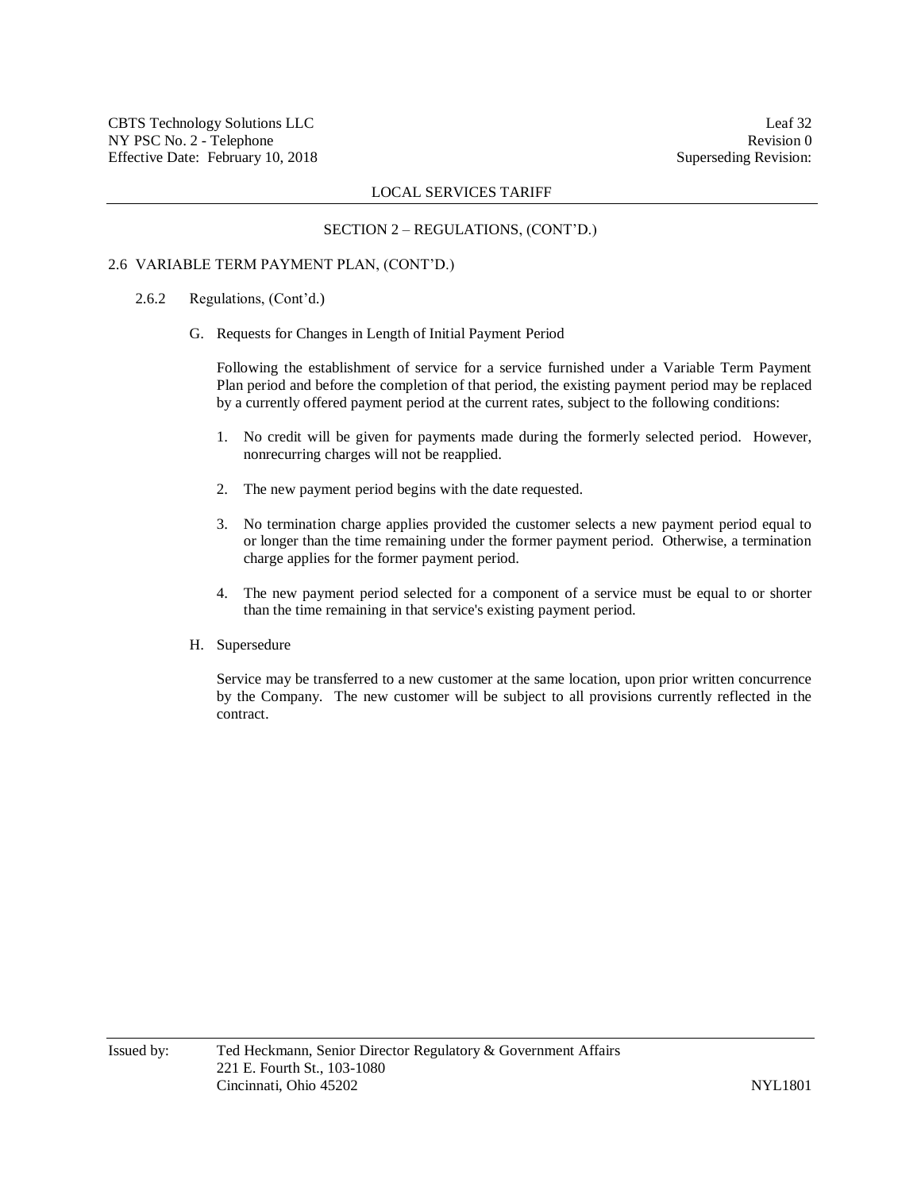## SECTION 2 – REGULATIONS, (CONT'D.)

### 2.6 VARIABLE TERM PAYMENT PLAN, (CONT'D.)

#### 2.6.2 Regulations, (Cont'd.)

G. Requests for Changes in Length of Initial Payment Period

Following the establishment of service for a service furnished under a Variable Term Payment Plan period and before the completion of that period, the existing payment period may be replaced by a currently offered payment period at the current rates, subject to the following conditions:

1. No credit will be given for payments made during the formerly selected period. However, nonrecurring charges will not be reapplied.
2. The new payment period begins with the date requested.
3. No termination charge applies provided the customer selects a new payment period equal to or longer than the time remaining under the former payment period. Otherwise, a termination charge applies for the former payment period.
4. The new payment period selected for a component of a service must be equal to or shorter than the time remaining in that service's existing payment period.

H. Supersedure

Service may be transferred to a new customer at the same location, upon prior written concurrence by the Company. The new customer will be subject to all provisions currently reflected in the contract.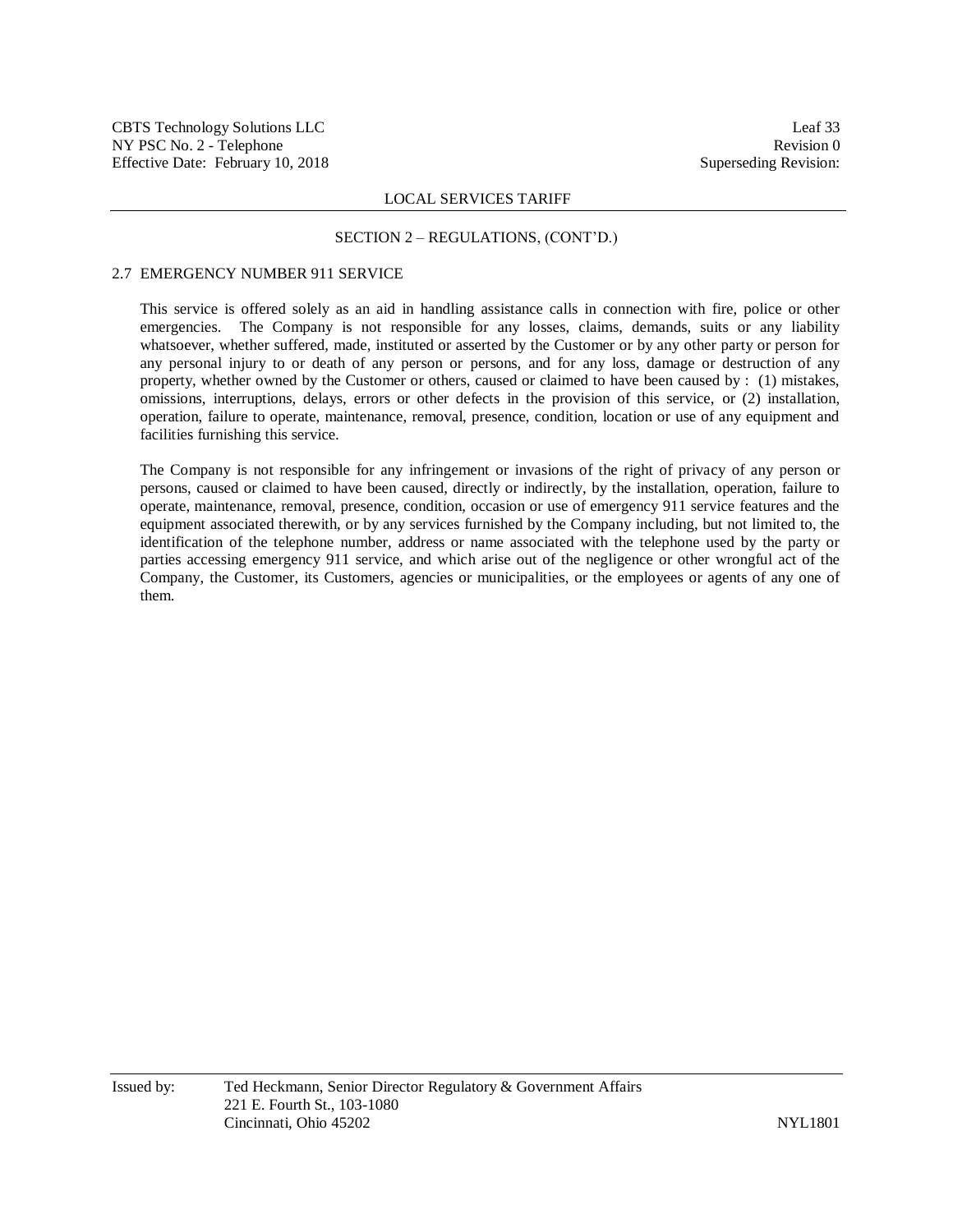## SECTION 2 – REGULATIONS, (CONT'D.)

### 2.7 EMERGENCY NUMBER 911 SERVICE

This service is offered solely as an aid in handling assistance calls in connection with fire, police or other emergencies. The Company is not responsible for any losses, claims, demands, suits or any liability whatsoever, whether suffered, made, instituted or asserted by the Customer or by any other party or person for any personal injury to or death of any person or persons, and for any loss, damage or destruction of any property, whether owned by the Customer or others, caused or claimed to have been caused by : (1) mistakes, omissions, interruptions, delays, errors or other defects in the provision of this service, or (2) installation, operation, failure to operate, maintenance, removal, presence, condition, location or use of any equipment and facilities furnishing this service.

The Company is not responsible for any infringement or invasions of the right of privacy of any person or persons, caused or claimed to have been caused, directly or indirectly, by the installation, operation, failure to operate, maintenance, removal, presence, condition, occasion or use of emergency 911 service features and the equipment associated therewith, or by any services furnished by the Company including, but not limited to, the identification of the telephone number, address or name associated with the telephone used by the party or parties accessing emergency 911 service, and which arise out of the negligence or other wrongful act of the Company, the Customer, its Customers, agencies or municipalities, or the employees or agents of any one of them.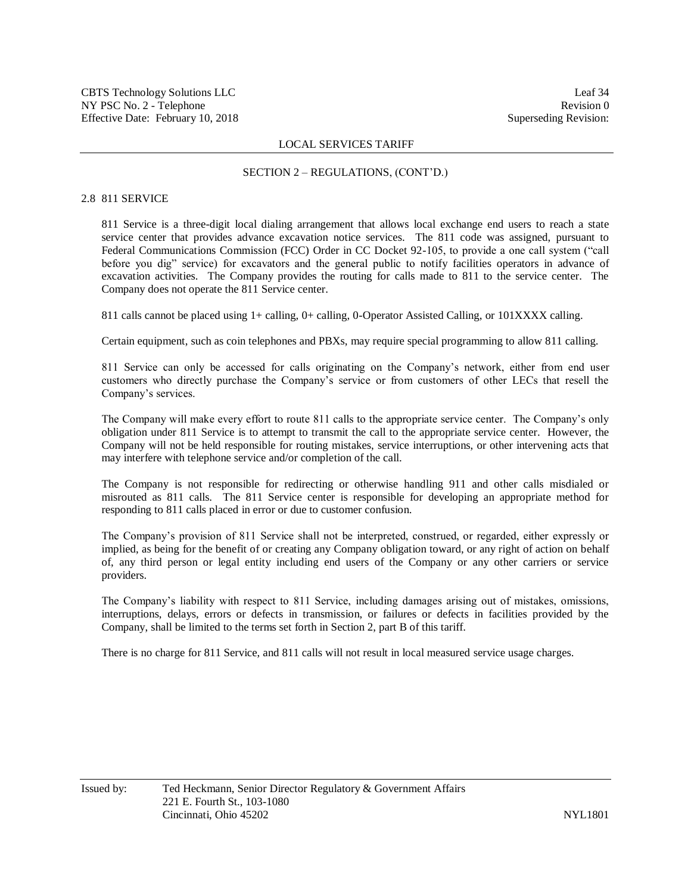## SECTION 2 – REGULATIONS, (CONT'D.)

### 2.8 811 SERVICE

811 Service is a three-digit local dialing arrangement that allows local exchange end users to reach a state service center that provides advance excavation notice services. The 811 code was assigned, pursuant to Federal Communications Commission (FCC) Order in CC Docket 92-105, to provide a one call system ("call before you dig" service) for excavators and the general public to notify facilities operators in advance of excavation activities. The Company provides the routing for calls made to 811 to the service center. The Company does not operate the 811 Service center.

811 calls cannot be placed using 1+ calling, 0+ calling, 0-Operator Assisted Calling, or 101XXXX calling.

Certain equipment, such as coin telephones and PBXs, may require special programming to allow 811 calling.

811 Service can only be accessed for calls originating on the Company's network, either from end user customers who directly purchase the Company's service or from customers of other LECs that resell the Company's services.

The Company will make every effort to route 811 calls to the appropriate service center. The Company's only obligation under 811 Service is to attempt to transmit the call to the appropriate service center. However, the Company will not be held responsible for routing mistakes, service interruptions, or other intervening acts that may interfere with telephone service and/or completion of the call.

The Company is not responsible for redirecting or otherwise handling 911 and other calls misdialed or misrouted as 811 calls. The 811 Service center is responsible for developing an appropriate method for responding to 811 calls placed in error or due to customer confusion.

The Company's provision of 811 Service shall not be interpreted, construed, or regarded, either expressly or implied, as being for the benefit of or creating any Company obligation toward, or any right of action on behalf of, any third person or legal entity including end users of the Company or any other carriers or service providers.

The Company's liability with respect to 811 Service, including damages arising out of mistakes, omissions, interruptions, delays, errors or defects in transmission, or failures or defects in facilities provided by the Company, shall be limited to the terms set forth in Section 2, part B of this tariff.

There is no charge for 811 Service, and 811 calls will not result in local measured service usage charges.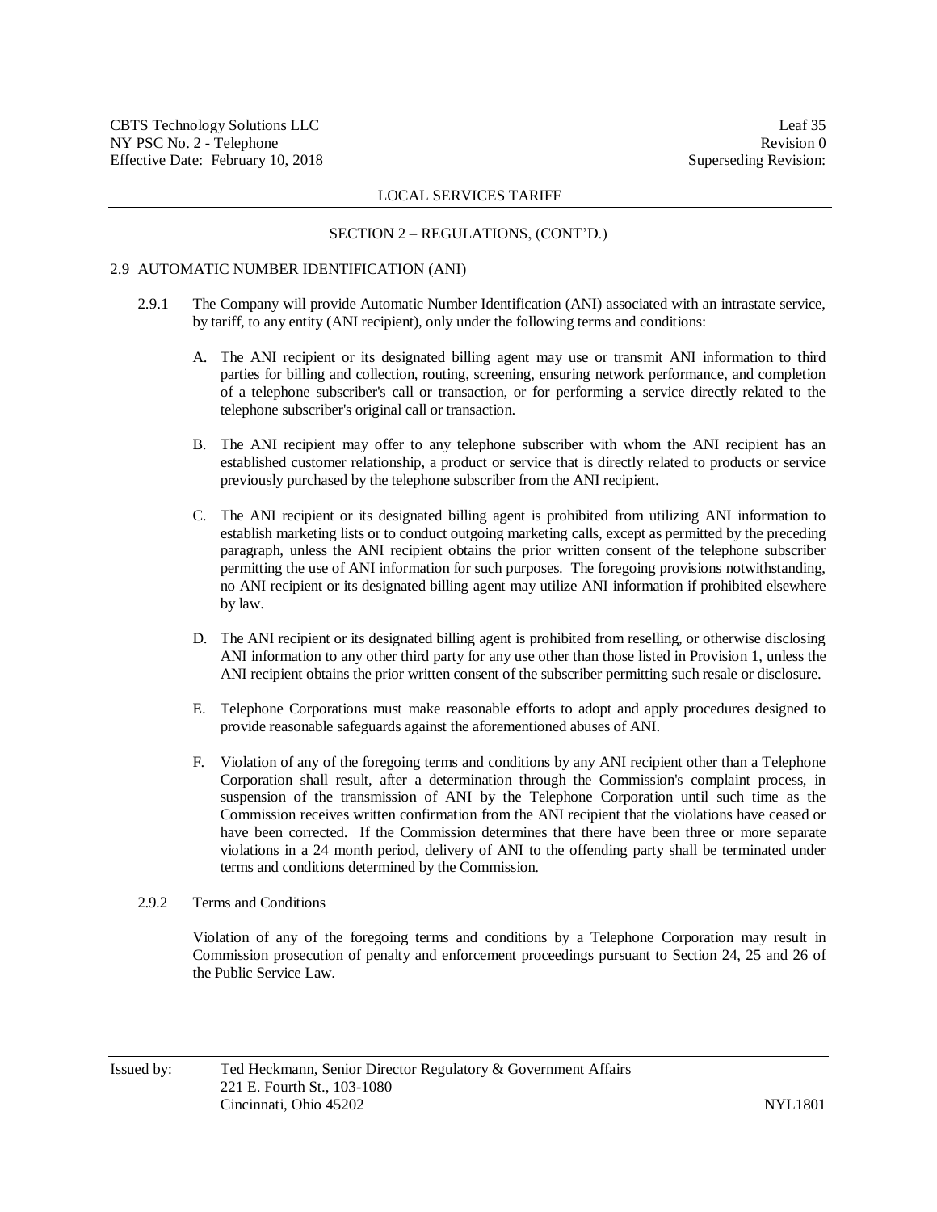LOCAL SERVICES TARIFF

SECTION 2 – REGULATIONS, (CONT'D.)

## 2.9 AUTOMATIC NUMBER IDENTIFICATION (ANI)

2.9.1 The Company will provide Automatic Number Identification (ANI) associated with an intrastate service, by tariff, to any entity (ANI recipient), only under the following terms and conditions:

A. The ANI recipient or its designated billing agent may use or transmit ANI information to third parties for billing and collection, routing, screening, ensuring network performance, and completion of a telephone subscriber's call or transaction, or for performing a service directly related to the telephone subscriber's original call or transaction.

B. The ANI recipient may offer to any telephone subscriber with whom the ANI recipient has an established customer relationship, a product or service that is directly related to products or service previously purchased by the telephone subscriber from the ANI recipient.

C. The ANI recipient or its designated billing agent is prohibited from utilizing ANI information to establish marketing lists or to conduct outgoing marketing calls, except as permitted by the preceding paragraph, unless the ANI recipient obtains the prior written consent of the telephone subscriber permitting the use of ANI information for such purposes. The foregoing provisions notwithstanding, no ANI recipient or its designated billing agent may utilize ANI information if prohibited elsewhere by law.

D. The ANI recipient or its designated billing agent is prohibited from reselling, or otherwise disclosing ANI information to any other third party for any use other than those listed in Provision 1, unless the ANI recipient obtains the prior written consent of the subscriber permitting such resale or disclosure.

E. Telephone Corporations must make reasonable efforts to adopt and apply procedures designed to provide reasonable safeguards against the aforementioned abuses of ANI.

F. Violation of any of the foregoing terms and conditions by any ANI recipient other than a Telephone Corporation shall result, after a determination through the Commission's complaint process, in suspension of the transmission of ANI by the Telephone Corporation until such time as the Commission receives written confirmation from the ANI recipient that the violations have ceased or have been corrected. If the Commission determines that there have been three or more separate violations in a 24 month period, delivery of ANI to the offending party shall be terminated under terms and conditions determined by the Commission.

2.9.2 Terms and Conditions

Violation of any of the foregoing terms and conditions by a Telephone Corporation may result in Commission prosecution of penalty and enforcement proceedings pursuant to Section 24, 25 and 26 of the Public Service Law.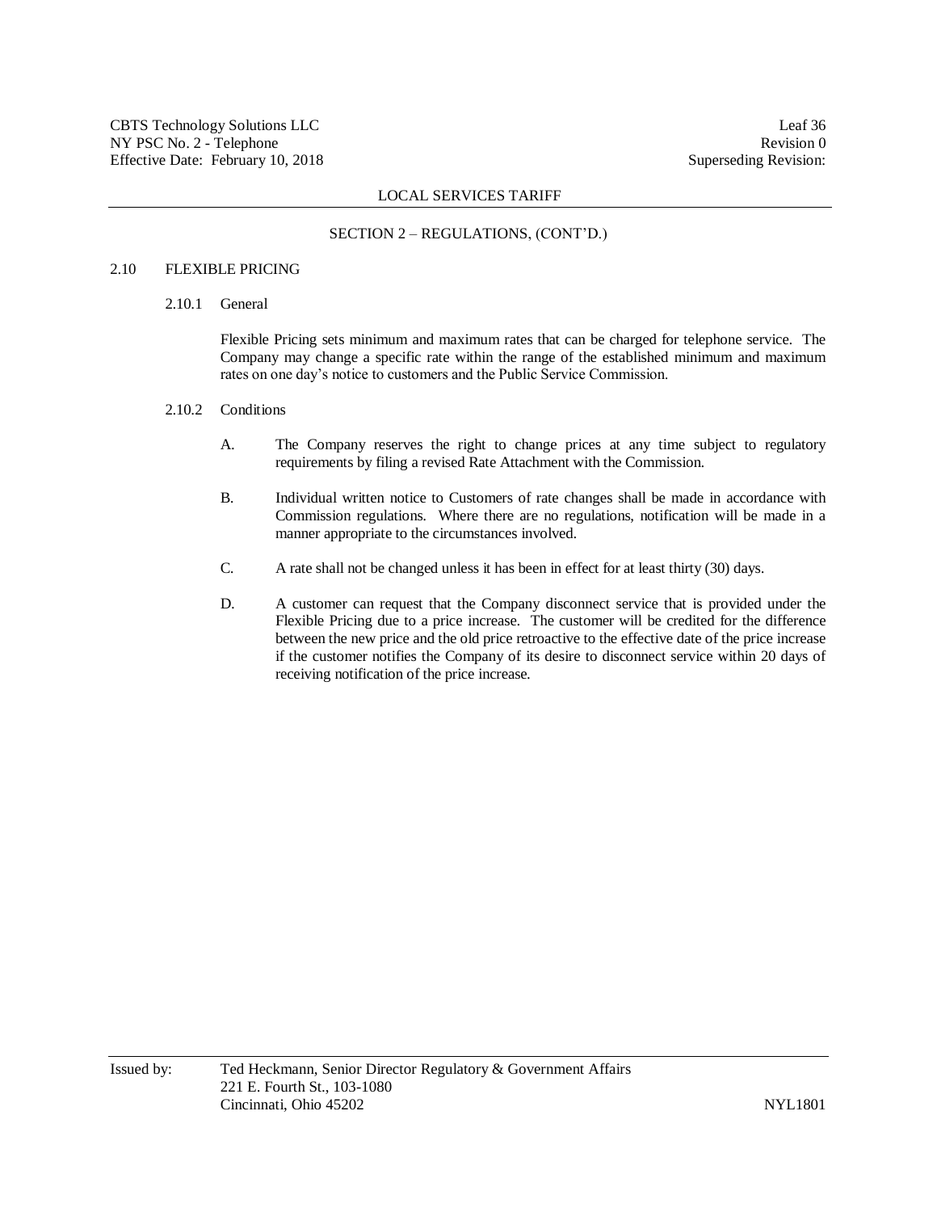## SECTION 2 – REGULATIONS, (CONT'D.)

### 2.10 FLEXIBLE PRICING

#### 2.10.1 General

Flexible Pricing sets minimum and maximum rates that can be charged for telephone service. The Company may change a specific rate within the range of the established minimum and maximum rates on one day's notice to customers and the Public Service Commission.

#### 2.10.2 Conditions

A. The Company reserves the right to change prices at any time subject to regulatory requirements by filing a revised Rate Attachment with the Commission.

B. Individual written notice to Customers of rate changes shall be made in accordance with Commission regulations. Where there are no regulations, notification will be made in a manner appropriate to the circumstances involved.

C. A rate shall not be changed unless it has been in effect for at least thirty (30) days.

D. A customer can request that the Company disconnect service that is provided under the Flexible Pricing due to a price increase. The customer will be credited for the difference between the new price and the old price retroactive to the effective date of the price increase if the customer notifies the Company of its desire to disconnect service within 20 days of receiving notification of the price increase.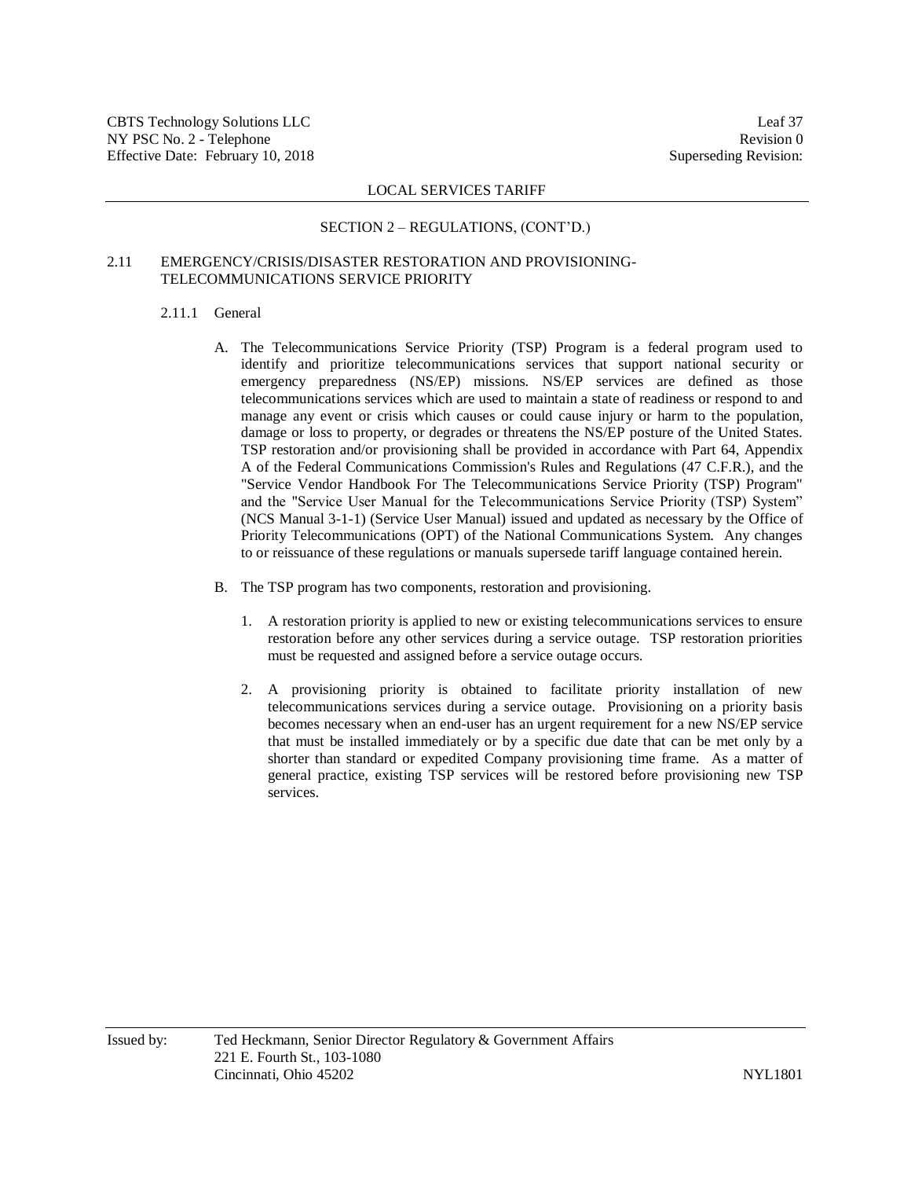LOCAL SERVICES TARIFF

SECTION 2 – REGULATIONS, (CONT'D.)

## 2.11 EMERGENCY/CRISIS/DISASTER RESTORATION AND PROVISIONING-TELECOMMUNICATIONS SERVICE PRIORITY

### 2.11.1 General

A. The Telecommunications Service Priority (TSP) Program is a federal program used to identify and prioritize telecommunications services that support national security or emergency preparedness (NS/EP) missions. NS/EP services are defined as those telecommunications services which are used to maintain a state of readiness or respond to and manage any event or crisis which causes or could cause injury or harm to the population, damage or loss to property, or degrades or threatens the NS/EP posture of the United States. TSP restoration and/or provisioning shall be provided in accordance with Part 64, Appendix A of the Federal Communications Commission's Rules and Regulations (47 C.F.R.), and the "Service Vendor Handbook For The Telecommunications Service Priority (TSP) Program" and the "Service User Manual for the Telecommunications Service Priority (TSP) System" (NCS Manual 3-1-1) (Service User Manual) issued and updated as necessary by the Office of Priority Telecommunications (OPT) of the National Communications System. Any changes to or reissuance of these regulations or manuals supersede tariff language contained herein.

B. The TSP program has two components, restoration and provisioning.

1. A restoration priority is applied to new or existing telecommunications services to ensure restoration before any other services during a service outage. TSP restoration priorities must be requested and assigned before a service outage occurs.

2. A provisioning priority is obtained to facilitate priority installation of new telecommunications services during a service outage. Provisioning on a priority basis becomes necessary when an end-user has an urgent requirement for a new NS/EP service that must be installed immediately or by a specific due date that can be met only by a shorter than standard or expedited Company provisioning time frame. As a matter of general practice, existing TSP services will be restored before provisioning new TSP services.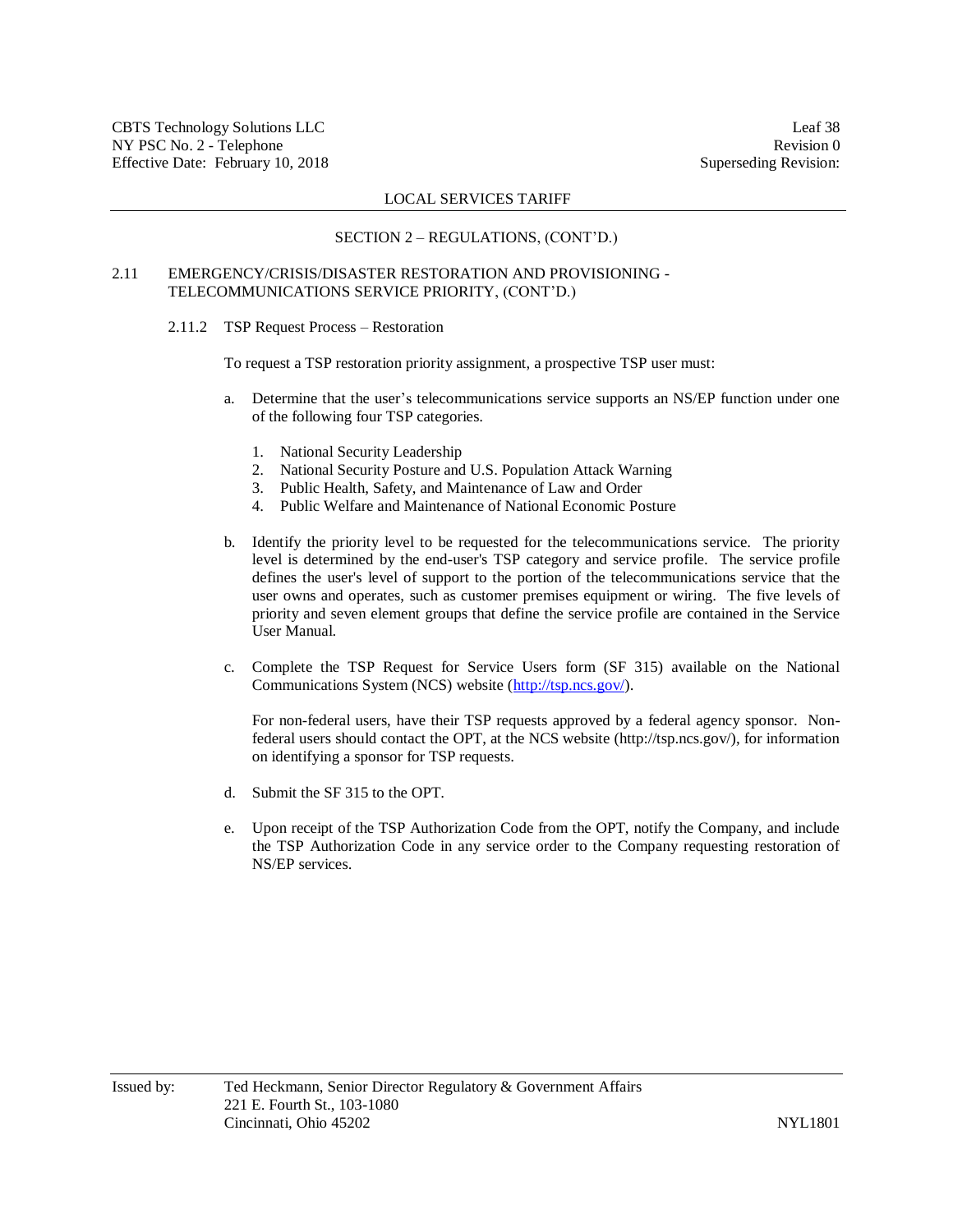LOCAL SERVICES TARIFF

SECTION 2 – REGULATIONS, (CONT'D.)

## 2.11 EMERGENCY/CRISIS/DISASTER RESTORATION AND PROVISIONING - TELECOMMUNICATIONS SERVICE PRIORITY, (CONT'D.)

### 2.11.2 TSP Request Process – Restoration

To request a TSP restoration priority assignment, a prospective TSP user must:

a. Determine that the user's telecommunications service supports an NS/EP function under one of the following four TSP categories.

   1. National Security Leadership
   2. National Security Posture and U.S. Population Attack Warning
   3. Public Health, Safety, and Maintenance of Law and Order
   4. Public Welfare and Maintenance of National Economic Posture

b. Identify the priority level to be requested for the telecommunications service. The priority level is determined by the end-user's TSP category and service profile. The service profile defines the user's level of support to the portion of the telecommunications service that the user owns and operates, such as customer premises equipment or wiring. The five levels of priority and seven element groups that define the service profile are contained in the Service User Manual.

c. Complete the TSP Request for Service Users form (SF 315) available on the National Communications System (NCS) website (http://tsp.ncs.gov/).

   For non-federal users, have their TSP requests approved by a federal agency sponsor. Non-federal users should contact the OPT, at the NCS website (http://tsp.ncs.gov/), for information on identifying a sponsor for TSP requests.

d. Submit the SF 315 to the OPT.

e. Upon receipt of the TSP Authorization Code from the OPT, notify the Company, and include the TSP Authorization Code in any service order to the Company requesting restoration of NS/EP services.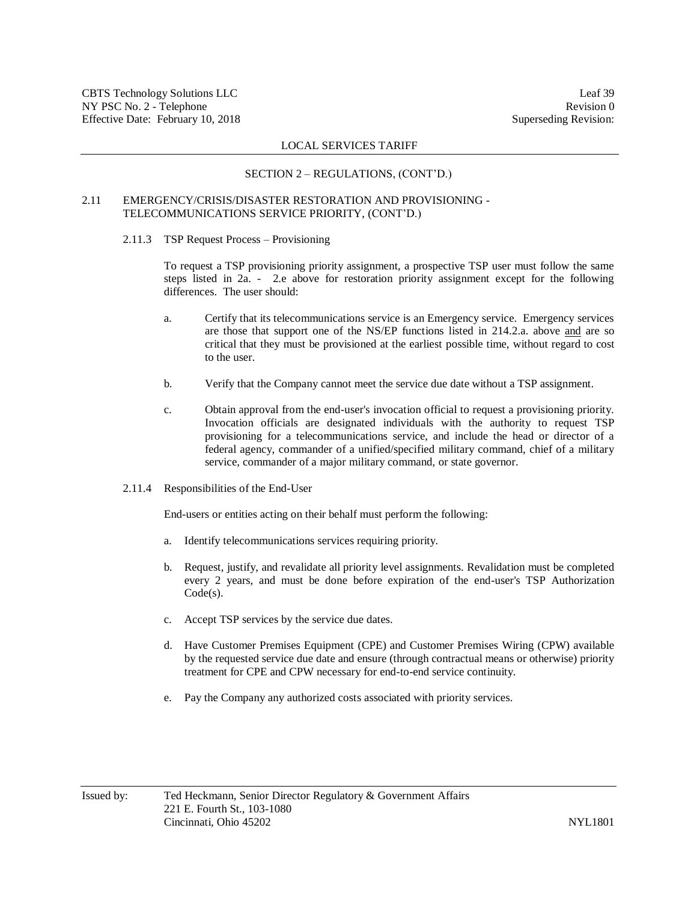## SECTION 2 – REGULATIONS, (CONT'D.)

### 2.11 EMERGENCY/CRISIS/DISASTER RESTORATION AND PROVISIONING - TELECOMMUNICATIONS SERVICE PRIORITY, (CONT'D.)

#### 2.11.3 TSP Request Process – Provisioning

To request a TSP provisioning priority assignment, a prospective TSP user must follow the same steps listed in 2a. - 2.e above for restoration priority assignment except for the following differences. The user should:

a. Certify that its telecommunications service is an Emergency service. Emergency services are those that support one of the NS/EP functions listed in 214.2.a. above <u>and</u> are so critical that they must be provisioned at the earliest possible time, without regard to cost to the user.

b. Verify that the Company cannot meet the service due date without a TSP assignment.

c. Obtain approval from the end-user's invocation official to request a provisioning priority. Invocation officials are designated individuals with the authority to request TSP provisioning for a telecommunications service, and include the head or director of a federal agency, commander of a unified/specified military command, chief of a military service, commander of a major military command, or state governor.

#### 2.11.4 Responsibilities of the End-User

End-users or entities acting on their behalf must perform the following:

a. Identify telecommunications services requiring priority.

b. Request, justify, and revalidate all priority level assignments. Revalidation must be completed every 2 years, and must be done before expiration of the end-user's TSP Authorization Code(s).

c. Accept TSP services by the service due dates.

d. Have Customer Premises Equipment (CPE) and Customer Premises Wiring (CPW) available by the requested service due date and ensure (through contractual means or otherwise) priority treatment for CPE and CPW necessary for end-to-end service continuity.

e. Pay the Company any authorized costs associated with priority services.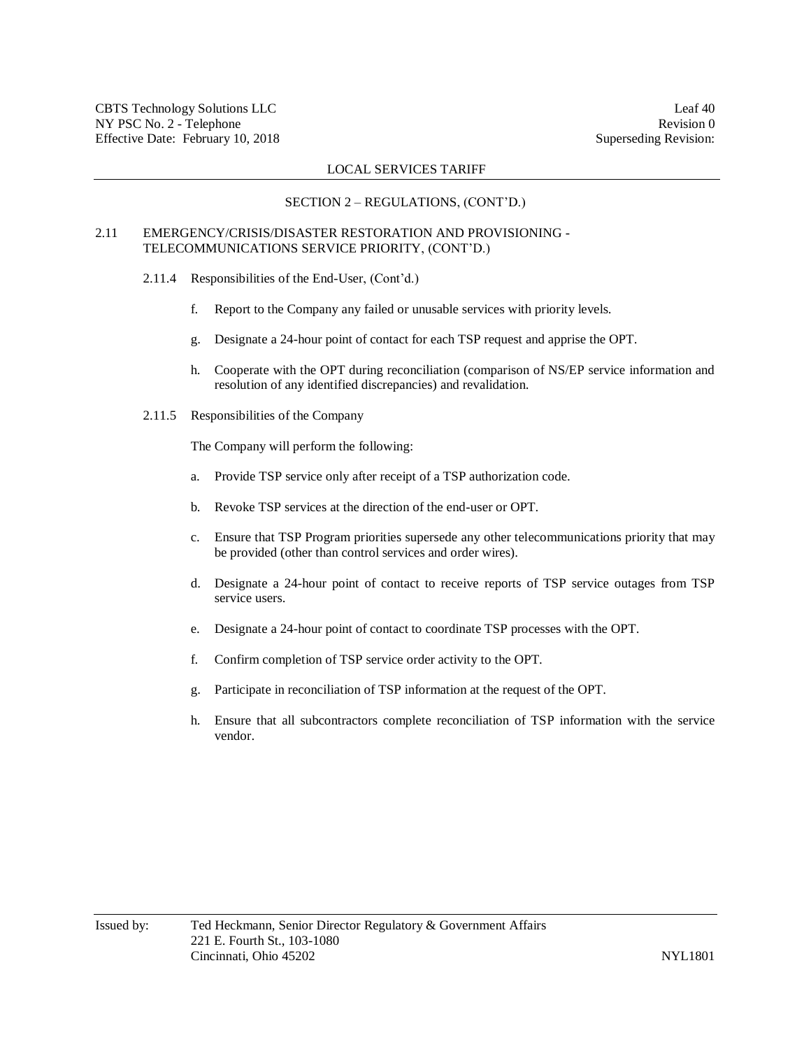## SECTION 2 – REGULATIONS, (CONT'D.)

### 2.11 EMERGENCY/CRISIS/DISASTER RESTORATION AND PROVISIONING - TELECOMMUNICATIONS SERVICE PRIORITY, (CONT'D.)

#### 2.11.4 Responsibilities of the End-User, (Cont'd.)

f. Report to the Company any failed or unusable services with priority levels.

g. Designate a 24-hour point of contact for each TSP request and apprise the OPT.

h. Cooperate with the OPT during reconciliation (comparison of NS/EP service information and resolution of any identified discrepancies) and revalidation.

#### 2.11.5 Responsibilities of the Company

The Company will perform the following:

a. Provide TSP service only after receipt of a TSP authorization code.

b. Revoke TSP services at the direction of the end-user or OPT.

c. Ensure that TSP Program priorities supersede any other telecommunications priority that may be provided (other than control services and order wires).

d. Designate a 24-hour point of contact to receive reports of TSP service outages from TSP service users.

e. Designate a 24-hour point of contact to coordinate TSP processes with the OPT.

f. Confirm completion of TSP service order activity to the OPT.

g. Participate in reconciliation of TSP information at the request of the OPT.

h. Ensure that all subcontractors complete reconciliation of TSP information with the service vendor.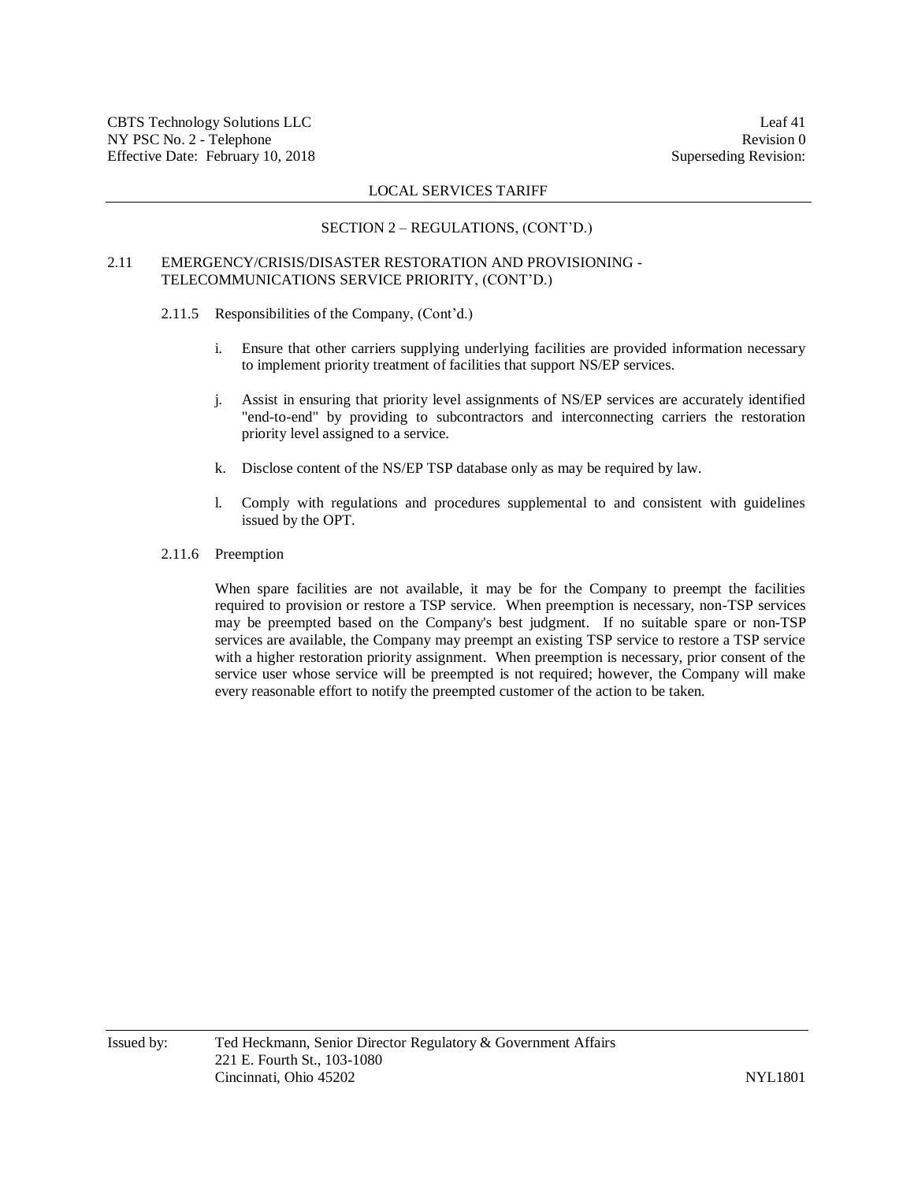LOCAL SERVICES TARIFF

SECTION 2 – REGULATIONS, (CONT'D.)

2.11 EMERGENCY/CRISIS/DISASTER RESTORATION AND PROVISIONING - TELECOMMUNICATIONS SERVICE PRIORITY, (CONT'D.)

2.11.5 Responsibilities of the Company, (Cont'd.)

i. Ensure that other carriers supplying underlying facilities are provided information necessary to implement priority treatment of facilities that support NS/EP services.

j. Assist in ensuring that priority level assignments of NS/EP services are accurately identified "end-to-end" by providing to subcontractors and interconnecting carriers the restoration priority level assigned to a service.

k. Disclose content of the NS/EP TSP database only as may be required by law.

l. Comply with regulations and procedures supplemental to and consistent with guidelines issued by the OPT.

2.11.6 Preemption

When spare facilities are not available, it may be for the Company to preempt the facilities required to provision or restore a TSP service. When preemption is necessary, non-TSP services may be preempted based on the Company's best judgment. If no suitable spare or non-TSP services are available, the Company may preempt an existing TSP service to restore a TSP service with a higher restoration priority assignment. When preemption is necessary, prior consent of the service user whose service will be preempted is not required; however, the Company will make every reasonable effort to notify the preempted customer of the action to be taken.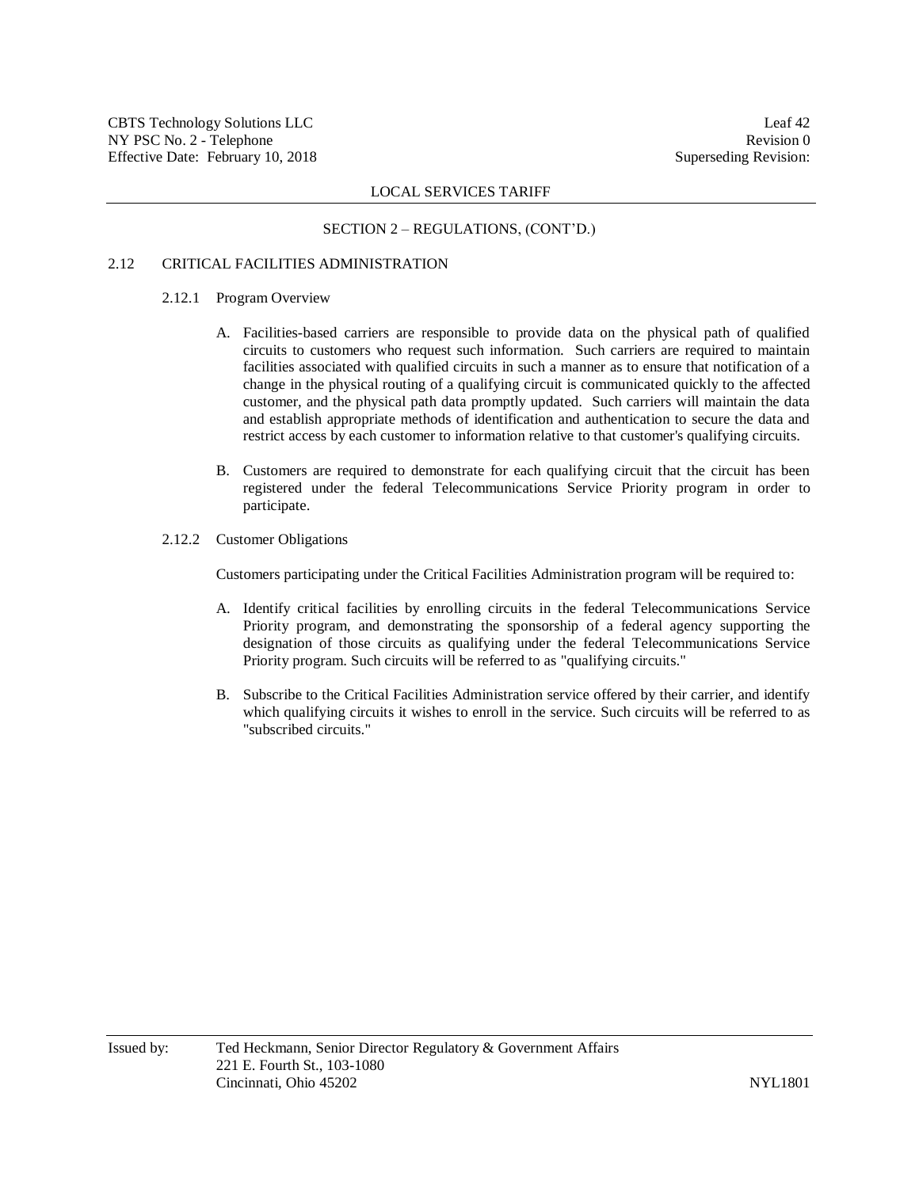## SECTION 2 – REGULATIONS, (CONT'D.)

### 2.12 CRITICAL FACILITIES ADMINISTRATION

#### 2.12.1 Program Overview

A. Facilities-based carriers are responsible to provide data on the physical path of qualified circuits to customers who request such information. Such carriers are required to maintain facilities associated with qualified circuits in such a manner as to ensure that notification of a change in the physical routing of a qualifying circuit is communicated quickly to the affected customer, and the physical path data promptly updated. Such carriers will maintain the data and establish appropriate methods of identification and authentication to secure the data and restrict access by each customer to information relative to that customer's qualifying circuits.

B. Customers are required to demonstrate for each qualifying circuit that the circuit has been registered under the federal Telecommunications Service Priority program in order to participate.

#### 2.12.2 Customer Obligations

Customers participating under the Critical Facilities Administration program will be required to:

A. Identify critical facilities by enrolling circuits in the federal Telecommunications Service Priority program, and demonstrating the sponsorship of a federal agency supporting the designation of those circuits as qualifying under the federal Telecommunications Service Priority program. Such circuits will be referred to as "qualifying circuits."

B. Subscribe to the Critical Facilities Administration service offered by their carrier, and identify which qualifying circuits it wishes to enroll in the service. Such circuits will be referred to as "subscribed circuits."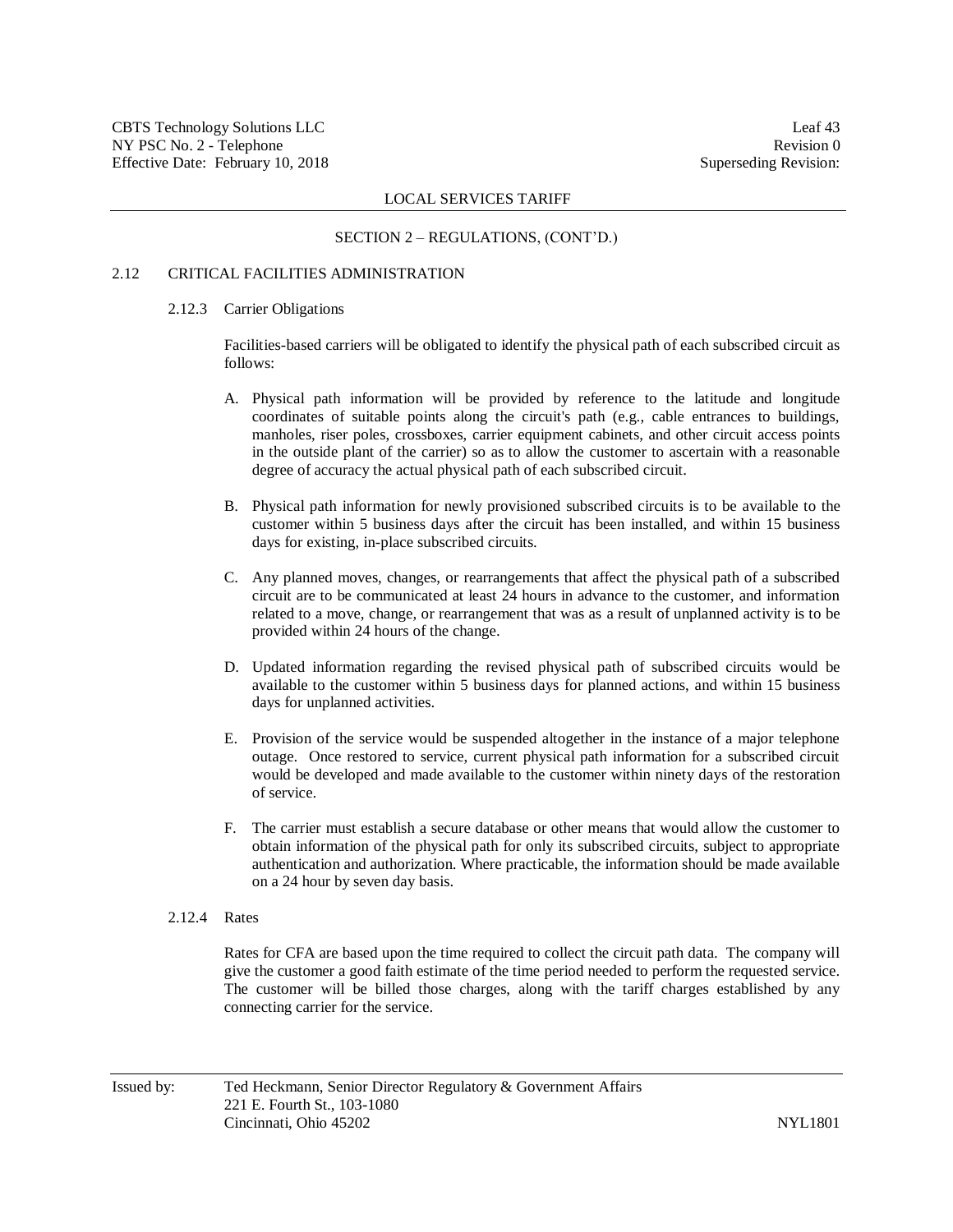LOCAL SERVICES TARIFF

SECTION 2 – REGULATIONS, (CONT'D.)

## 2.12 CRITICAL FACILITIES ADMINISTRATION

### 2.12.3 Carrier Obligations

Facilities-based carriers will be obligated to identify the physical path of each subscribed circuit as follows:

A. Physical path information will be provided by reference to the latitude and longitude coordinates of suitable points along the circuit's path (e.g., cable entrances to buildings, manholes, riser poles, crossboxes, carrier equipment cabinets, and other circuit access points in the outside plant of the carrier) so as to allow the customer to ascertain with a reasonable degree of accuracy the actual physical path of each subscribed circuit.

B. Physical path information for newly provisioned subscribed circuits is to be available to the customer within 5 business days after the circuit has been installed, and within 15 business days for existing, in-place subscribed circuits.

C. Any planned moves, changes, or rearrangements that affect the physical path of a subscribed circuit are to be communicated at least 24 hours in advance to the customer, and information related to a move, change, or rearrangement that was as a result of unplanned activity is to be provided within 24 hours of the change.

D. Updated information regarding the revised physical path of subscribed circuits would be available to the customer within 5 business days for planned actions, and within 15 business days for unplanned activities.

E. Provision of the service would be suspended altogether in the instance of a major telephone outage. Once restored to service, current physical path information for a subscribed circuit would be developed and made available to the customer within ninety days of the restoration of service.

F. The carrier must establish a secure database or other means that would allow the customer to obtain information of the physical path for only its subscribed circuits, subject to appropriate authentication and authorization. Where practicable, the information should be made available on a 24 hour by seven day basis.

### 2.12.4 Rates

Rates for CFA are based upon the time required to collect the circuit path data. The company will give the customer a good faith estimate of the time period needed to perform the requested service. The customer will be billed those charges, along with the tariff charges established by any connecting carrier for the service.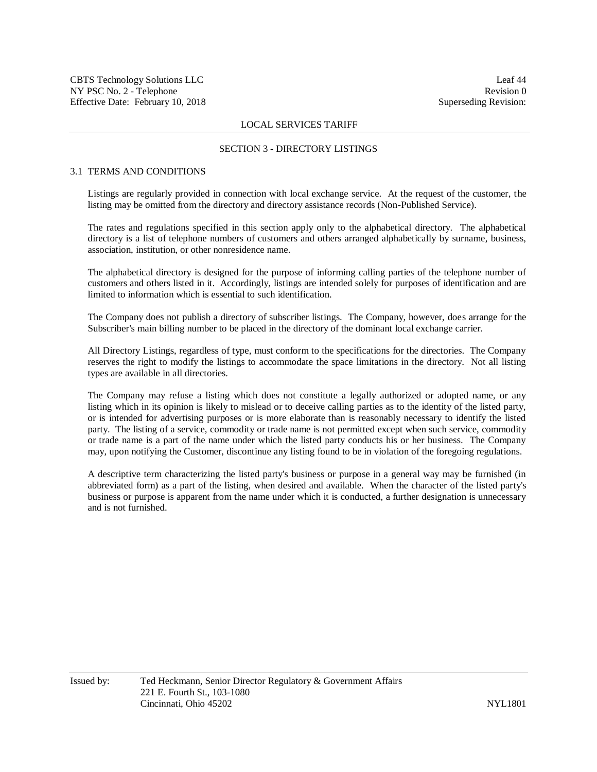LOCAL SERVICES TARIFF

## SECTION 3 - DIRECTORY LISTINGS

### 3.1 TERMS AND CONDITIONS

Listings are regularly provided in connection with local exchange service. At the request of the customer, the listing may be omitted from the directory and directory assistance records (Non-Published Service).

The rates and regulations specified in this section apply only to the alphabetical directory. The alphabetical directory is a list of telephone numbers of customers and others arranged alphabetically by surname, business, association, institution, or other nonresidence name.

The alphabetical directory is designed for the purpose of informing calling parties of the telephone number of customers and others listed in it. Accordingly, listings are intended solely for purposes of identification and are limited to information which is essential to such identification.

The Company does not publish a directory of subscriber listings. The Company, however, does arrange for the Subscriber's main billing number to be placed in the directory of the dominant local exchange carrier.

All Directory Listings, regardless of type, must conform to the specifications for the directories. The Company reserves the right to modify the listings to accommodate the space limitations in the directory. Not all listing types are available in all directories.

The Company may refuse a listing which does not constitute a legally authorized or adopted name, or any listing which in its opinion is likely to mislead or to deceive calling parties as to the identity of the listed party, or is intended for advertising purposes or is more elaborate than is reasonably necessary to identify the listed party. The listing of a service, commodity or trade name is not permitted except when such service, commodity or trade name is a part of the name under which the listed party conducts his or her business. The Company may, upon notifying the Customer, discontinue any listing found to be in violation of the foregoing regulations.

A descriptive term characterizing the listed party's business or purpose in a general way may be furnished (in abbreviated form) as a part of the listing, when desired and available. When the character of the listed party's business or purpose is apparent from the name under which it is conducted, a further designation is unnecessary and is not furnished.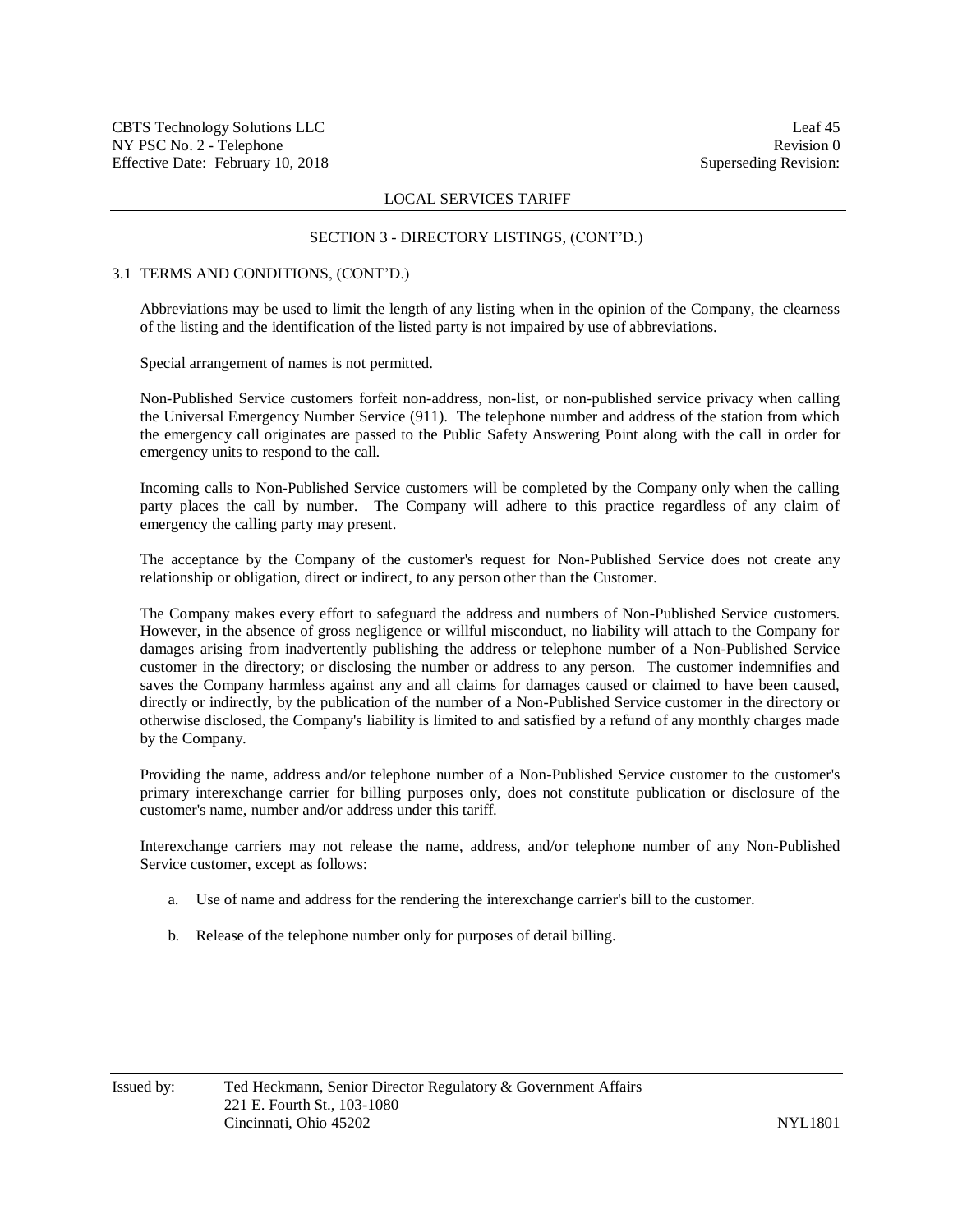## SECTION 3 - DIRECTORY LISTINGS, (CONT'D.)

### 3.1 TERMS AND CONDITIONS, (CONT'D.)

Abbreviations may be used to limit the length of any listing when in the opinion of the Company, the clearness of the listing and the identification of the listed party is not impaired by use of abbreviations.

Special arrangement of names is not permitted.

Non-Published Service customers forfeit non-address, non-list, or non-published service privacy when calling the Universal Emergency Number Service (911). The telephone number and address of the station from which the emergency call originates are passed to the Public Safety Answering Point along with the call in order for emergency units to respond to the call.

Incoming calls to Non-Published Service customers will be completed by the Company only when the calling party places the call by number. The Company will adhere to this practice regardless of any claim of emergency the calling party may present.

The acceptance by the Company of the customer's request for Non-Published Service does not create any relationship or obligation, direct or indirect, to any person other than the Customer.

The Company makes every effort to safeguard the address and numbers of Non-Published Service customers. However, in the absence of gross negligence or willful misconduct, no liability will attach to the Company for damages arising from inadvertently publishing the address or telephone number of a Non-Published Service customer in the directory; or disclosing the number or address to any person. The customer indemnifies and saves the Company harmless against any and all claims for damages caused or claimed to have been caused, directly or indirectly, by the publication of the number of a Non-Published Service customer in the directory or otherwise disclosed, the Company's liability is limited to and satisfied by a refund of any monthly charges made by the Company.

Providing the name, address and/or telephone number of a Non-Published Service customer to the customer's primary interexchange carrier for billing purposes only, does not constitute publication or disclosure of the customer's name, number and/or address under this tariff.

Interexchange carriers may not release the name, address, and/or telephone number of any Non-Published Service customer, except as follows:

a. Use of name and address for the rendering the interexchange carrier's bill to the customer.

b. Release of the telephone number only for purposes of detail billing.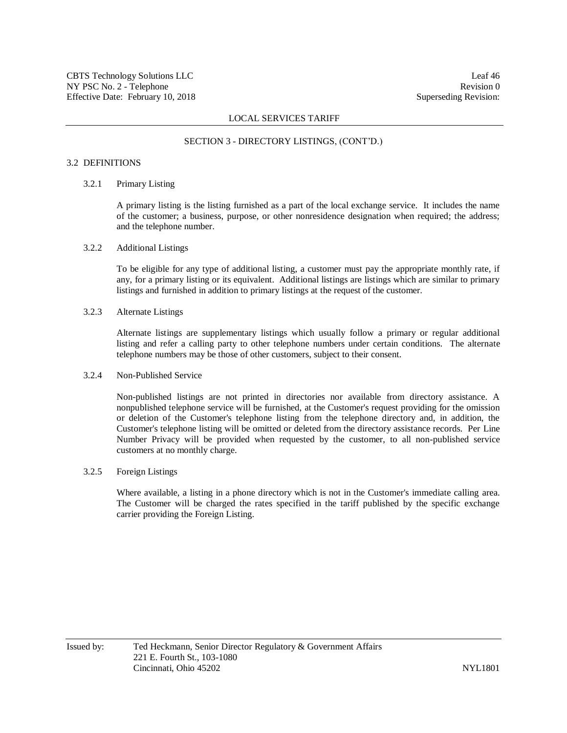## SECTION 3 - DIRECTORY LISTINGS, (CONT'D.)

### 3.2 DEFINITIONS

#### 3.2.1 Primary Listing

A primary listing is the listing furnished as a part of the local exchange service. It includes the name of the customer; a business, purpose, or other nonresidence designation when required; the address; and the telephone number.

#### 3.2.2 Additional Listings

To be eligible for any type of additional listing, a customer must pay the appropriate monthly rate, if any, for a primary listing or its equivalent. Additional listings are listings which are similar to primary listings and furnished in addition to primary listings at the request of the customer.

#### 3.2.3 Alternate Listings

Alternate listings are supplementary listings which usually follow a primary or regular additional listing and refer a calling party to other telephone numbers under certain conditions. The alternate telephone numbers may be those of other customers, subject to their consent.

#### 3.2.4 Non-Published Service

Non-published listings are not printed in directories nor available from directory assistance. A nonpublished telephone service will be furnished, at the Customer's request providing for the omission or deletion of the Customer's telephone listing from the telephone directory and, in addition, the Customer's telephone listing will be omitted or deleted from the directory assistance records. Per Line Number Privacy will be provided when requested by the customer, to all non-published service customers at no monthly charge.

#### 3.2.5 Foreign Listings

Where available, a listing in a phone directory which is not in the Customer's immediate calling area. The Customer will be charged the rates specified in the tariff published by the specific exchange carrier providing the Foreign Listing.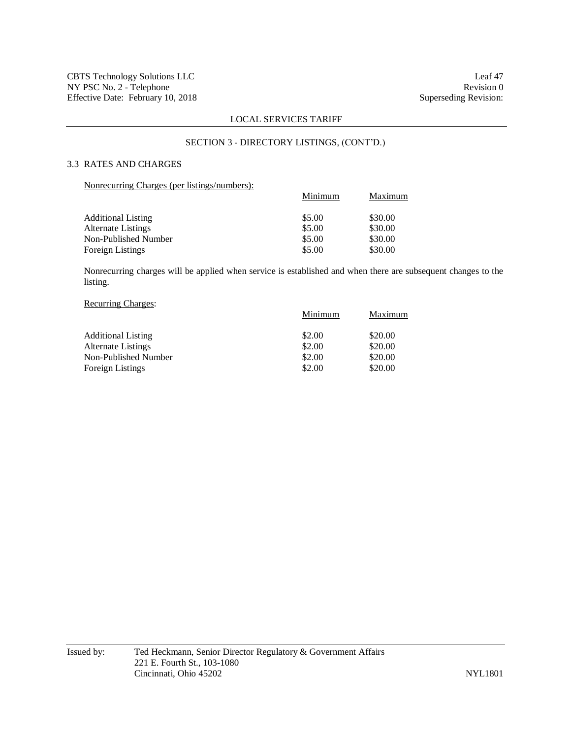## SECTION 3 - DIRECTORY LISTINGS, (CONT'D.)

### 3.3 RATES AND CHARGES

Nonrecurring Charges (per listings/numbers):

| | Minimum | Maximum |
|---|---|---|
| Additional Listing | \$5.00 | \$30.00 |
| Alternate Listings | \$5.00 | \$30.00 |
| Non-Published Number | \$5.00 | \$30.00 |
| Foreign Listings | \$5.00 | \$30.00 |

Nonrecurring charges will be applied when service is established and when there are subsequent changes to the listing.

Recurring Charges:

| | Minimum | Maximum |
|---|---|---|
| Additional Listing | \$2.00 | \$20.00 |
| Alternate Listings | \$2.00 | \$20.00 |
| Non-Published Number | \$2.00 | \$20.00 |
| Foreign Listings | \$2.00 | \$20.00 |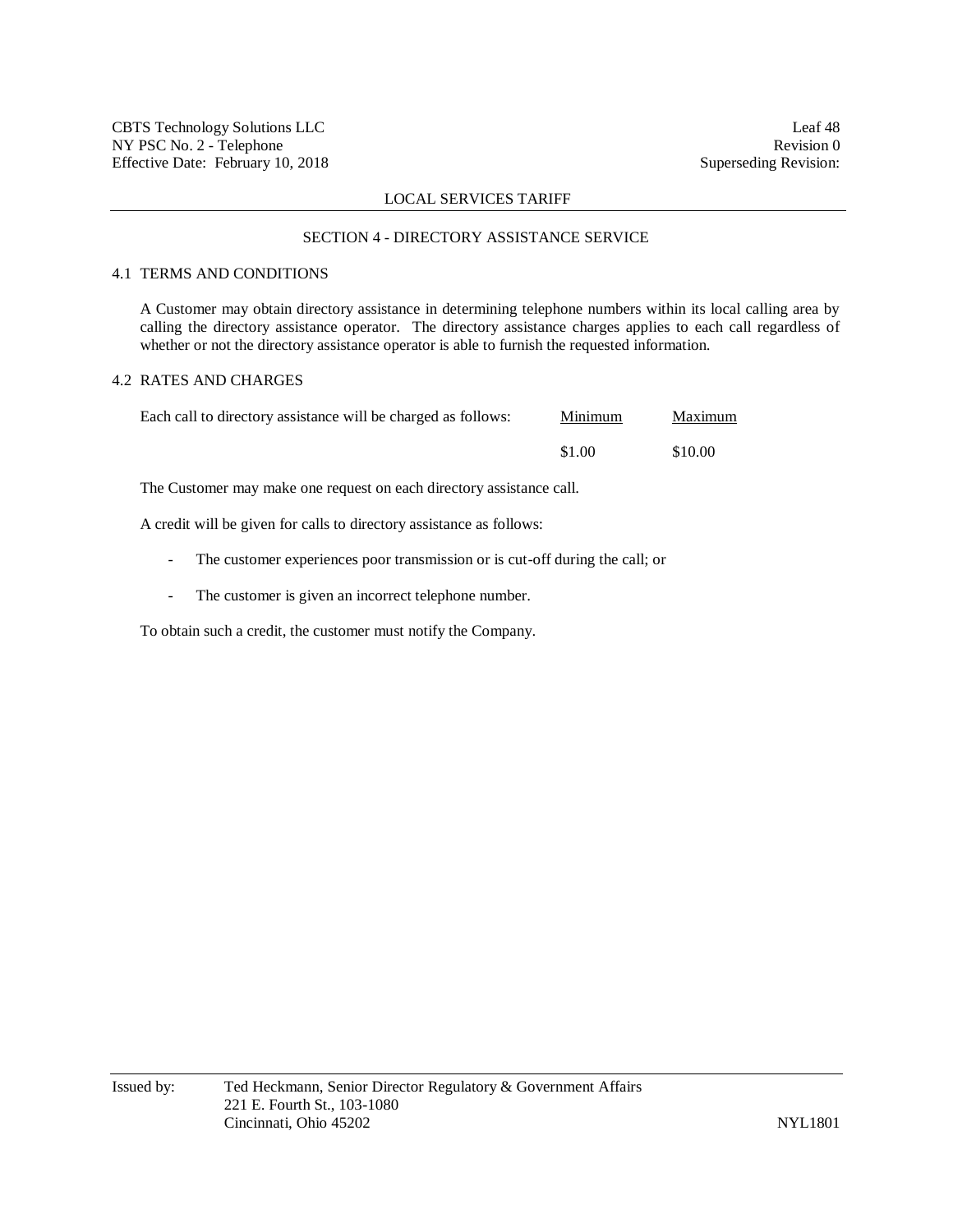LOCAL SERVICES TARIFF

## SECTION 4 - DIRECTORY ASSISTANCE SERVICE

### 4.1 TERMS AND CONDITIONS

A Customer may obtain directory assistance in determining telephone numbers within its local calling area by calling the directory assistance operator. The directory assistance charges applies to each call regardless of whether or not the directory assistance operator is able to furnish the requested information.

### 4.2 RATES AND CHARGES

| Each call to directory assistance will be charged as follows: | Minimum | Maximum |
|---|---|---|
| | $1.00 | $10.00 |

The Customer may make one request on each directory assistance call.

A credit will be given for calls to directory assistance as follows:

- The customer experiences poor transmission or is cut-off during the call; or
- The customer is given an incorrect telephone number.

To obtain such a credit, the customer must notify the Company.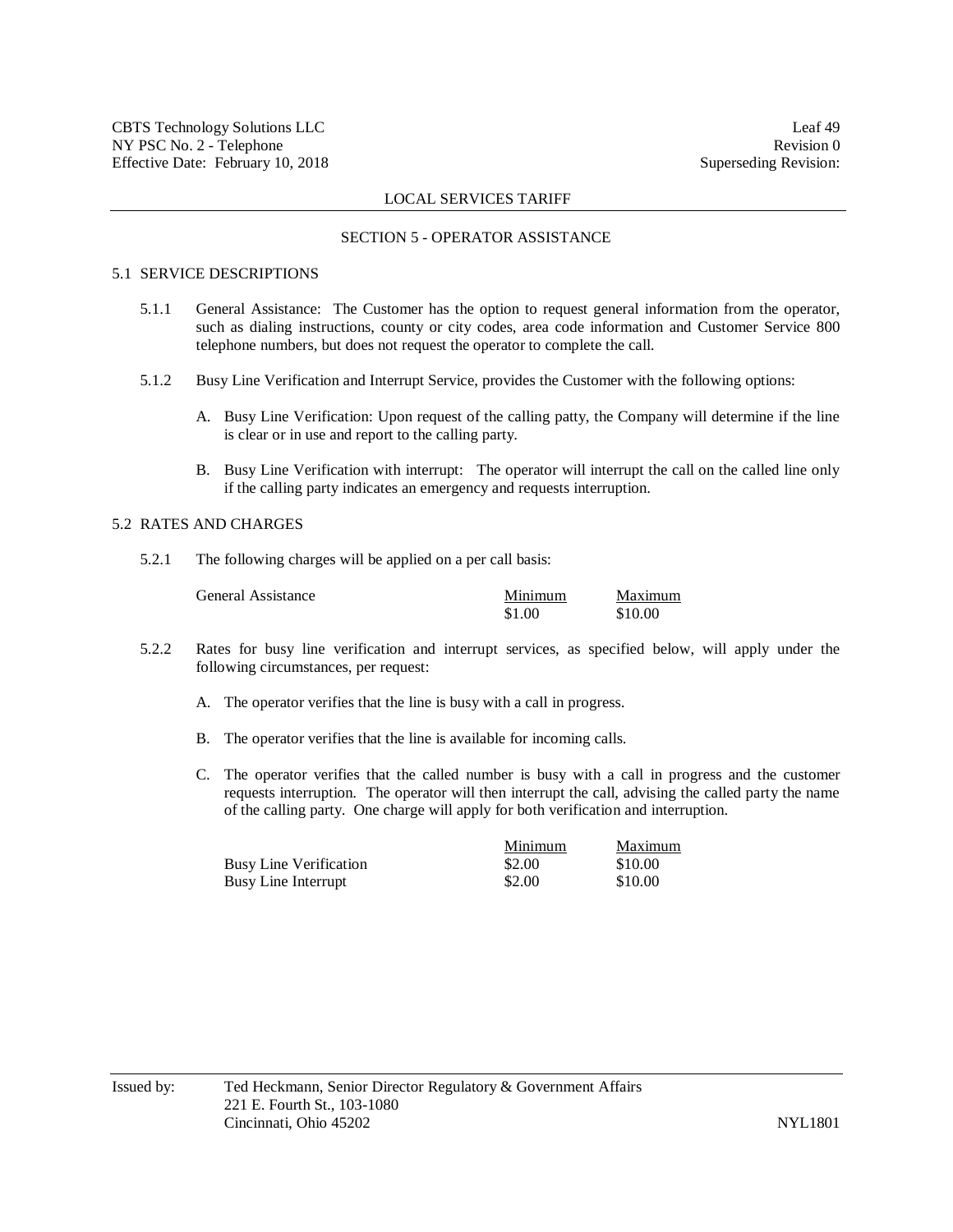LOCAL SERVICES TARIFF

## SECTION 5 - OPERATOR ASSISTANCE

### 5.1 SERVICE DESCRIPTIONS

5.1.1 General Assistance: The Customer has the option to request general information from the operator, such as dialing instructions, county or city codes, area code information and Customer Service 800 telephone numbers, but does not request the operator to complete the call.

5.1.2 Busy Line Verification and Interrupt Service, provides the Customer with the following options:

A. Busy Line Verification: Upon request of the calling patty, the Company will determine if the line is clear or in use and report to the calling party.

B. Busy Line Verification with interrupt: The operator will interrupt the call on the called line only if the calling party indicates an emergency and requests interruption.

### 5.2 RATES AND CHARGES

5.2.1 The following charges will be applied on a per call basis:

| | Minimum | Maximum |
|---|---|---|
| General Assistance | $1.00 | $10.00 |

5.2.2 Rates for busy line verification and interrupt services, as specified below, will apply under the following circumstances, per request:

A. The operator verifies that the line is busy with a call in progress.

B. The operator verifies that the line is available for incoming calls.

C. The operator verifies that the called number is busy with a call in progress and the customer requests interruption. The operator will then interrupt the call, advising the called party the name of the calling party. One charge will apply for both verification and interruption.

| | Minimum | Maximum |
|---|---|---|
| Busy Line Verification | $2.00 | $10.00 |
| Busy Line Interrupt | $2.00 | $10.00 |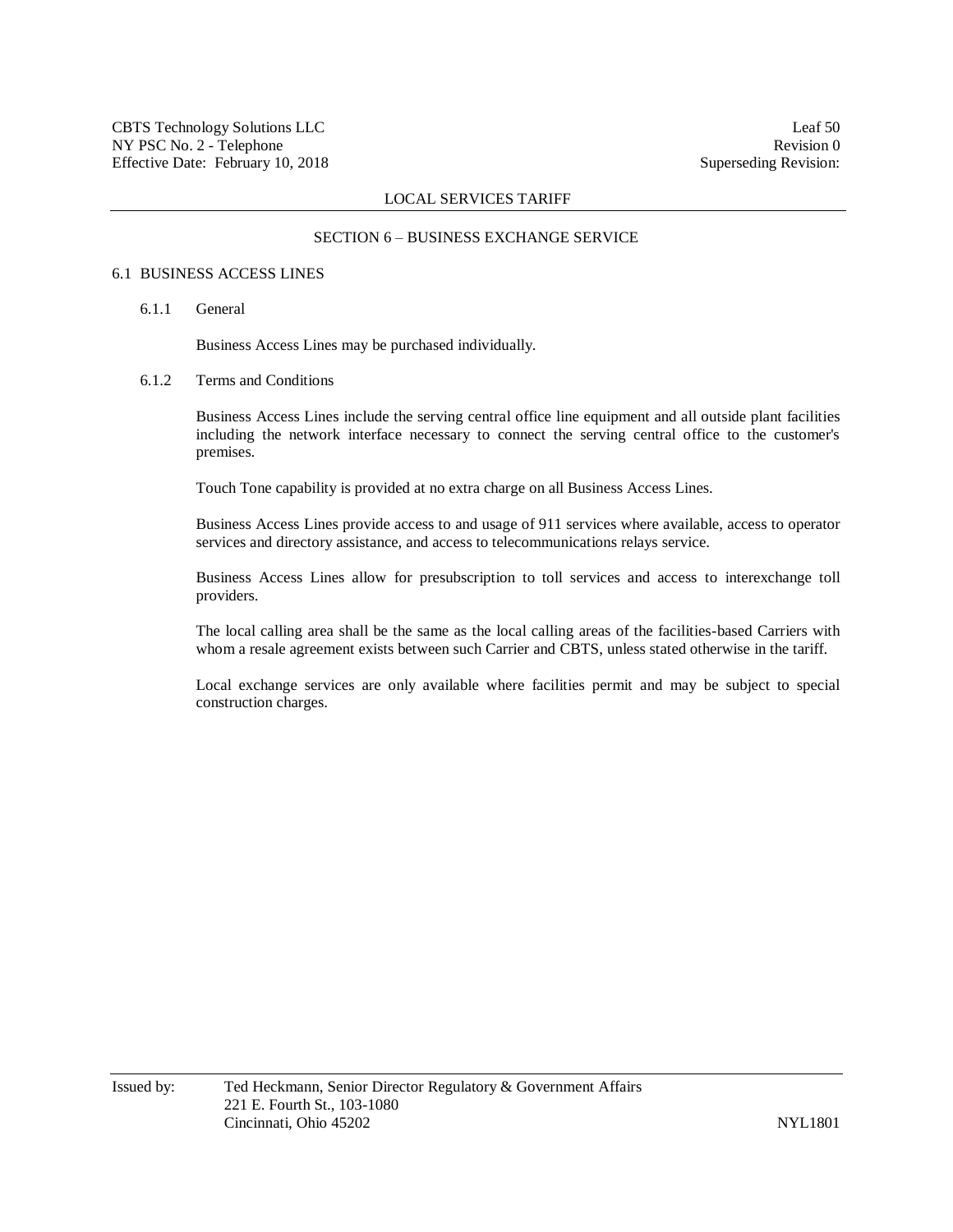LOCAL SERVICES TARIFF

## SECTION 6 – BUSINESS EXCHANGE SERVICE

### 6.1 BUSINESS ACCESS LINES

#### 6.1.1 General

Business Access Lines may be purchased individually.

#### 6.1.2 Terms and Conditions

Business Access Lines include the serving central office line equipment and all outside plant facilities including the network interface necessary to connect the serving central office to the customer's premises.

Touch Tone capability is provided at no extra charge on all Business Access Lines.

Business Access Lines provide access to and usage of 911 services where available, access to operator services and directory assistance, and access to telecommunications relays service.

Business Access Lines allow for presubscription to toll services and access to interexchange toll providers.

The local calling area shall be the same as the local calling areas of the facilities-based Carriers with whom a resale agreement exists between such Carrier and CBTS, unless stated otherwise in the tariff.

Local exchange services are only available where facilities permit and may be subject to special construction charges.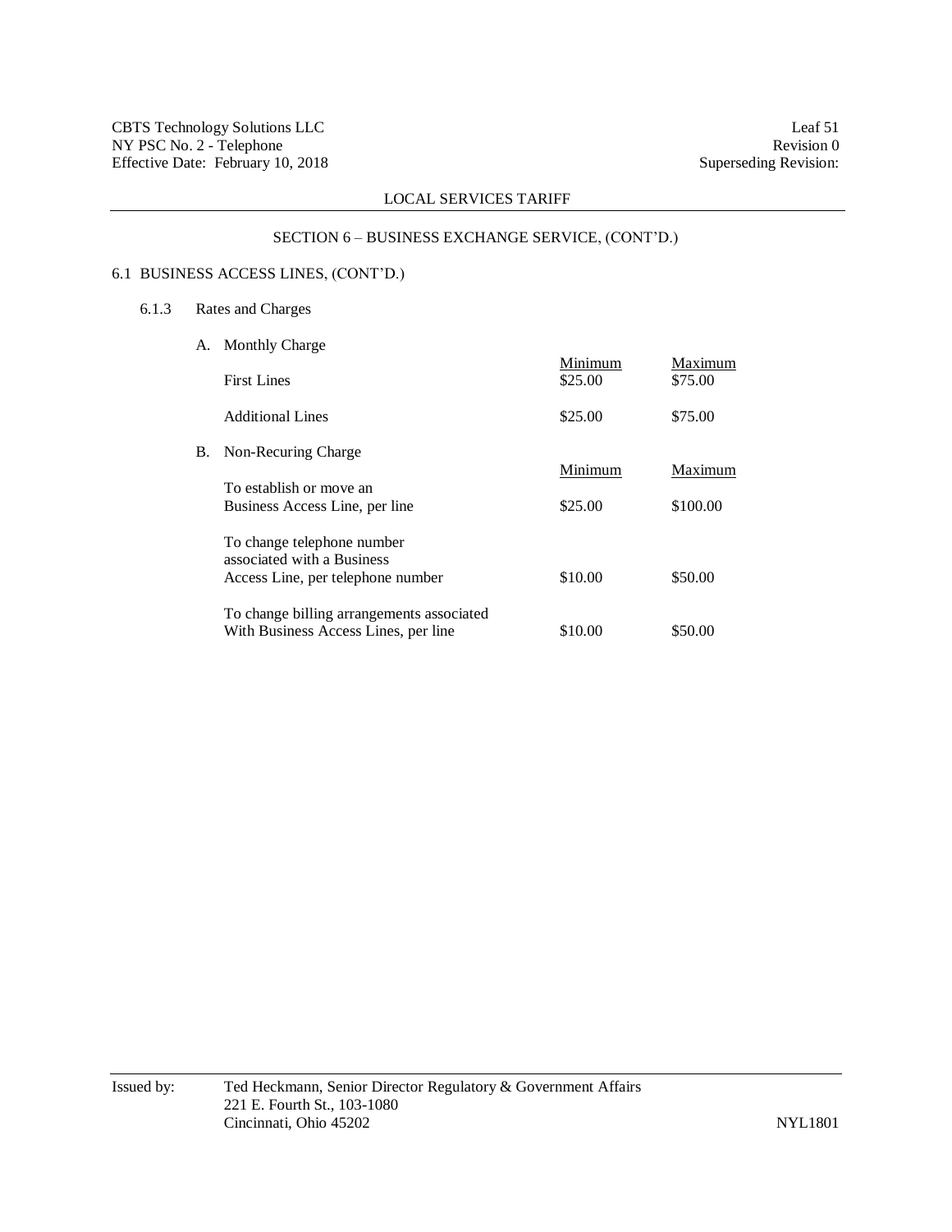## SECTION 6 – BUSINESS EXCHANGE SERVICE, (CONT'D.)

### 6.1 BUSINESS ACCESS LINES, (CONT'D.)

#### 6.1.3 Rates and Charges

A. Monthly Charge

| | Minimum | Maximum |
|---|---|---|
| First Lines | \$25.00 | \$75.00 |
| Additional Lines | \$25.00 | \$75.00 |

B. Non-Recuring Charge

| | Minimum | Maximum |
|---|---|---|
| To establish or move an Business Access Line, per line | \$25.00 | \$100.00 |
| To change telephone number associated with a Business Access Line, per telephone number | \$10.00 | \$50.00 |
| To change billing arrangements associated With Business Access Lines, per line | \$10.00 | \$50.00 |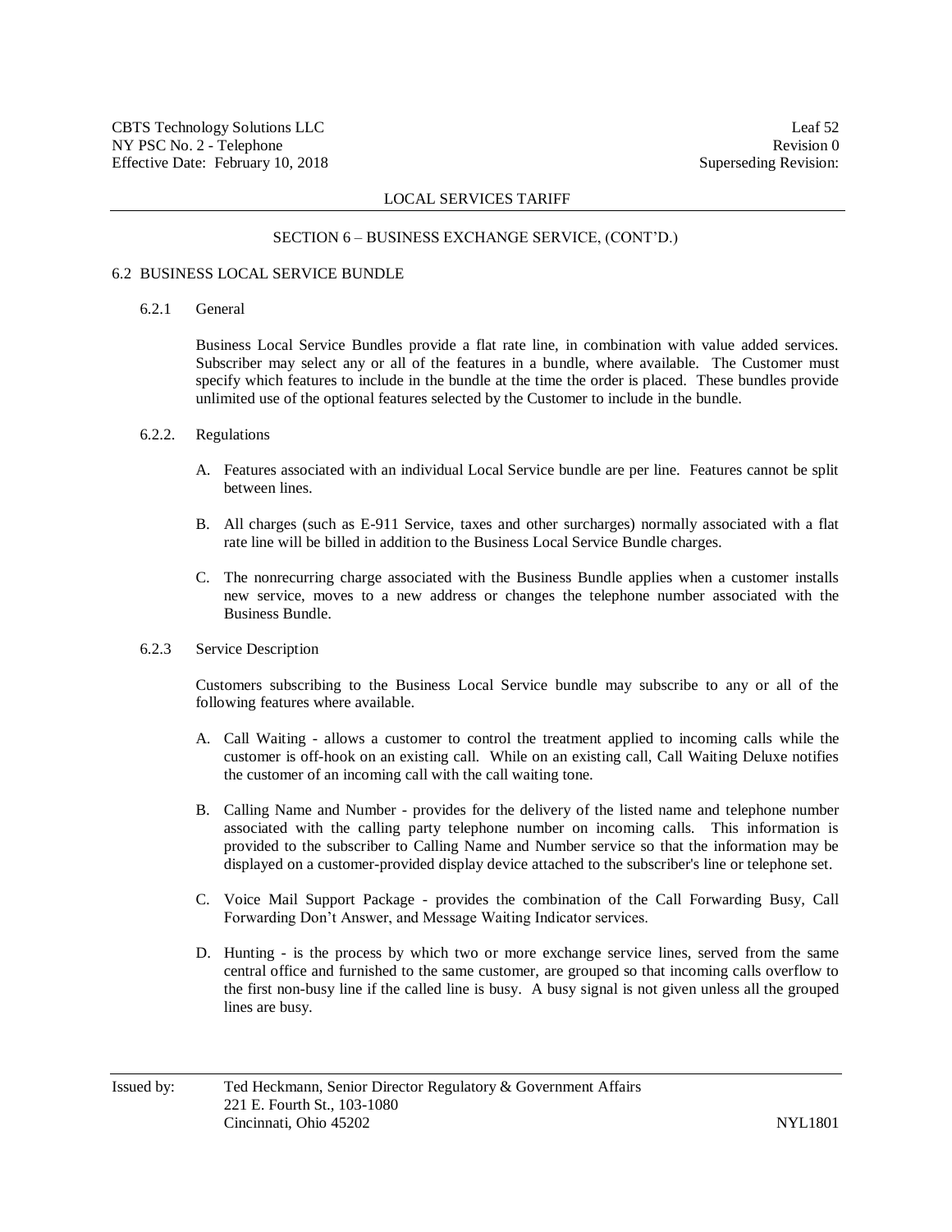LOCAL SERVICES TARIFF

SECTION 6 – BUSINESS EXCHANGE SERVICE, (CONT'D.)

## 6.2 BUSINESS LOCAL SERVICE BUNDLE

### 6.2.1 General

Business Local Service Bundles provide a flat rate line, in combination with value added services. Subscriber may select any or all of the features in a bundle, where available. The Customer must specify which features to include in the bundle at the time the order is placed. These bundles provide unlimited use of the optional features selected by the Customer to include in the bundle.

### 6.2.2. Regulations

A. Features associated with an individual Local Service bundle are per line. Features cannot be split between lines.

B. All charges (such as E-911 Service, taxes and other surcharges) normally associated with a flat rate line will be billed in addition to the Business Local Service Bundle charges.

C. The nonrecurring charge associated with the Business Bundle applies when a customer installs new service, moves to a new address or changes the telephone number associated with the Business Bundle.

### 6.2.3 Service Description

Customers subscribing to the Business Local Service bundle may subscribe to any or all of the following features where available.

A. Call Waiting - allows a customer to control the treatment applied to incoming calls while the customer is off-hook on an existing call. While on an existing call, Call Waiting Deluxe notifies the customer of an incoming call with the call waiting tone.

B. Calling Name and Number - provides for the delivery of the listed name and telephone number associated with the calling party telephone number on incoming calls. This information is provided to the subscriber to Calling Name and Number service so that the information may be displayed on a customer-provided display device attached to the subscriber's line or telephone set.

C. Voice Mail Support Package - provides the combination of the Call Forwarding Busy, Call Forwarding Don't Answer, and Message Waiting Indicator services.

D. Hunting - is the process by which two or more exchange service lines, served from the same central office and furnished to the same customer, are grouped so that incoming calls overflow to the first non-busy line if the called line is busy. A busy signal is not given unless all the grouped lines are busy.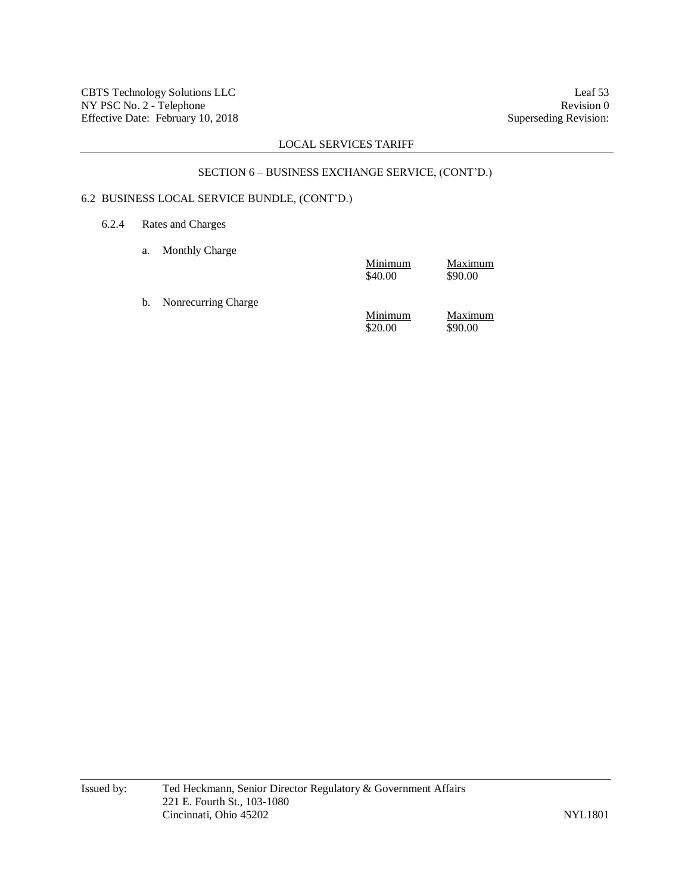## SECTION 6 – BUSINESS EXCHANGE SERVICE, (CONT'D.)

### 6.2 BUSINESS LOCAL SERVICE BUNDLE, (CONT'D.)

#### 6.2.4 Rates and Charges

a. Monthly Charge

| Minimum | Maximum |
|---|---|
| $40.00 | $90.00 |

b. Nonrecurring Charge

| Minimum | Maximum |
|---|---|
| $20.00 | $90.00 |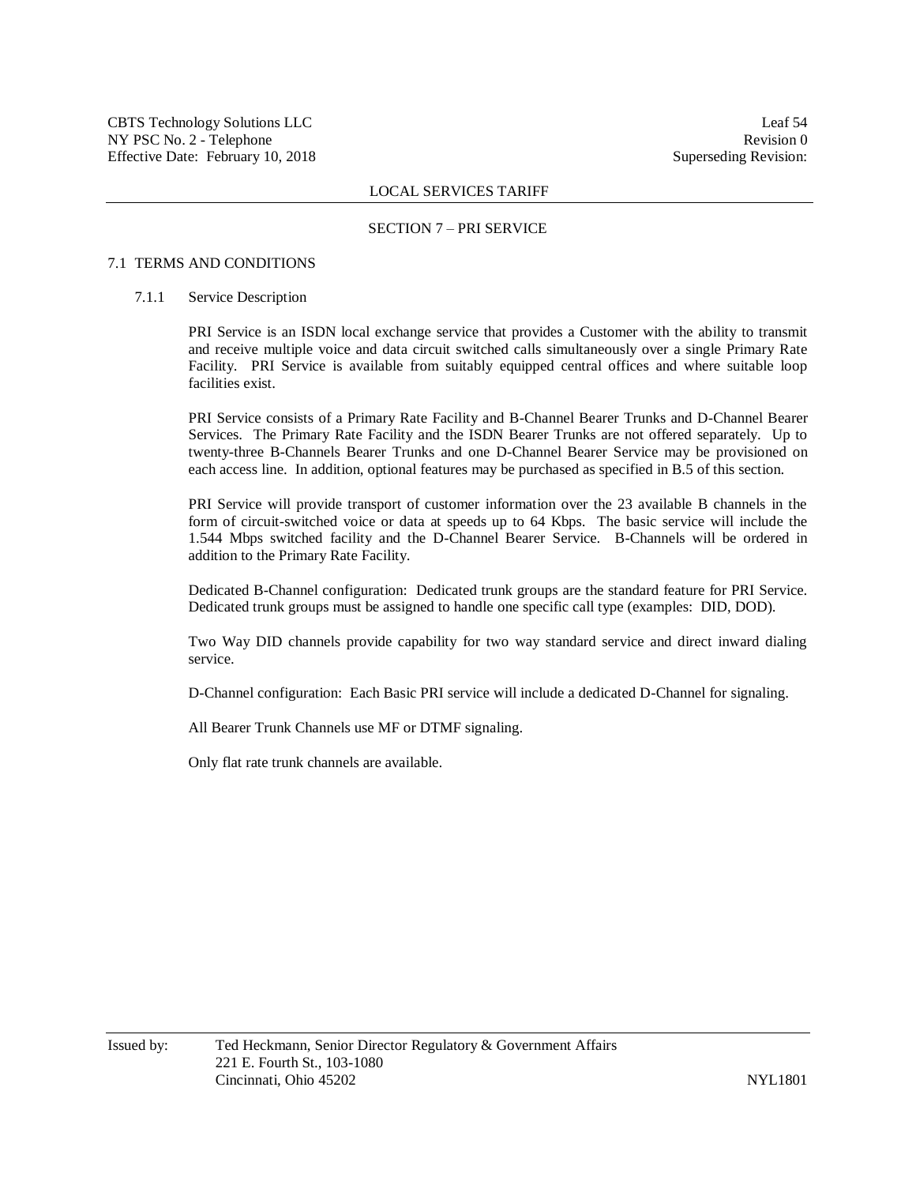LOCAL SERVICES TARIFF

## SECTION 7 – PRI SERVICE

### 7.1 TERMS AND CONDITIONS

#### 7.1.1 Service Description

PRI Service is an ISDN local exchange service that provides a Customer with the ability to transmit and receive multiple voice and data circuit switched calls simultaneously over a single Primary Rate Facility. PRI Service is available from suitably equipped central offices and where suitable loop facilities exist.

PRI Service consists of a Primary Rate Facility and B-Channel Bearer Trunks and D-Channel Bearer Services. The Primary Rate Facility and the ISDN Bearer Trunks are not offered separately. Up to twenty-three B-Channels Bearer Trunks and one D-Channel Bearer Service may be provisioned on each access line. In addition, optional features may be purchased as specified in B.5 of this section.

PRI Service will provide transport of customer information over the 23 available B channels in the form of circuit-switched voice or data at speeds up to 64 Kbps. The basic service will include the 1.544 Mbps switched facility and the D-Channel Bearer Service. B-Channels will be ordered in addition to the Primary Rate Facility.

Dedicated B-Channel configuration: Dedicated trunk groups are the standard feature for PRI Service. Dedicated trunk groups must be assigned to handle one specific call type (examples: DID, DOD).

Two Way DID channels provide capability for two way standard service and direct inward dialing service.

D-Channel configuration: Each Basic PRI service will include a dedicated D-Channel for signaling.

All Bearer Trunk Channels use MF or DTMF signaling.

Only flat rate trunk channels are available.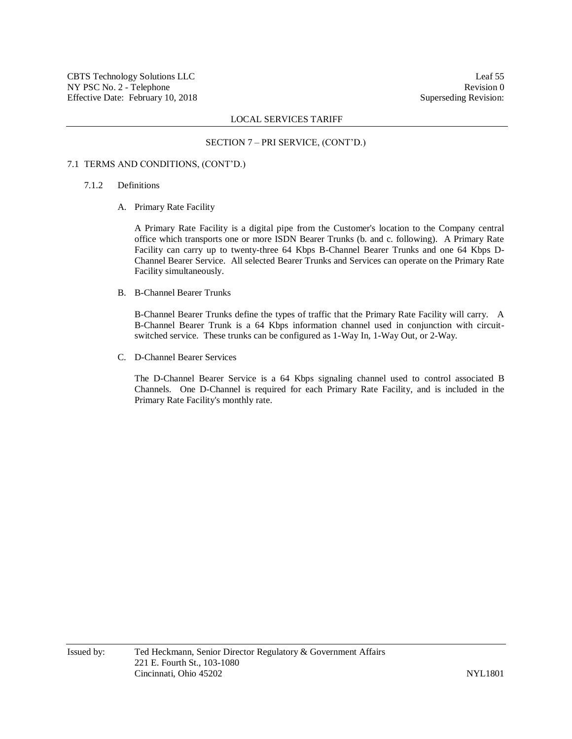## SECTION 7 – PRI SERVICE, (CONT'D.)

### 7.1 TERMS AND CONDITIONS, (CONT'D.)

#### 7.1.2 Definitions

A. Primary Rate Facility

A Primary Rate Facility is a digital pipe from the Customer's location to the Company central office which transports one or more ISDN Bearer Trunks (b. and c. following). A Primary Rate Facility can carry up to twenty-three 64 Kbps B-Channel Bearer Trunks and one 64 Kbps D-Channel Bearer Service. All selected Bearer Trunks and Services can operate on the Primary Rate Facility simultaneously.

B. B-Channel Bearer Trunks

B-Channel Bearer Trunks define the types of traffic that the Primary Rate Facility will carry. A B-Channel Bearer Trunk is a 64 Kbps information channel used in conjunction with circuit-switched service. These trunks can be configured as 1-Way In, 1-Way Out, or 2-Way.

C. D-Channel Bearer Services

The D-Channel Bearer Service is a 64 Kbps signaling channel used to control associated B Channels. One D-Channel is required for each Primary Rate Facility, and is included in the Primary Rate Facility's monthly rate.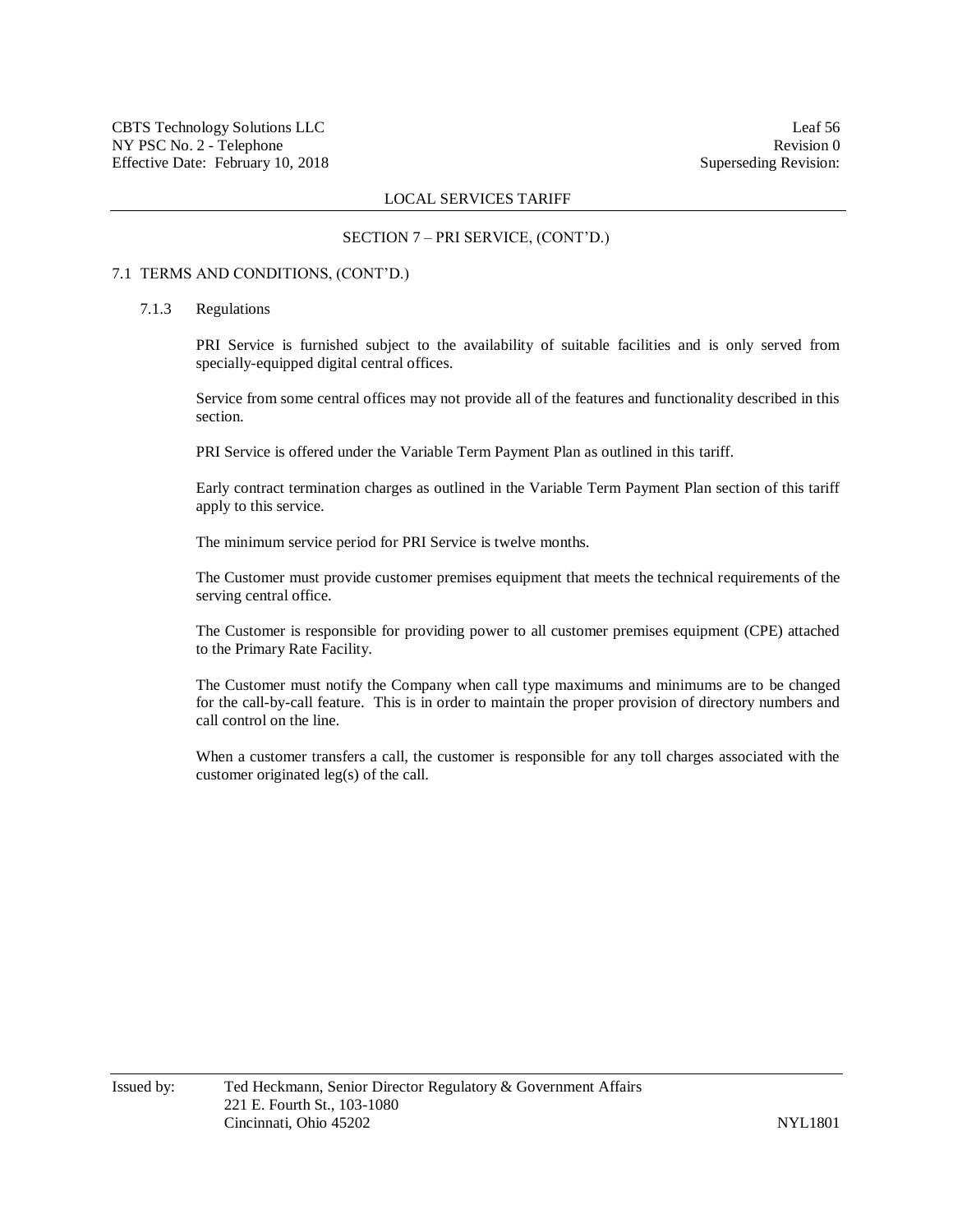LOCAL SERVICES TARIFF

SECTION 7 – PRI SERVICE, (CONT'D.)

## 7.1 TERMS AND CONDITIONS, (CONT'D.)

### 7.1.3 Regulations

PRI Service is furnished subject to the availability of suitable facilities and is only served from specially-equipped digital central offices.

Service from some central offices may not provide all of the features and functionality described in this section.

PRI Service is offered under the Variable Term Payment Plan as outlined in this tariff.

Early contract termination charges as outlined in the Variable Term Payment Plan section of this tariff apply to this service.

The minimum service period for PRI Service is twelve months.

The Customer must provide customer premises equipment that meets the technical requirements of the serving central office.

The Customer is responsible for providing power to all customer premises equipment (CPE) attached to the Primary Rate Facility.

The Customer must notify the Company when call type maximums and minimums are to be changed for the call-by-call feature. This is in order to maintain the proper provision of directory numbers and call control on the line.

When a customer transfers a call, the customer is responsible for any toll charges associated with the customer originated leg(s) of the call.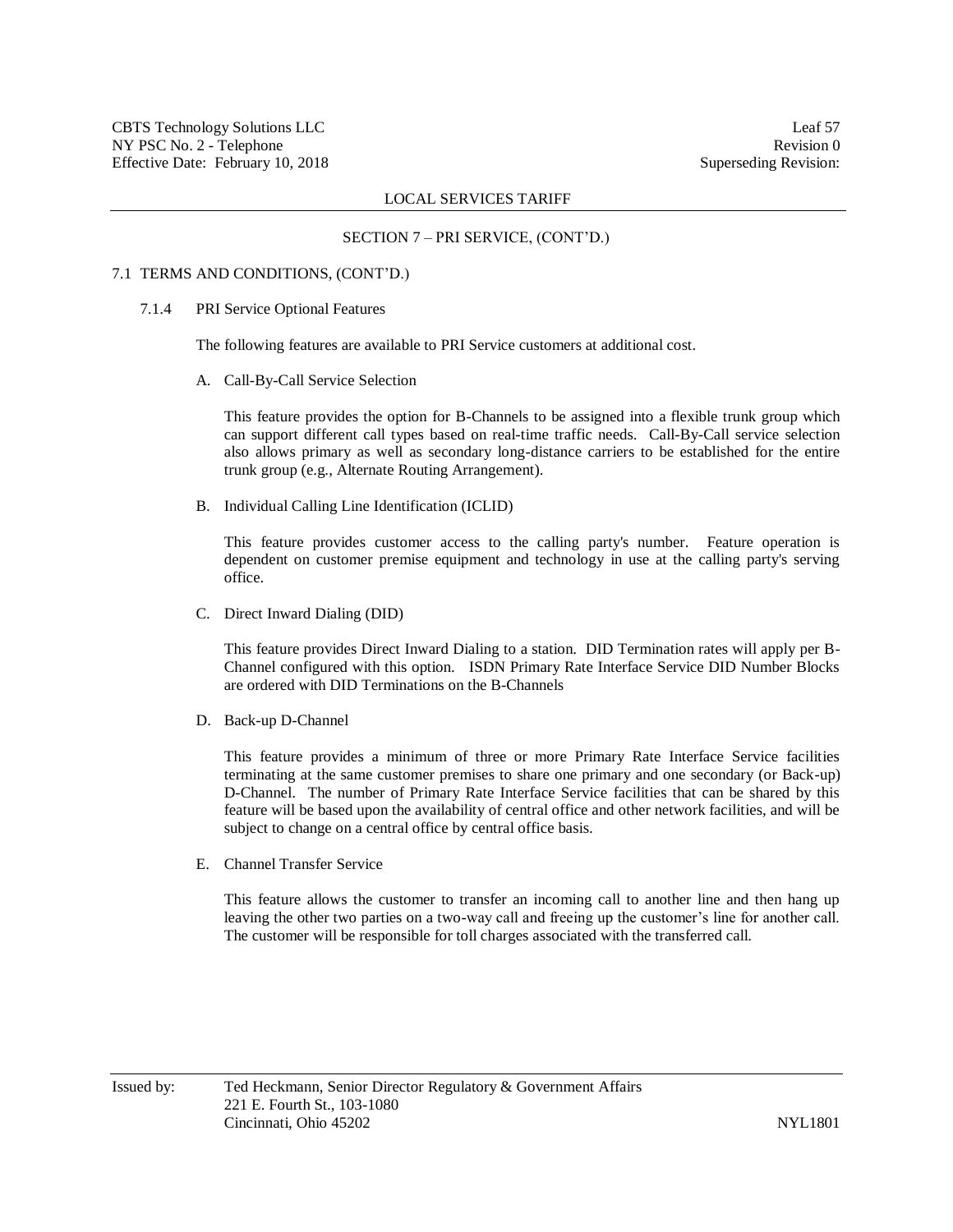## SECTION 7 – PRI SERVICE, (CONT'D.)

### 7.1 TERMS AND CONDITIONS, (CONT'D.)

#### 7.1.4 PRI Service Optional Features

The following features are available to PRI Service customers at additional cost.

A. Call-By-Call Service Selection

This feature provides the option for B-Channels to be assigned into a flexible trunk group which can support different call types based on real-time traffic needs. Call-By-Call service selection also allows primary as well as secondary long-distance carriers to be established for the entire trunk group (e.g., Alternate Routing Arrangement).

B. Individual Calling Line Identification (ICLID)

This feature provides customer access to the calling party's number. Feature operation is dependent on customer premise equipment and technology in use at the calling party's serving office.

C. Direct Inward Dialing (DID)

This feature provides Direct Inward Dialing to a station. DID Termination rates will apply per B-Channel configured with this option. ISDN Primary Rate Interface Service DID Number Blocks are ordered with DID Terminations on the B-Channels

D. Back-up D-Channel

This feature provides a minimum of three or more Primary Rate Interface Service facilities terminating at the same customer premises to share one primary and one secondary (or Back-up) D-Channel. The number of Primary Rate Interface Service facilities that can be shared by this feature will be based upon the availability of central office and other network facilities, and will be subject to change on a central office by central office basis.

E. Channel Transfer Service

This feature allows the customer to transfer an incoming call to another line and then hang up leaving the other two parties on a two-way call and freeing up the customer's line for another call. The customer will be responsible for toll charges associated with the transferred call.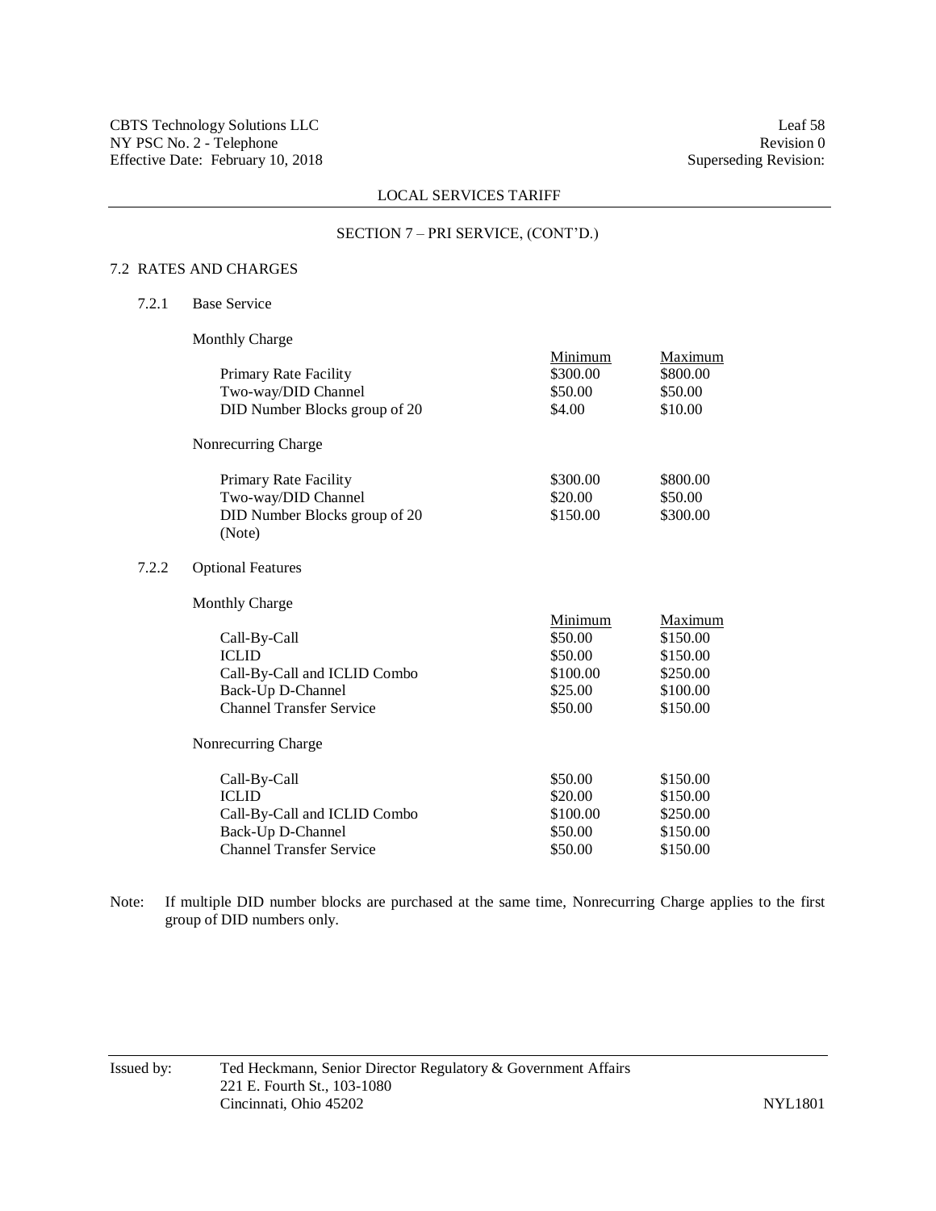LOCAL SERVICES TARIFF

SECTION 7 – PRI SERVICE, (CONT'D.)

## 7.2 RATES AND CHARGES

### 7.2.1 Base Service

Monthly Charge

| | Minimum | Maximum |
|---|---|---|
| Primary Rate Facility | \$300.00 | \$800.00 |
| Two-way/DID Channel | \$50.00 | \$50.00 |
| DID Number Blocks group of 20 | \$4.00 | \$10.00 |

Nonrecurring Charge

| | | |
|---|---|---|
| Primary Rate Facility | \$300.00 | \$800.00 |
| Two-way/DID Channel | \$20.00 | \$50.00 |
| DID Number Blocks group of 20 (Note) | \$150.00 | \$300.00 |

### 7.2.2 Optional Features

Monthly Charge

| | Minimum | Maximum |
|---|---|---|
| Call-By-Call | \$50.00 | \$150.00 |
| ICLID | \$50.00 | \$150.00 |
| Call-By-Call and ICLID Combo | \$100.00 | \$250.00 |
| Back-Up D-Channel | \$25.00 | \$100.00 |
| Channel Transfer Service | \$50.00 | \$150.00 |

Nonrecurring Charge

| | | |
|---|---|---|
| Call-By-Call | \$50.00 | \$150.00 |
| ICLID | \$20.00 | \$150.00 |
| Call-By-Call and ICLID Combo | \$100.00 | \$250.00 |
| Back-Up D-Channel | \$50.00 | \$150.00 |
| Channel Transfer Service | \$50.00 | \$150.00 |

Note: If multiple DID number blocks are purchased at the same time, Nonrecurring Charge applies to the first group of DID numbers only.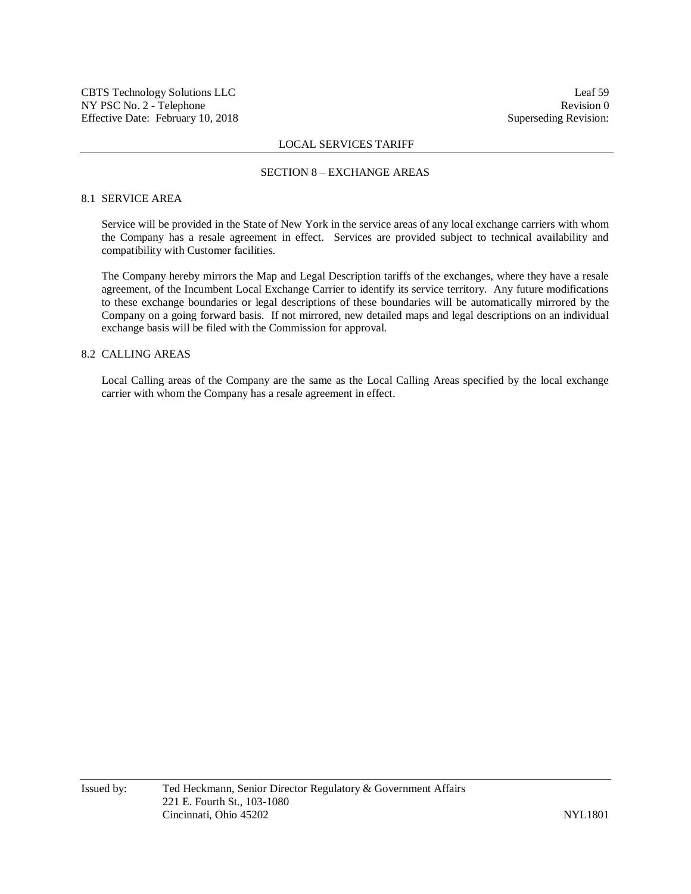## SECTION 8 – EXCHANGE AREAS

### 8.1 SERVICE AREA

Service will be provided in the State of New York in the service areas of any local exchange carriers with whom the Company has a resale agreement in effect. Services are provided subject to technical availability and compatibility with Customer facilities.

The Company hereby mirrors the Map and Legal Description tariffs of the exchanges, where they have a resale agreement, of the Incumbent Local Exchange Carrier to identify its service territory. Any future modifications to these exchange boundaries or legal descriptions of these boundaries will be automatically mirrored by the Company on a going forward basis. If not mirrored, new detailed maps and legal descriptions on an individual exchange basis will be filed with the Commission for approval.

### 8.2 CALLING AREAS

Local Calling areas of the Company are the same as the Local Calling Areas specified by the local exchange carrier with whom the Company has a resale agreement in effect.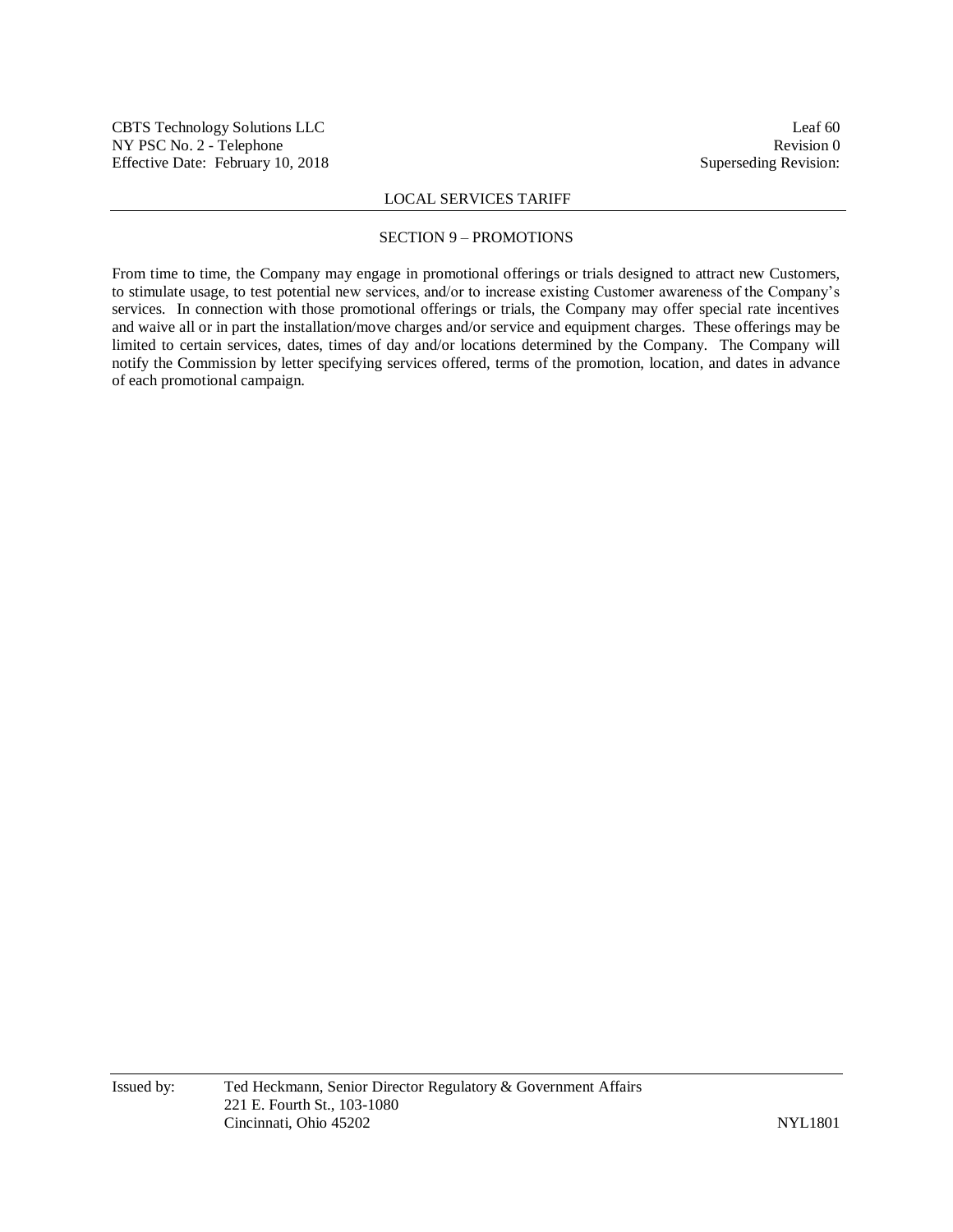## SECTION 9 – PROMOTIONS

From time to time, the Company may engage in promotional offerings or trials designed to attract new Customers, to stimulate usage, to test potential new services, and/or to increase existing Customer awareness of the Company's services. In connection with those promotional offerings or trials, the Company may offer special rate incentives and waive all or in part the installation/move charges and/or service and equipment charges. These offerings may be limited to certain services, dates, times of day and/or locations determined by the Company. The Company will notify the Commission by letter specifying services offered, terms of the promotion, location, and dates in advance of each promotional campaign.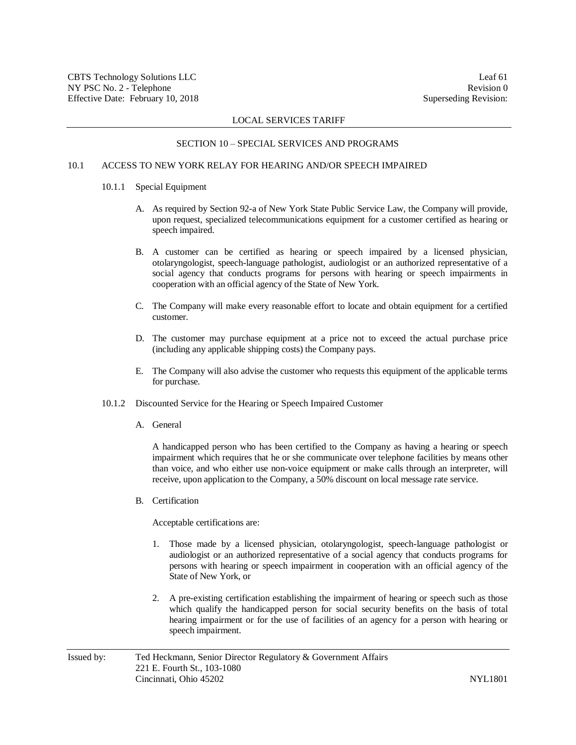LOCAL SERVICES TARIFF

## SECTION 10 – SPECIAL SERVICES AND PROGRAMS

### 10.1 ACCESS TO NEW YORK RELAY FOR HEARING AND/OR SPEECH IMPAIRED

#### 10.1.1 Special Equipment

A. As required by Section 92-a of New York State Public Service Law, the Company will provide, upon request, specialized telecommunications equipment for a customer certified as hearing or speech impaired.

B. A customer can be certified as hearing or speech impaired by a licensed physician, otolaryngologist, speech-language pathologist, audiologist or an authorized representative of a social agency that conducts programs for persons with hearing or speech impairments in cooperation with an official agency of the State of New York.

C. The Company will make every reasonable effort to locate and obtain equipment for a certified customer.

D. The customer may purchase equipment at a price not to exceed the actual purchase price (including any applicable shipping costs) the Company pays.

E. The Company will also advise the customer who requests this equipment of the applicable terms for purchase.

#### 10.1.2 Discounted Service for the Hearing or Speech Impaired Customer

A. General

A handicapped person who has been certified to the Company as having a hearing or speech impairment which requires that he or she communicate over telephone facilities by means other than voice, and who either use non-voice equipment or make calls through an interpreter, will receive, upon application to the Company, a 50% discount on local message rate service.

B. Certification

Acceptable certifications are:

1. Those made by a licensed physician, otolaryngologist, speech-language pathologist or audiologist or an authorized representative of a social agency that conducts programs for persons with hearing or speech impairment in cooperation with an official agency of the State of New York, or

2. A pre-existing certification establishing the impairment of hearing or speech such as those which qualify the handicapped person for social security benefits on the basis of total hearing impairment or for the use of facilities of an agency for a person with hearing or speech impairment.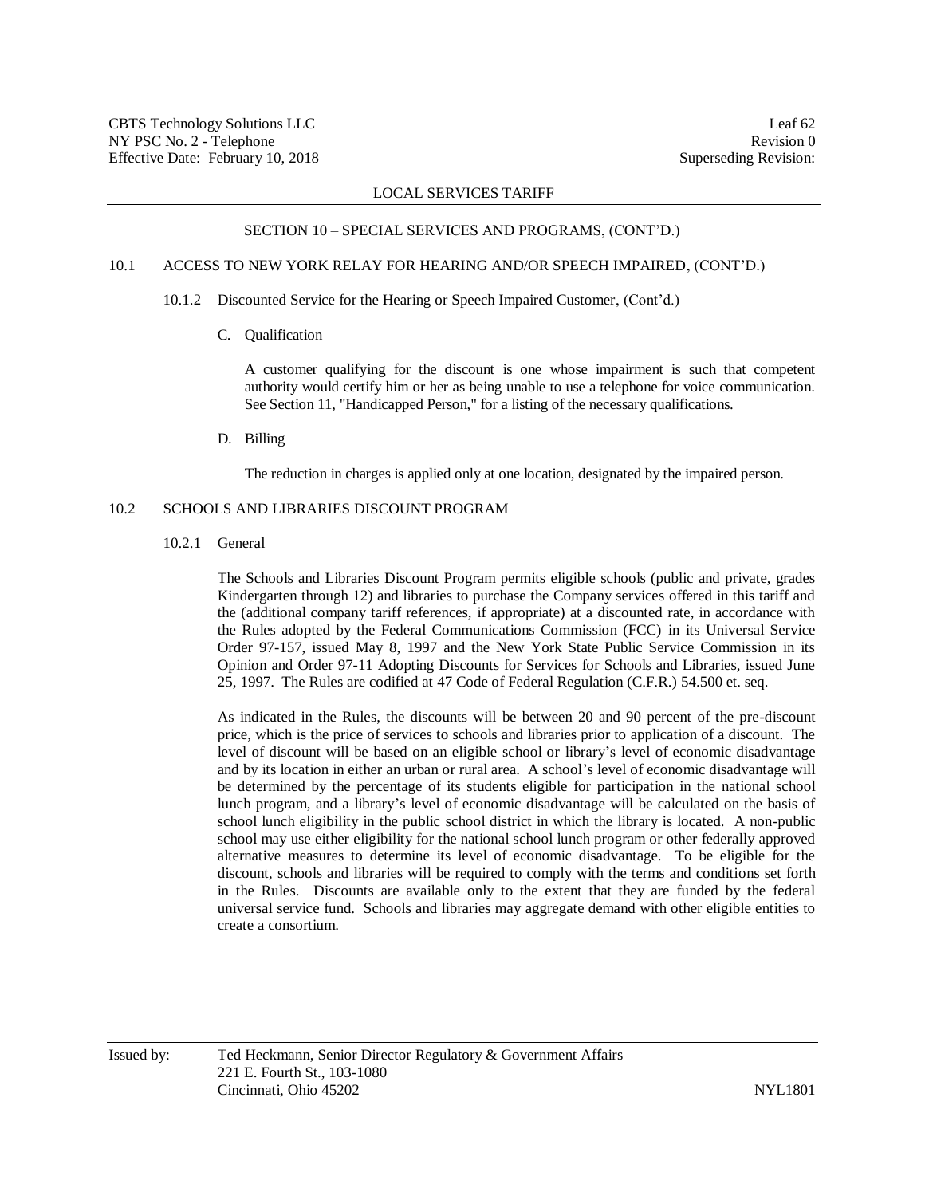LOCAL SERVICES TARIFF

SECTION 10 – SPECIAL SERVICES AND PROGRAMS, (CONT'D.)

10.1 ACCESS TO NEW YORK RELAY FOR HEARING AND/OR SPEECH IMPAIRED, (CONT'D.)

10.1.2 Discounted Service for the Hearing or Speech Impaired Customer, (Cont'd.)

C. Qualification

A customer qualifying for the discount is one whose impairment is such that competent authority would certify him or her as being unable to use a telephone for voice communication. See Section 11, "Handicapped Person," for a listing of the necessary qualifications.

D. Billing

The reduction in charges is applied only at one location, designated by the impaired person.

10.2 SCHOOLS AND LIBRARIES DISCOUNT PROGRAM

10.2.1 General

The Schools and Libraries Discount Program permits eligible schools (public and private, grades Kindergarten through 12) and libraries to purchase the Company services offered in this tariff and the (additional company tariff references, if appropriate) at a discounted rate, in accordance with the Rules adopted by the Federal Communications Commission (FCC) in its Universal Service Order 97-157, issued May 8, 1997 and the New York State Public Service Commission in its Opinion and Order 97-11 Adopting Discounts for Services for Schools and Libraries, issued June 25, 1997. The Rules are codified at 47 Code of Federal Regulation (C.F.R.) 54.500 et. seq.

As indicated in the Rules, the discounts will be between 20 and 90 percent of the pre-discount price, which is the price of services to schools and libraries prior to application of a discount. The level of discount will be based on an eligible school or library's level of economic disadvantage and by its location in either an urban or rural area. A school's level of economic disadvantage will be determined by the percentage of its students eligible for participation in the national school lunch program, and a library's level of economic disadvantage will be calculated on the basis of school lunch eligibility in the public school district in which the library is located. A non-public school may use either eligibility for the national school lunch program or other federally approved alternative measures to determine its level of economic disadvantage. To be eligible for the discount, schools and libraries will be required to comply with the terms and conditions set forth in the Rules. Discounts are available only to the extent that they are funded by the federal universal service fund. Schools and libraries may aggregate demand with other eligible entities to create a consortium.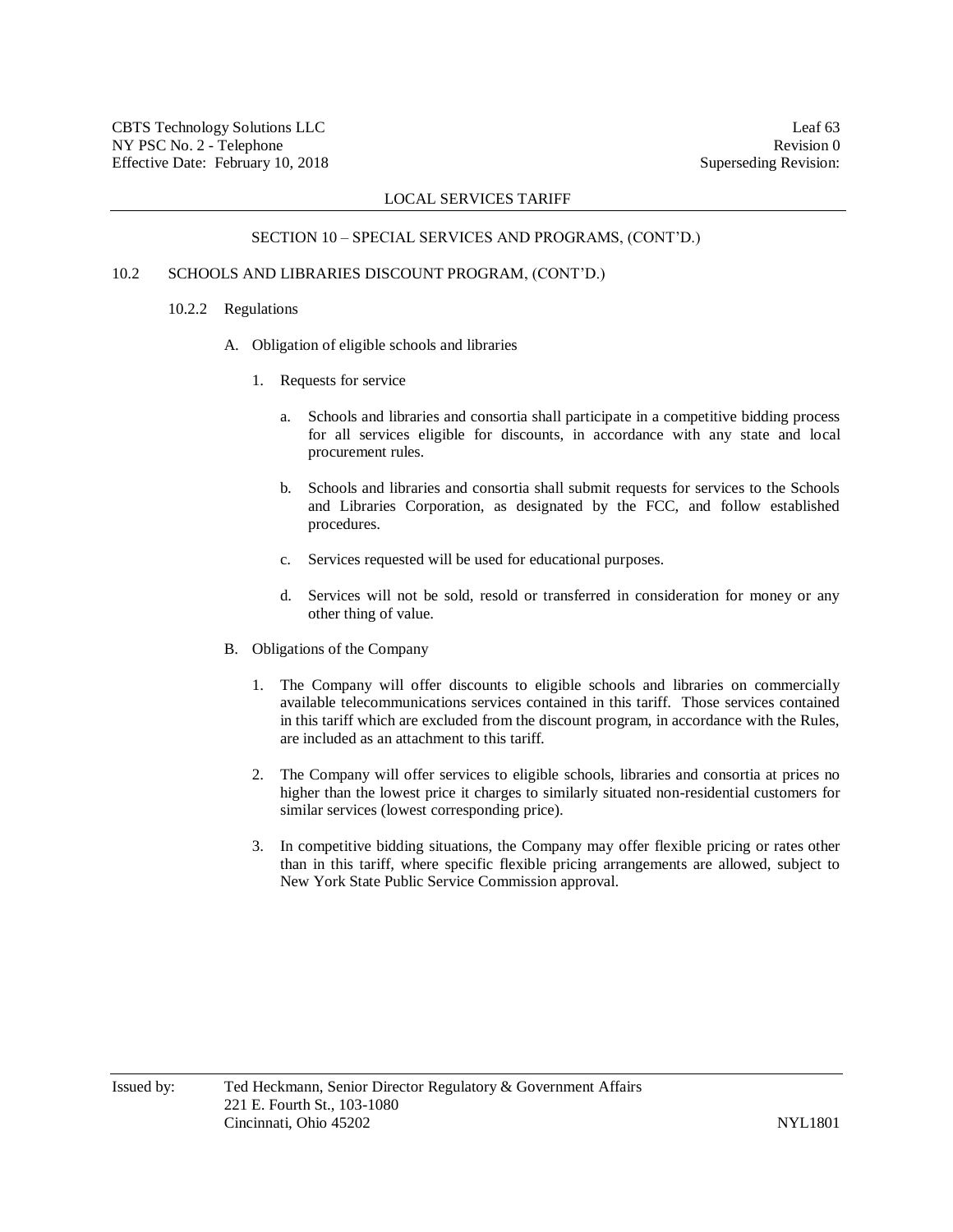LOCAL SERVICES TARIFF

SECTION 10 – SPECIAL SERVICES AND PROGRAMS, (CONT'D.)

10.2 SCHOOLS AND LIBRARIES DISCOUNT PROGRAM, (CONT'D.)

10.2.2 Regulations

A. Obligation of eligible schools and libraries

1. Requests for service

   a. Schools and libraries and consortia shall participate in a competitive bidding process for all services eligible for discounts, in accordance with any state and local procurement rules.

   b. Schools and libraries and consortia shall submit requests for services to the Schools and Libraries Corporation, as designated by the FCC, and follow established procedures.

   c. Services requested will be used for educational purposes.

   d. Services will not be sold, resold or transferred in consideration for money or any other thing of value.

B. Obligations of the Company

1. The Company will offer discounts to eligible schools and libraries on commercially available telecommunications services contained in this tariff. Those services contained in this tariff which are excluded from the discount program, in accordance with the Rules, are included as an attachment to this tariff.

2. The Company will offer services to eligible schools, libraries and consortia at prices no higher than the lowest price it charges to similarly situated non-residential customers for similar services (lowest corresponding price).

3. In competitive bidding situations, the Company may offer flexible pricing or rates other than in this tariff, where specific flexible pricing arrangements are allowed, subject to New York State Public Service Commission approval.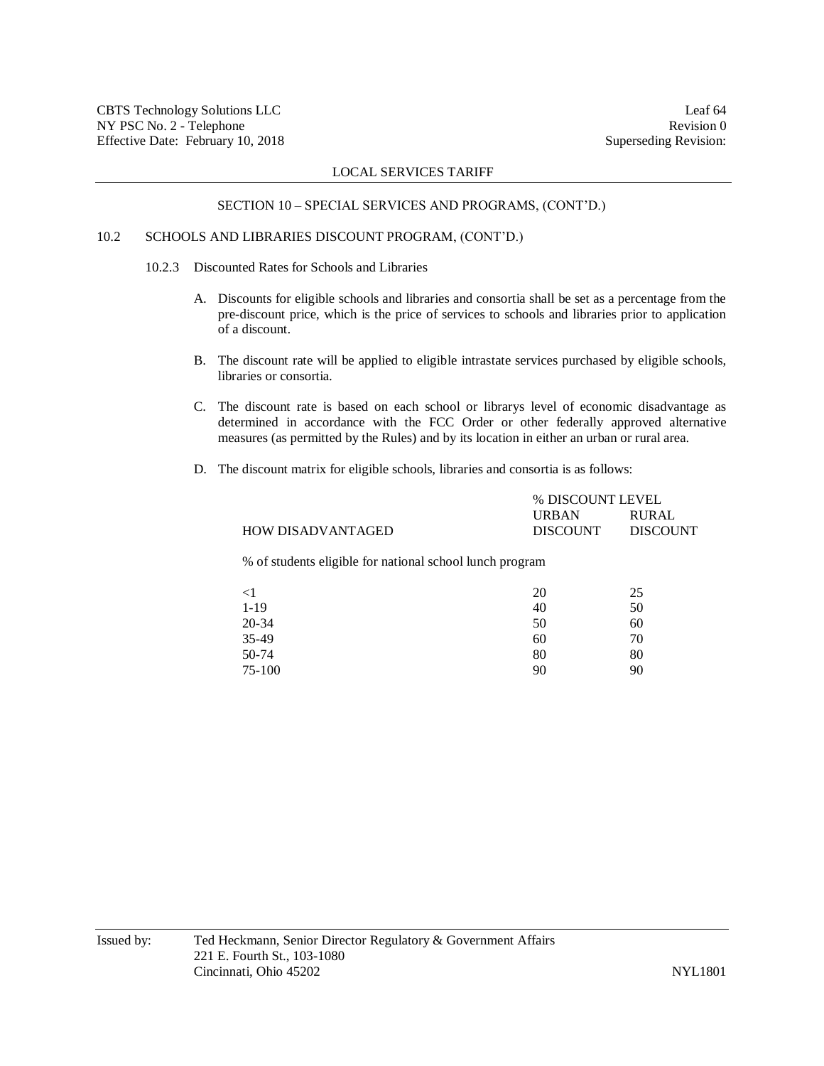SECTION 10 – SPECIAL SERVICES AND PROGRAMS, (CONT'D.)

10.2 SCHOOLS AND LIBRARIES DISCOUNT PROGRAM, (CONT'D.)

10.2.3 Discounted Rates for Schools and Libraries

A. Discounts for eligible schools and libraries and consortia shall be set as a percentage from the pre-discount price, which is the price of services to schools and libraries prior to application of a discount.

B. The discount rate will be applied to eligible intrastate services purchased by eligible schools, libraries or consortia.

C. The discount rate is based on each school or librarys level of economic disadvantage as determined in accordance with the FCC Order or other federally approved alternative measures (as permitted by the Rules) and by its location in either an urban or rural area.

D. The discount matrix for eligible schools, libraries and consortia is as follows:

| | % DISCOUNT LEVEL | |
|---|---|---|
| HOW DISADVANTAGED | URBAN DISCOUNT | RURAL DISCOUNT |
| % of students eligible for national school lunch program | | |
| <1 | 20 | 25 |
| 1-19 | 40 | 50 |
| 20-34 | 50 | 60 |
| 35-49 | 60 | 70 |
| 50-74 | 80 | 80 |
| 75-100 | 90 | 90 |

Issued by: Ted Heckmann, Senior Director Regulatory & Government Affairs
221 E. Fourth St., 103-1080
Cincinnati, Ohio 45202

NYL1801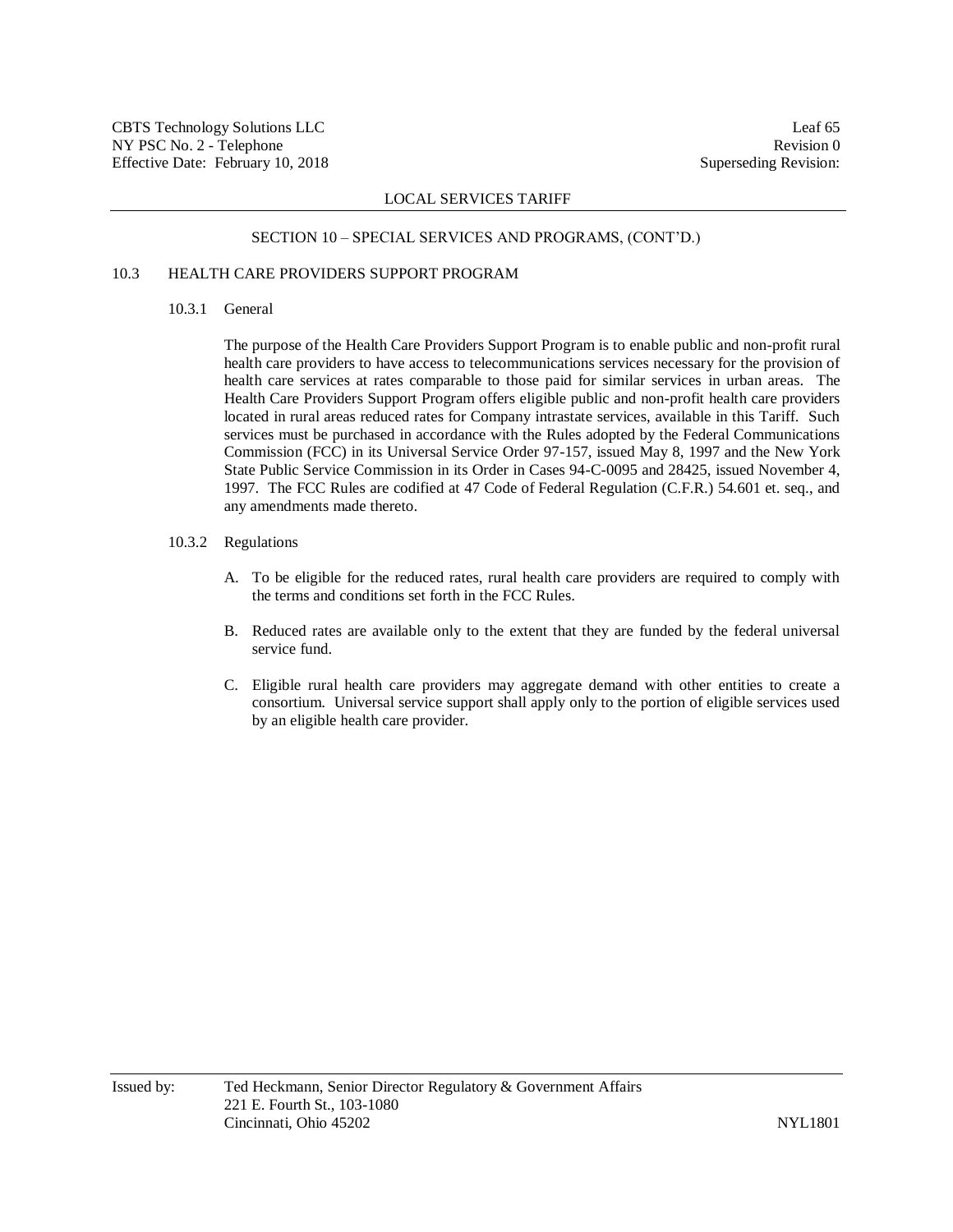## SECTION 10 – SPECIAL SERVICES AND PROGRAMS, (CONT'D.)

### 10.3 HEALTH CARE PROVIDERS SUPPORT PROGRAM

#### 10.3.1 General

The purpose of the Health Care Providers Support Program is to enable public and non-profit rural health care providers to have access to telecommunications services necessary for the provision of health care services at rates comparable to those paid for similar services in urban areas. The Health Care Providers Support Program offers eligible public and non-profit health care providers located in rural areas reduced rates for Company intrastate services, available in this Tariff. Such services must be purchased in accordance with the Rules adopted by the Federal Communications Commission (FCC) in its Universal Service Order 97-157, issued May 8, 1997 and the New York State Public Service Commission in its Order in Cases 94-C-0095 and 28425, issued November 4, 1997. The FCC Rules are codified at 47 Code of Federal Regulation (C.F.R.) 54.601 et. seq., and any amendments made thereto.

#### 10.3.2 Regulations

A. To be eligible for the reduced rates, rural health care providers are required to comply with the terms and conditions set forth in the FCC Rules.

B. Reduced rates are available only to the extent that they are funded by the federal universal service fund.

C. Eligible rural health care providers may aggregate demand with other entities to create a consortium. Universal service support shall apply only to the portion of eligible services used by an eligible health care provider.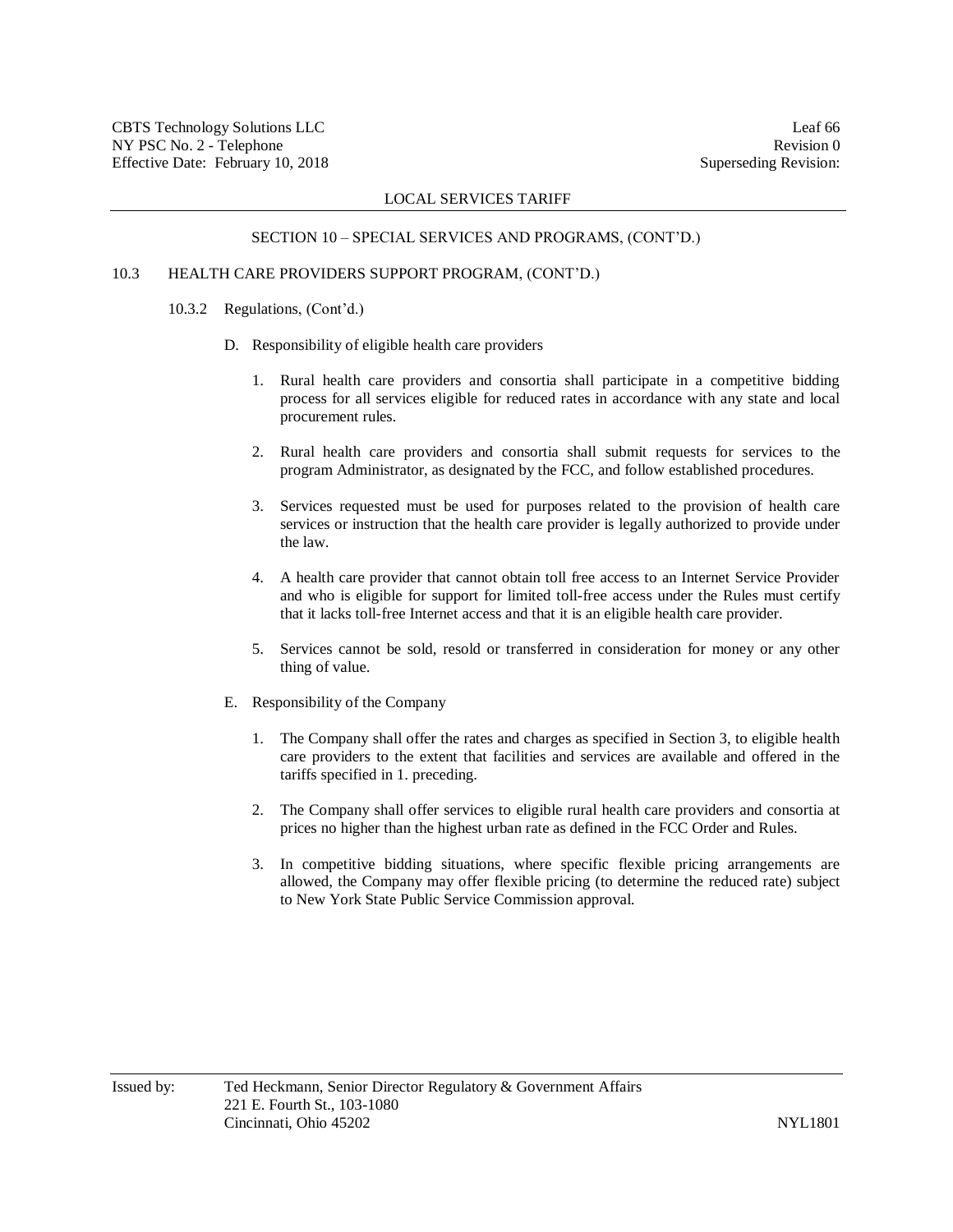SECTION 10 – SPECIAL SERVICES AND PROGRAMS, (CONT'D.)

10.3 HEALTH CARE PROVIDERS SUPPORT PROGRAM, (CONT'D.)

10.3.2 Regulations, (Cont'd.)

D. Responsibility of eligible health care providers

1. Rural health care providers and consortia shall participate in a competitive bidding process for all services eligible for reduced rates in accordance with any state and local procurement rules.

2. Rural health care providers and consortia shall submit requests for services to the program Administrator, as designated by the FCC, and follow established procedures.

3. Services requested must be used for purposes related to the provision of health care services or instruction that the health care provider is legally authorized to provide under the law.

4. A health care provider that cannot obtain toll free access to an Internet Service Provider and who is eligible for support for limited toll-free access under the Rules must certify that it lacks toll-free Internet access and that it is an eligible health care provider.

5. Services cannot be sold, resold or transferred in consideration for money or any other thing of value.

E. Responsibility of the Company

1. The Company shall offer the rates and charges as specified in Section 3, to eligible health care providers to the extent that facilities and services are available and offered in the tariffs specified in 1. preceding.

2. The Company shall offer services to eligible rural health care providers and consortia at prices no higher than the highest urban rate as defined in the FCC Order and Rules.

3. In competitive bidding situations, where specific flexible pricing arrangements are allowed, the Company may offer flexible pricing (to determine the reduced rate) subject to New York State Public Service Commission approval.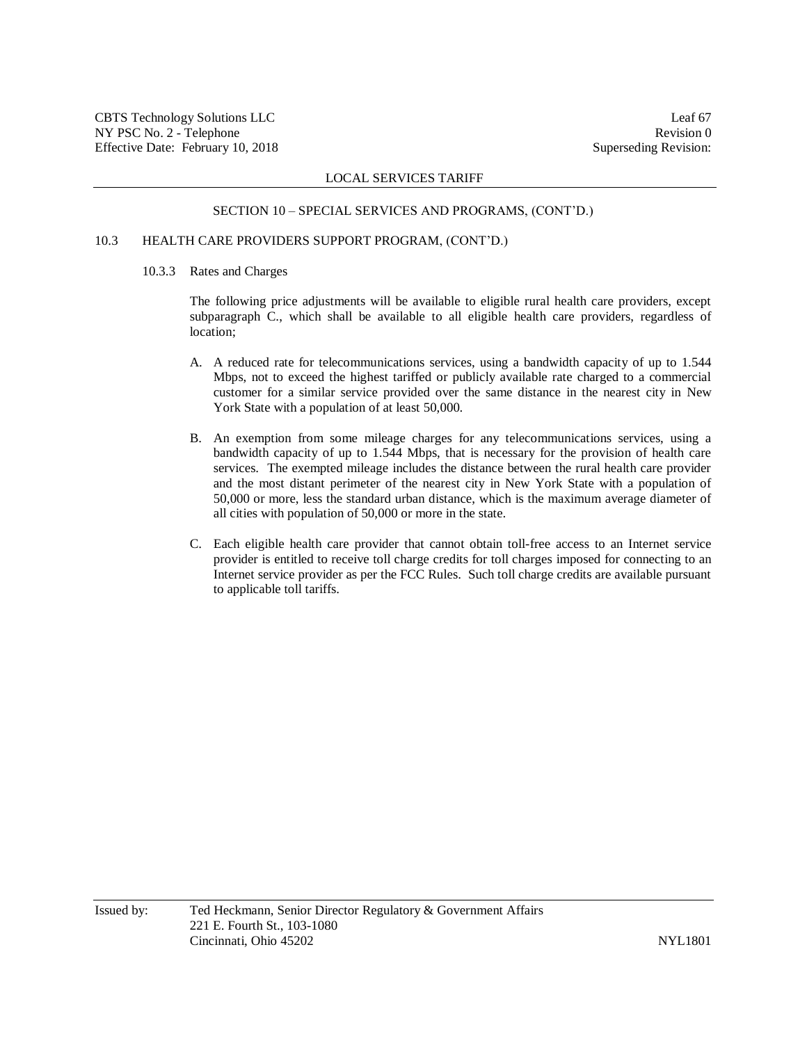SECTION 10 – SPECIAL SERVICES AND PROGRAMS, (CONT'D.)

10.3 HEALTH CARE PROVIDERS SUPPORT PROGRAM, (CONT'D.)

10.3.3 Rates and Charges

The following price adjustments will be available to eligible rural health care providers, except subparagraph C., which shall be available to all eligible health care providers, regardless of location;

A. A reduced rate for telecommunications services, using a bandwidth capacity of up to 1.544 Mbps, not to exceed the highest tariffed or publicly available rate charged to a commercial customer for a similar service provided over the same distance in the nearest city in New York State with a population of at least 50,000.

B. An exemption from some mileage charges for any telecommunications services, using a bandwidth capacity of up to 1.544 Mbps, that is necessary for the provision of health care services. The exempted mileage includes the distance between the rural health care provider and the most distant perimeter of the nearest city in New York State with a population of 50,000 or more, less the standard urban distance, which is the maximum average diameter of all cities with population of 50,000 or more in the state.

C. Each eligible health care provider that cannot obtain toll-free access to an Internet service provider is entitled to receive toll charge credits for toll charges imposed for connecting to an Internet service provider as per the FCC Rules. Such toll charge credits are available pursuant to applicable toll tariffs.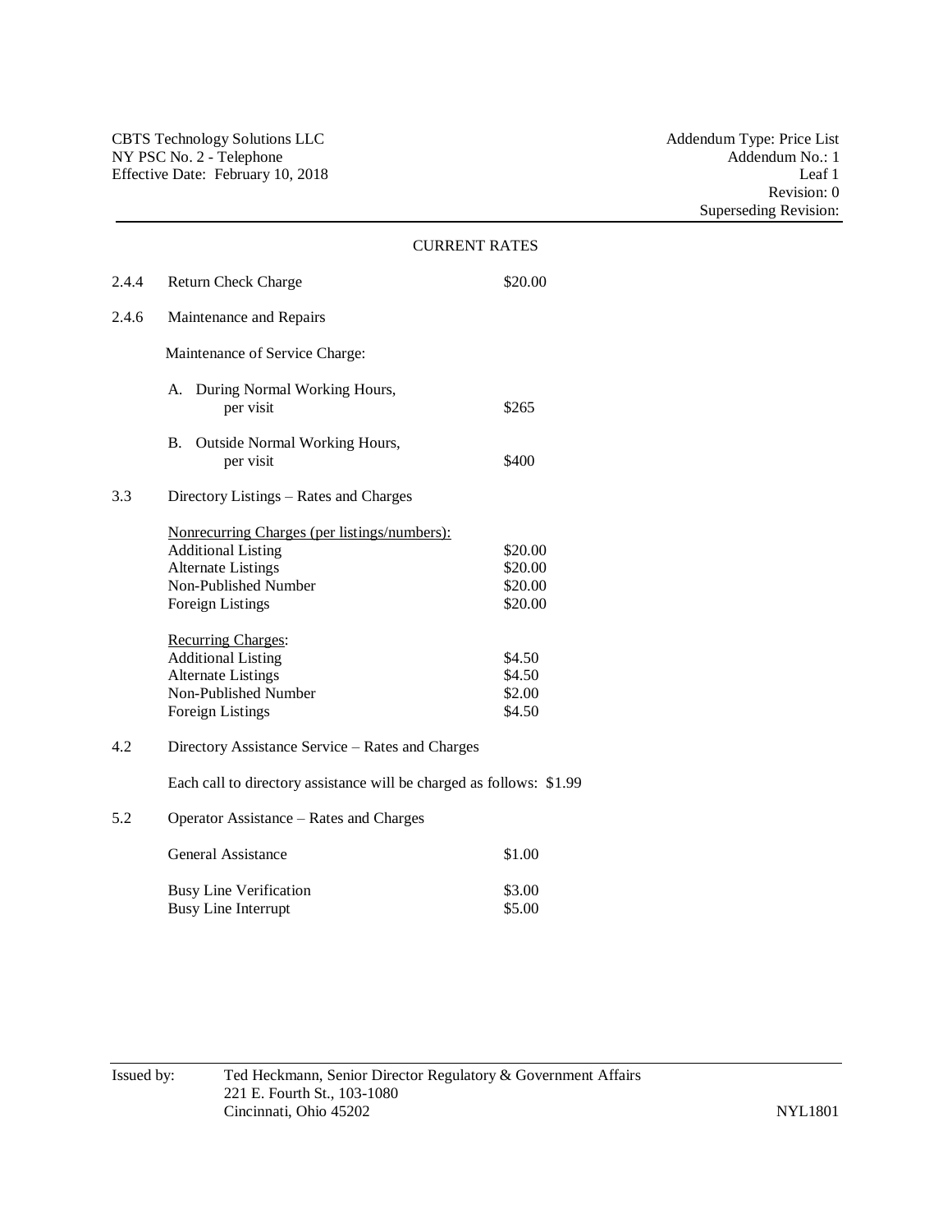CURRENT RATES

| | | |
|---|---|---|
| 2.4.4 | Return Check Charge | $20.00 |
| 2.4.6 | Maintenance and Repairs | |
| | Maintenance of Service Charge: | |
| | A. During Normal Working Hours, per visit | $265 |
| | B. Outside Normal Working Hours, per visit | $400 |
| 3.3 | Directory Listings – Rates and Charges | |
| | <u>Nonrecurring Charges (per listings/numbers):</u> | |
| | Additional Listing | $20.00 |
| | Alternate Listings | $20.00 |
| | Non-Published Number | $20.00 |
| | Foreign Listings | $20.00 |
| | <u>Recurring Charges</u>: | |
| | Additional Listing | $4.50 |
| | Alternate Listings | $4.50 |
| | Non-Published Number | $2.00 |
| | Foreign Listings | $4.50 |
| 4.2 | Directory Assistance Service – Rates and Charges | |
| | Each call to directory assistance will be charged as follows: $1.99 | |
| 5.2 | Operator Assistance – Rates and Charges | |
| | General Assistance | $1.00 |
| | Busy Line Verification | $3.00 |
| | Busy Line Interrupt | $5.00 |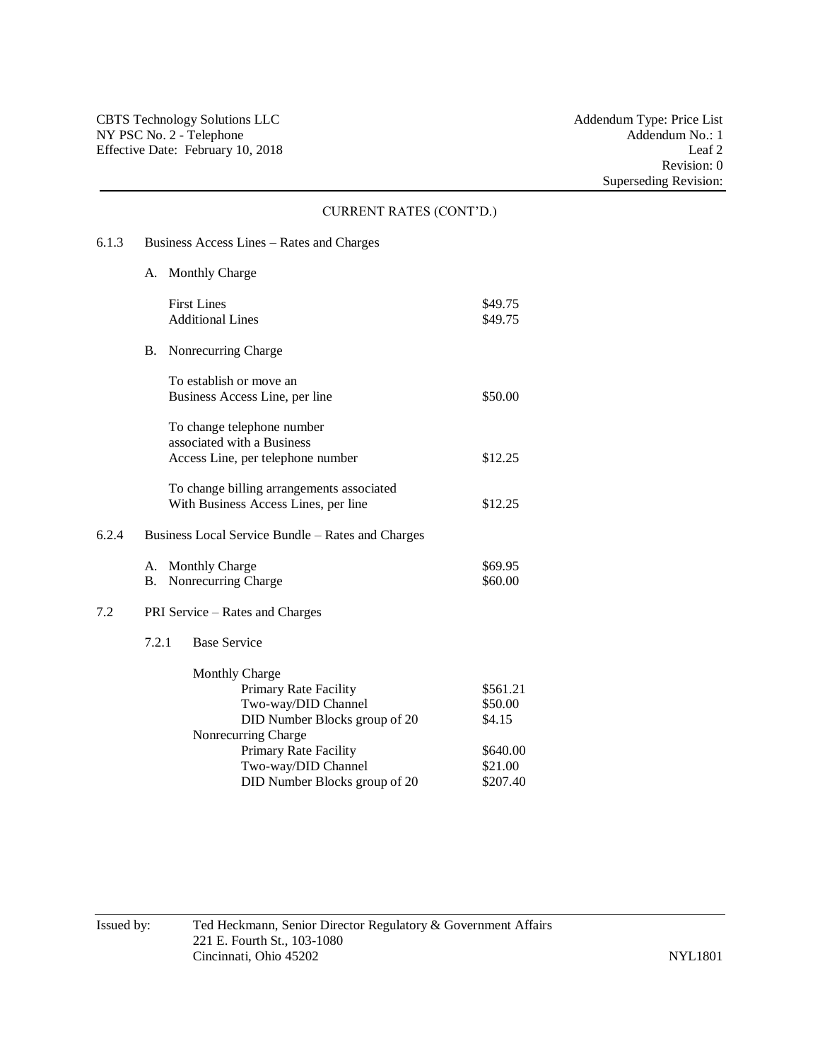CURRENT RATES (CONT'D.)

6.1.3 Business Access Lines – Rates and Charges

A. Monthly Charge

| | |
|---|---|
| First Lines | $49.75 |
| Additional Lines | $49.75 |

B. Nonrecurring Charge

| | |
|---|---|
| To establish or move an Business Access Line, per line | $50.00 |
| To change telephone number associated with a Business Access Line, per telephone number | $12.25 |
| To change billing arrangements associated With Business Access Lines, per line | $12.25 |

6.2.4 Business Local Service Bundle – Rates and Charges

| | |
|---|---|
| A. Monthly Charge | $69.95 |
| B. Nonrecurring Charge | $60.00 |

7.2 PRI Service – Rates and Charges

7.2.1 Base Service

| | |
|---|---|
| **Monthly Charge** | |
| Primary Rate Facility | $561.21 |
| Two-way/DID Channel | $50.00 |
| DID Number Blocks group of 20 | $4.15 |
| **Nonrecurring Charge** | |
| Primary Rate Facility | $640.00 |
| Two-way/DID Channel | $21.00 |
| DID Number Blocks group of 20 | $207.40 |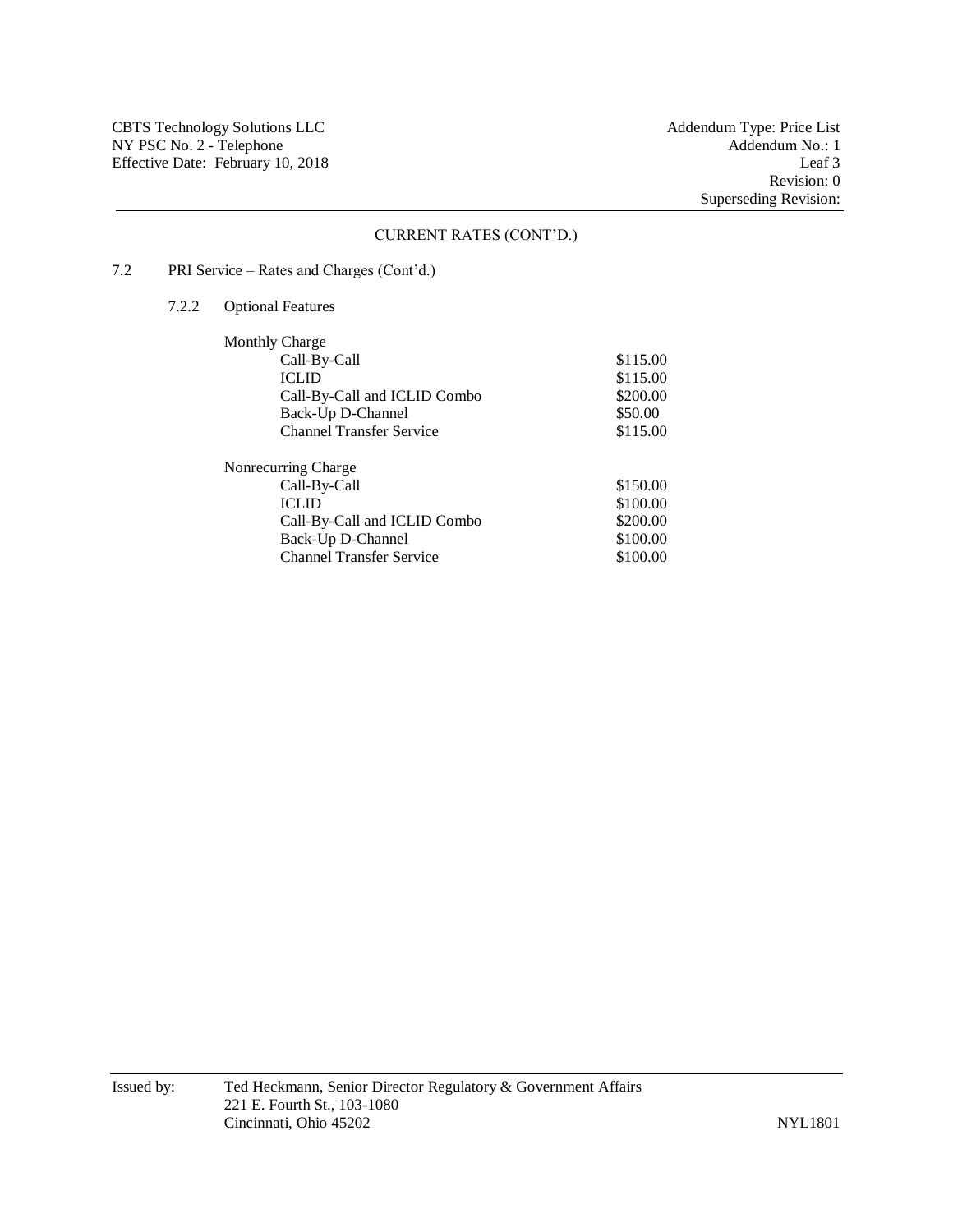CBTS Technology Solutions LLC
NY PSC No. 2 - Telephone
Effective Date: February 10, 2018

Addendum Type: Price List
Addendum No.: 1
Leaf 3
Revision: 0
Superseding Revision:

CURRENT RATES (CONT'D.)

7.2 PRI Service – Rates and Charges (Cont'd.)

7.2.2 Optional Features

| | |
|---|---|
| **Monthly Charge** | |
| Call-By-Call | $115.00 |
| ICLID | $115.00 |
| Call-By-Call and ICLID Combo | $200.00 |
| Back-Up D-Channel | $50.00 |
| Channel Transfer Service | $115.00 |
| **Nonrecurring Charge** | |
| Call-By-Call | $150.00 |
| ICLID | $100.00 |
| Call-By-Call and ICLID Combo | $200.00 |
| Back-Up D-Channel | $100.00 |
| Channel Transfer Service | $100.00 |

Issued by: Ted Heckmann, Senior Director Regulatory & Government Affairs
221 E. Fourth St., 103-1080
Cincinnati, Ohio 45202

NYL1801